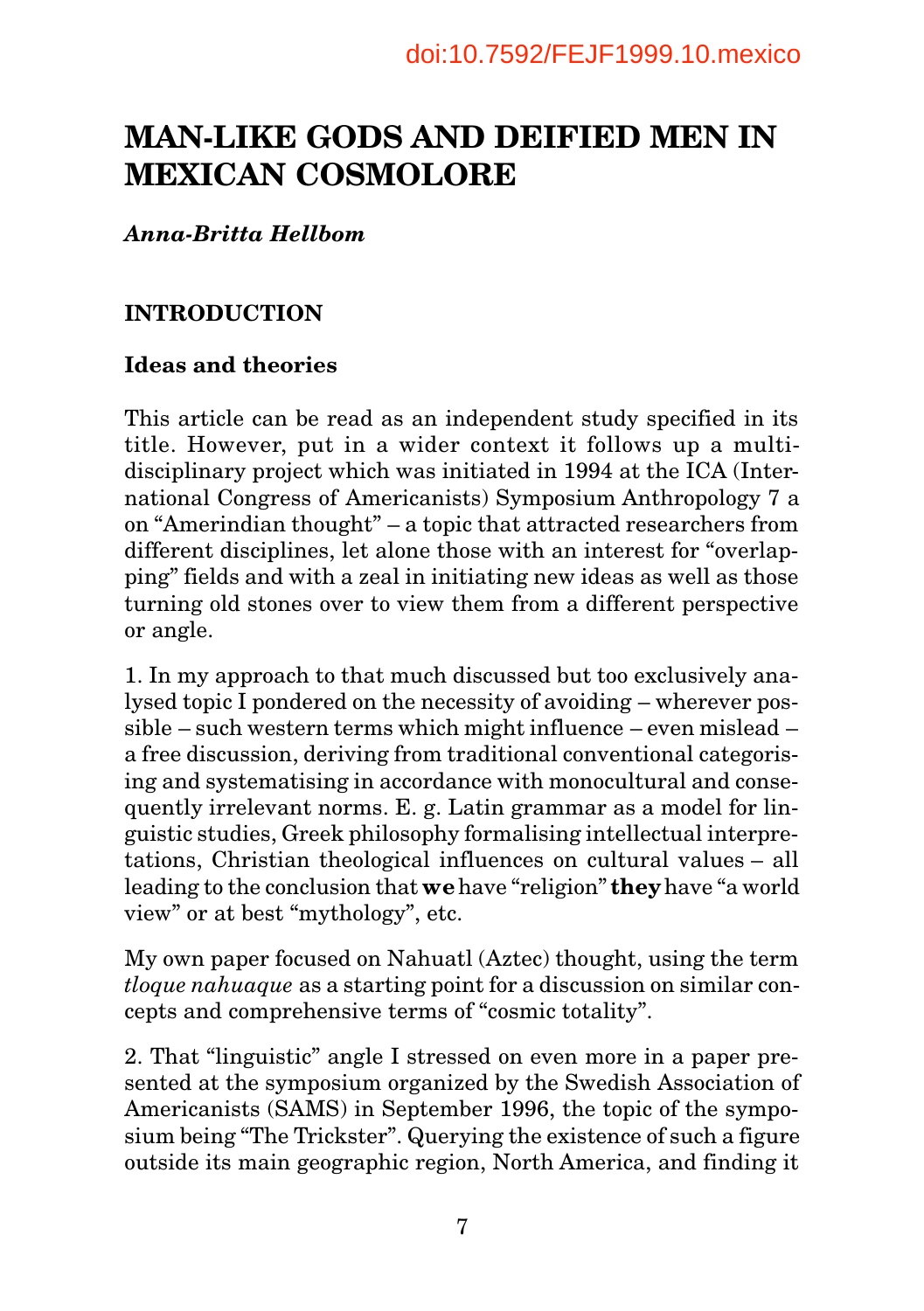doi:10.7592/FEJF1999.10.mexico

# MAN-LIKE GODS AND DEIFIED MEN IN MEXICAN COSMOLORE

***Anna-Britta Hellbom***

## INTRODUCTION

### Ideas and theories

This article can be read as an independent study specified in its title. However, put in a wider context it follows up a multidisciplinary project which was initiated in 1994 at the ICA (International Congress of Americanists) Symposium Anthropology 7 a on "Amerindian thought" – a topic that attracted researchers from different disciplines, let alone those with an interest for "overlapping" fields and with a zeal in initiating new ideas as well as those turning old stones over to view them from a different perspective or angle.

1. In my approach to that much discussed but too exclusively analysed topic I pondered on the necessity of avoiding – wherever possible – such western terms which might influence – even mislead – a free discussion, deriving from traditional conventional categorising and systematising in accordance with monocultural and consequently irrelevant norms. E. g. Latin grammar as a model for linguistic studies, Greek philosophy formalising intellectual interpretations, Christian theological influences on cultural values – all leading to the conclusion that **we** have "religion" **they** have "a world view" or at best "mythology", etc.

My own paper focused on Nahuatl (Aztec) thought, using the term *tloque nahuaque* as a starting point for a discussion on similar concepts and comprehensive terms of "cosmic totality".

2. That "linguistic" angle I stressed on even more in a paper presented at the symposium organized by the Swedish Association of Americanists (SAMS) in September 1996, the topic of the symposium being "The Trickster". Querying the existence of such a figure outside its main geographic region, North America, and finding it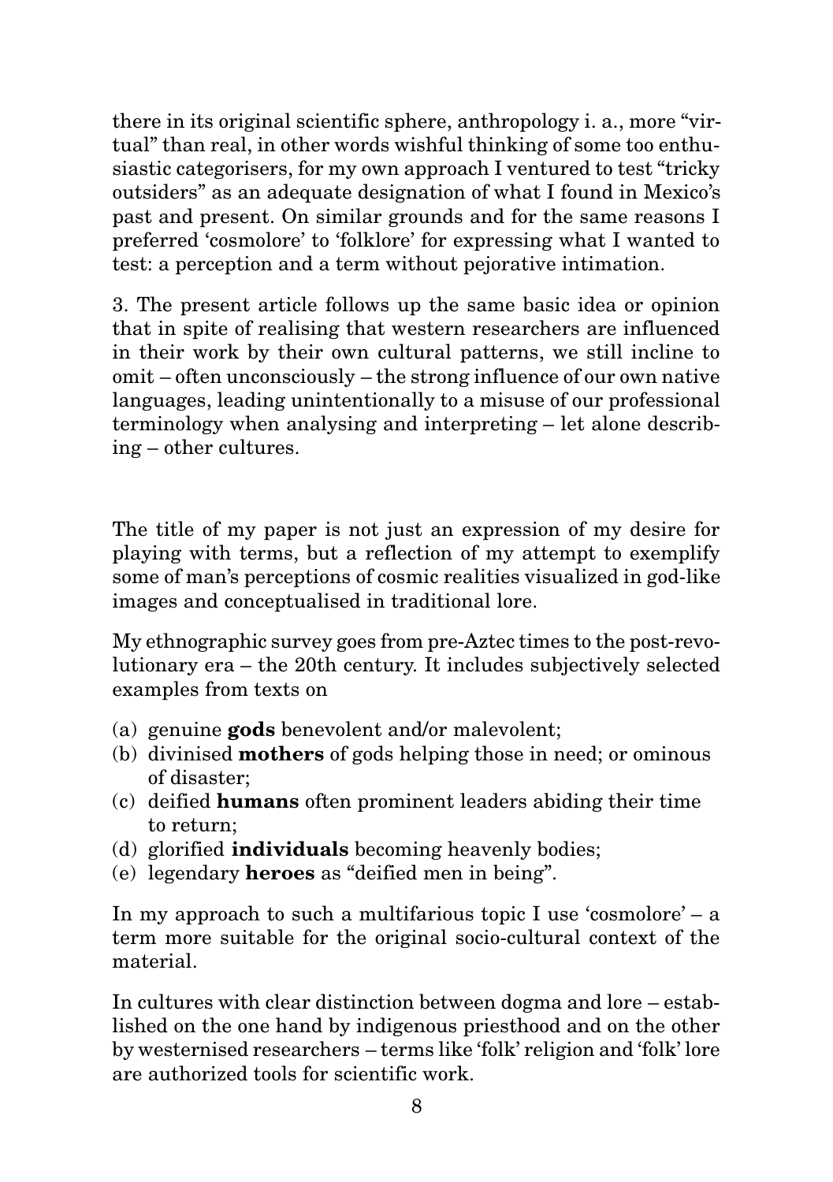there in its original scientific sphere, anthropology i. a., more "virtual" than real, in other words wishful thinking of some too enthusiastic categorisers, for my own approach I ventured to test "tricky outsiders" as an adequate designation of what I found in Mexico's past and present. On similar grounds and for the same reasons I preferred 'cosmolore' to 'folklore' for expressing what I wanted to test: a perception and a term without pejorative intimation.

3. The present article follows up the same basic idea or opinion that in spite of realising that western researchers are influenced in their work by their own cultural patterns, we still incline to omit – often unconsciously – the strong influence of our own native languages, leading unintentionally to a misuse of our professional terminology when analysing and interpreting – let alone describing – other cultures.

The title of my paper is not just an expression of my desire for playing with terms, but a reflection of my attempt to exemplify some of man's perceptions of cosmic realities visualized in god-like images and conceptualised in traditional lore.

My ethnographic survey goes from pre-Aztec times to the post-revolutionary era – the 20th century. It includes subjectively selected examples from texts on

(a) genuine **gods** benevolent and/or malevolent;
(b) divinised **mothers** of gods helping those in need; or ominous of disaster;
(c) deified **humans** often prominent leaders abiding their time to return;
(d) glorified **individuals** becoming heavenly bodies;
(e) legendary **heroes** as "deified men in being".

In my approach to such a multifarious topic I use 'cosmolore' – a term more suitable for the original socio-cultural context of the material.

In cultures with clear distinction between dogma and lore – established on the one hand by indigenous priesthood and on the other by westernised researchers – terms like 'folk' religion and 'folk' lore are authorized tools for scientific work.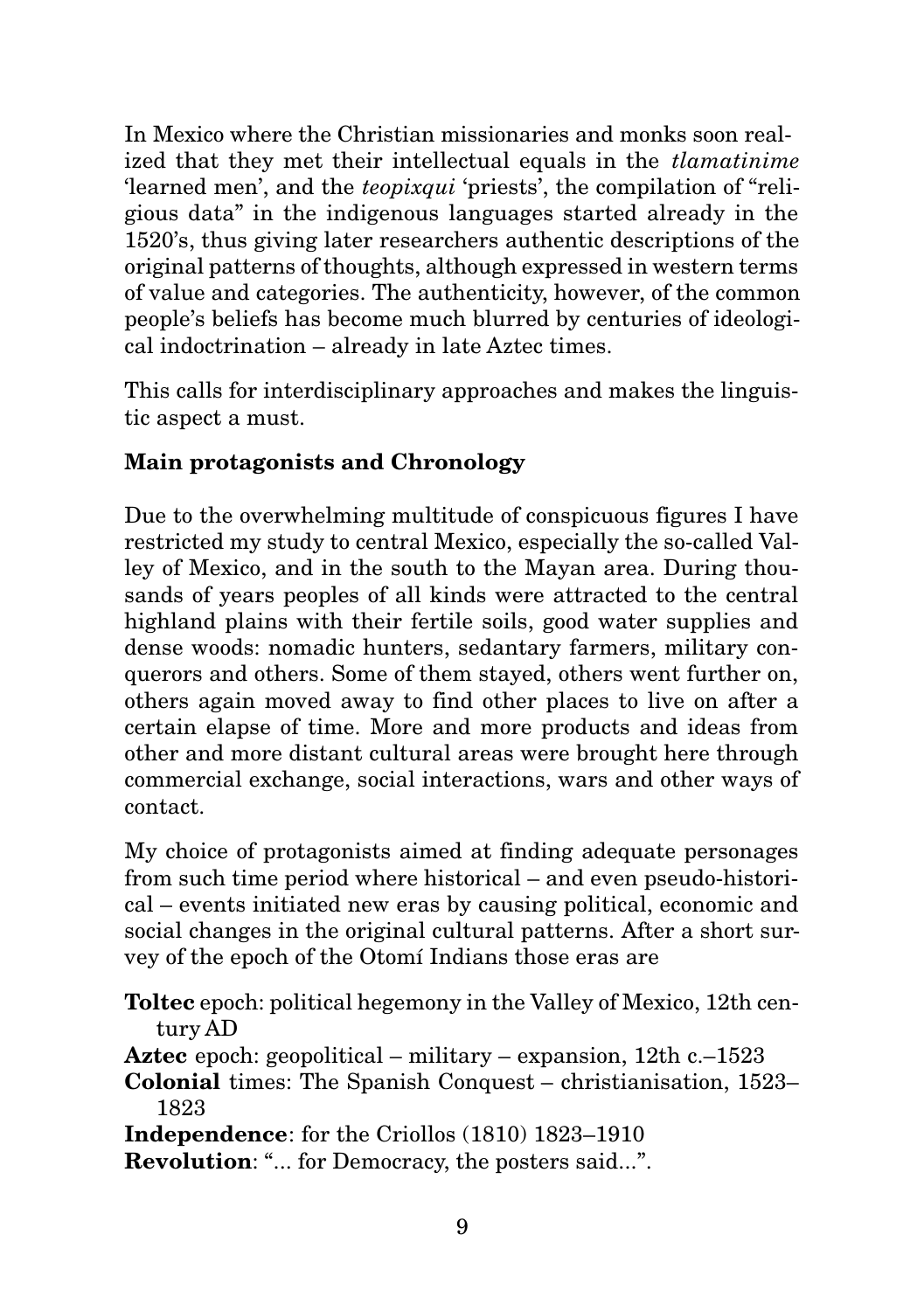In Mexico where the Christian missionaries and monks soon realized that they met their intellectual equals in the *tlamatinime* 'learned men', and the *teopixqui* 'priests', the compilation of "religious data" in the indigenous languages started already in the 1520's, thus giving later researchers authentic descriptions of the original patterns of thoughts, although expressed in western terms of value and categories. The authenticity, however, of the common people's beliefs has become much blurred by centuries of ideological indoctrination – already in late Aztec times.

This calls for interdisciplinary approaches and makes the linguistic aspect a must.

**Main protagonists and Chronology**

Due to the overwhelming multitude of conspicuous figures I have restricted my study to central Mexico, especially the so-called Valley of Mexico, and in the south to the Mayan area. During thousands of years peoples of all kinds were attracted to the central highland plains with their fertile soils, good water supplies and dense woods: nomadic hunters, sedantary farmers, military conquerors and others. Some of them stayed, others went further on, others again moved away to find other places to live on after a certain elapse of time. More and more products and ideas from other and more distant cultural areas were brought here through commercial exchange, social interactions, wars and other ways of contact.

My choice of protagonists aimed at finding adequate personages from such time period where historical – and even pseudo-historical – events initiated new eras by causing political, economic and social changes in the original cultural patterns. After a short survey of the epoch of the Otomí Indians those eras are

**Toltec** epoch: political hegemony in the Valley of Mexico, 12th century AD
**Aztec** epoch: geopolitical – military – expansion, 12th c.–1523
**Colonial** times: The Spanish Conquest – christianisation, 1523–1823
**Independence**: for the Criollos (1810) 1823–1910
**Revolution**: "... for Democracy, the posters said...".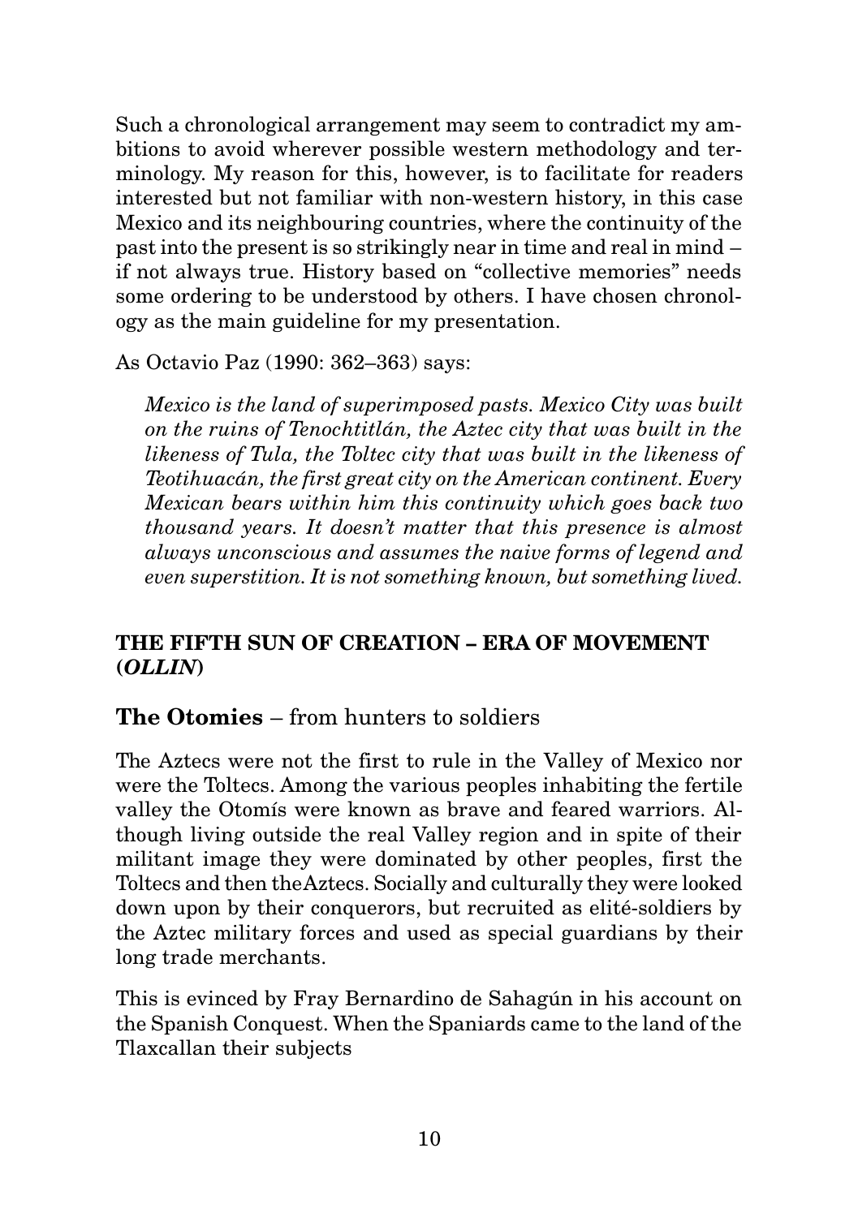Such a chronological arrangement may seem to contradict my ambitions to avoid wherever possible western methodology and terminology. My reason for this, however, is to facilitate for readers interested but not familiar with non-western history, in this case Mexico and its neighbouring countries, where the continuity of the past into the present is so strikingly near in time and real in mind – if not always true. History based on "collective memories" needs some ordering to be understood by others. I have chosen chronology as the main guideline for my presentation.

As Octavio Paz (1990: 362–363) says:

> *Mexico is the land of superimposed pasts. Mexico City was built on the ruins of Tenochtitlán, the Aztec city that was built in the likeness of Tula, the Toltec city that was built in the likeness of Teotihuacán, the first great city on the American continent. Every Mexican bears within him this continuity which goes back two thousand years. It doesn't matter that this presence is almost always unconscious and assumes the naive forms of legend and even superstition. It is not something known, but something lived.*

## THE FIFTH SUN OF CREATION – ERA OF MOVEMENT (*OLLIN*)

### **The Otomies** – from hunters to soldiers

The Aztecs were not the first to rule in the Valley of Mexico nor were the Toltecs. Among the various peoples inhabiting the fertile valley the Otomís were known as brave and feared warriors. Although living outside the real Valley region and in spite of their militant image they were dominated by other peoples, first the Toltecs and then theAztecs. Socially and culturally they were looked down upon by their conquerors, but recruited as elité-soldiers by the Aztec military forces and used as special guardians by their long trade merchants.

This is evinced by Fray Bernardino de Sahagún in his account on the Spanish Conquest. When the Spaniards came to the land of the Tlaxcallan their subjects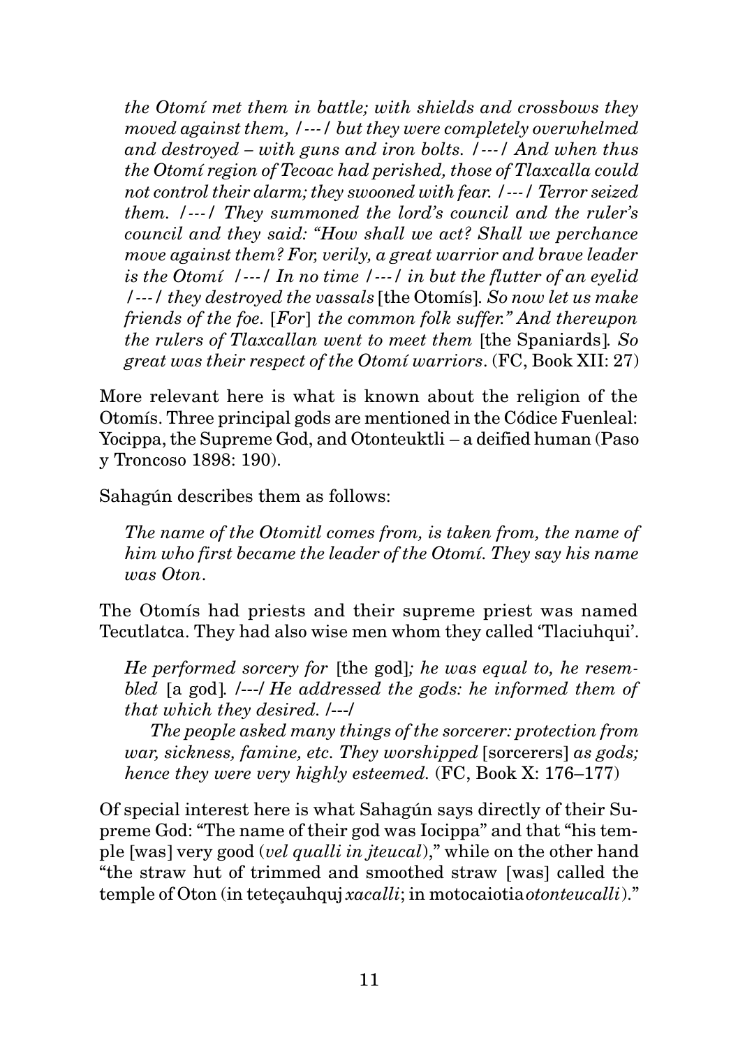> *the Otomí met them in battle; with shields and crossbows they moved against them, /---/ but they were completely overwhelmed and destroyed – with guns and iron bolts. /---/ And when thus the Otomí region of Tecoac had perished, those of Tlaxcalla could not control their alarm; they swooned with fear. /---/ Terror seized them. /---/ They summoned the lord's council and the ruler's council and they said: "How shall we act? Shall we perchance move against them? For, verily, a great warrior and brave leader is the Otomí /---/ In no time /---/ in but the flutter of an eyelid /---/ they destroyed the vassals* [the Otomís]. *So now let us make friends of the foe.* [*For*] *the common folk suffer." And thereupon the rulers of Tlaxcallan went to meet them* [the Spaniards]. *So great was their respect of the Otomí warriors*. (FC, Book XII: 27)

More relevant here is what is known about the religion of the Otomís. Three principal gods are mentioned in the Códice Fuenleal: Yocippa, the Supreme God, and Otonteuktli – a deified human (Paso y Troncoso 1898: 190).

Sahagún describes them as follows:

> *The name of the Otomitl comes from, is taken from, the name of him who first became the leader of the Otomí. They say his name was Oton*.

The Otomís had priests and their supreme priest was named Tecutlatca. They had also wise men whom they called 'Tlaciuhqui'.

> *He performed sorcery for* [the god]*; he was equal to, he resembled* [a god]*. /---/ He addressed the gods: he informed them of that which they desired. /---/*
>
> *The people asked many things of the sorcerer: protection from war, sickness, famine, etc. They worshipped* [sorcerers] *as gods; hence they were very highly esteemed.* (FC, Book X: 176–177)

Of special interest here is what Sahagún says directly of their Supreme God: "The name of their god was Iocippa" and that "his temple [was] very good (*vel qualli in jteucal*)," while on the other hand "the straw hut of trimmed and smoothed straw [was] called the temple of Oton (in teteçauhquj *xacalli*; in motocaiotia *otonteucalli*)."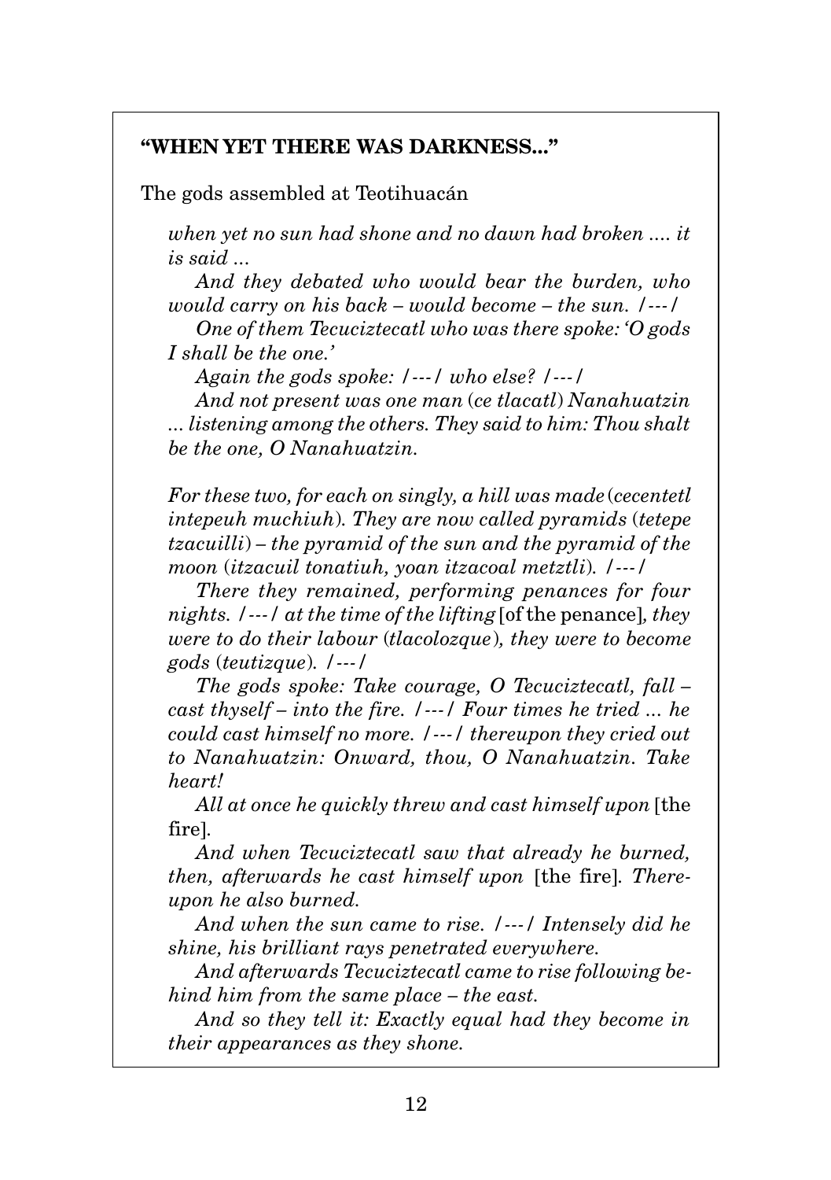### “WHEN YET THERE WAS DARKNESS...”

The gods assembled at Teotihuacán

*when yet no sun had shone and no dawn had broken .... it is said ...*

*And they debated who would bear the burden, who would carry on his back – would become – the sun.* /---/

*One of them Tecuciztecatl who was there spoke: ‘O gods I shall be the one.’*

*Again the gods spoke:* /---/ *who else?* /---/

*And not present was one man* (*ce tlacatl*) *Nanahuatzin ... listening among the others. They said to him: Thou shalt be the one, O Nanahuatzin.*

*For these two, for each on singly, a hill was made* (*cecentetl intepeuh muchiuh*)*. They are now called pyramids* (*tetepe tzacuilli*) *– the pyramid of the sun and the pyramid of the moon* (*itzacuil tonatiuh, yoan itzacoal metztli*)*.* /---/

*There they remained, performing penances for four nights.* /---/ *at the time of the lifting* [of the penance]*, they were to do their labour* (*tlacolozque*)*, they were to become gods* (*teutizque*)*.* /---/

*The gods spoke: Take courage, O Tecuciztecatl, fall – cast thyself – into the fire.* /---/ *Four times he tried ... he could cast himself no more.* /---/ *thereupon they cried out to Nanahuatzin: Onward, thou, O Nanahuatzin. Take heart!*

*All at once he quickly threw and cast himself upon* [the fire].

*And when Tecuciztecatl saw that already he burned, then, afterwards he cast himself upon* [the fire]*. Thereupon he also burned.*

*And when the sun came to rise.* /---/ *Intensely did he shine, his brilliant rays penetrated everywhere.*

*And afterwards Tecuciztecatl came to rise following behind him from the same place – the east.*

*And so they tell it: Exactly equal had they become in their appearances as they shone.*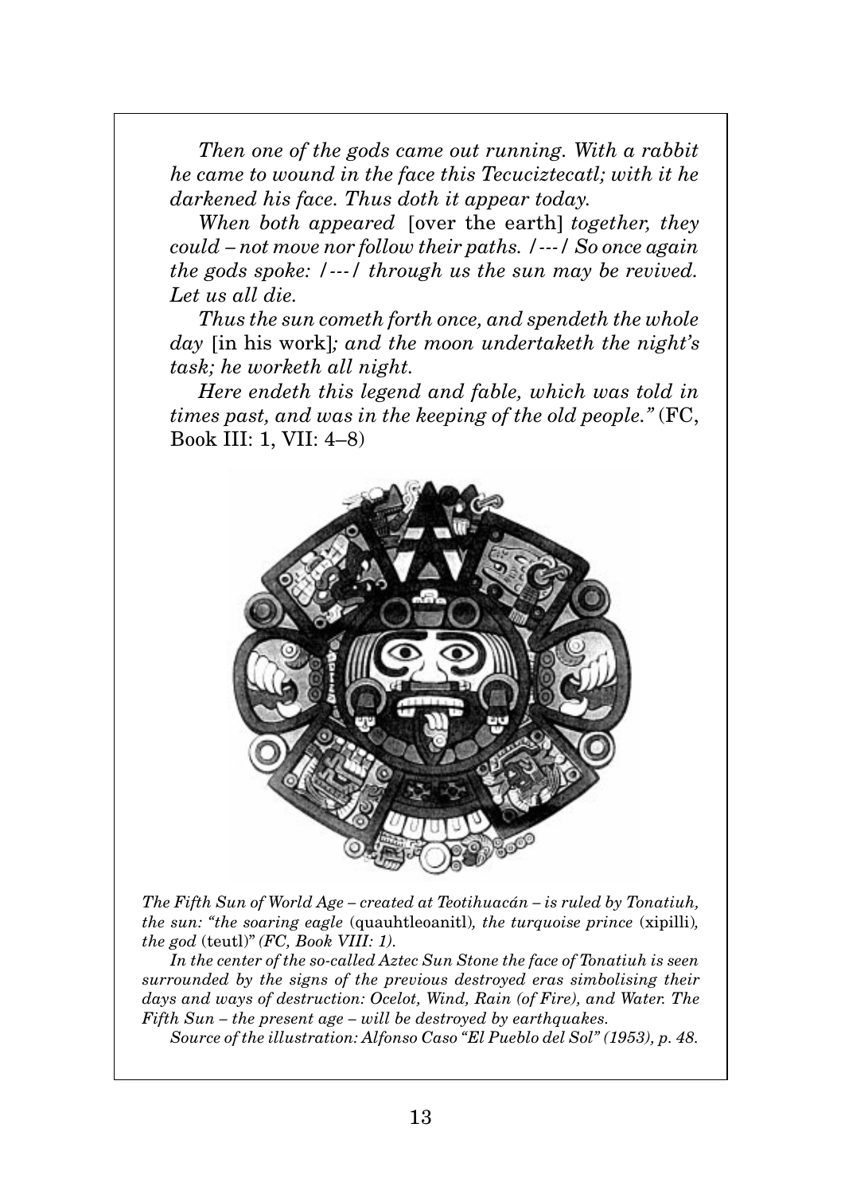*Then one of the gods came out running. With a rabbit he came to wound in the face this Tecuciztecatl; with it he darkened his face. Thus doth it appear today.*

*When both appeared* [over the earth] *together, they could – not move nor follow their paths. /---/ So once again the gods spoke: /---/ through us the sun may be revived. Let us all die.*

*Thus the sun cometh forth once, and spendeth the whole day* [in his work]*; and the moon undertaketh the night's task; he worketh all night.*

*Here endeth this legend and fable, which was told in times past, and was in the keeping of the old people."* (FC, Book III: 1, VII: 4–8)

*The Fifth Sun of World Age – created at Teotihuacán – is ruled by Tonatiuh, the sun: "the soaring eagle* (quauhtleoanitl)*, the turquoise prince* (xipilli)*, the god* (teutl)*" (FC, Book VIII: 1).*

*In the center of the so-called Aztec Sun Stone the face of Tonatiuh is seen surrounded by the signs of the previous destroyed eras simbolising their days and ways of destruction: Ocelot, Wind, Rain (of Fire), and Water. The Fifth Sun – the present age – will be destroyed by earthquakes.*

*Source of the illustration: Alfonso Caso "El Pueblo del Sol" (1953), p. 48.*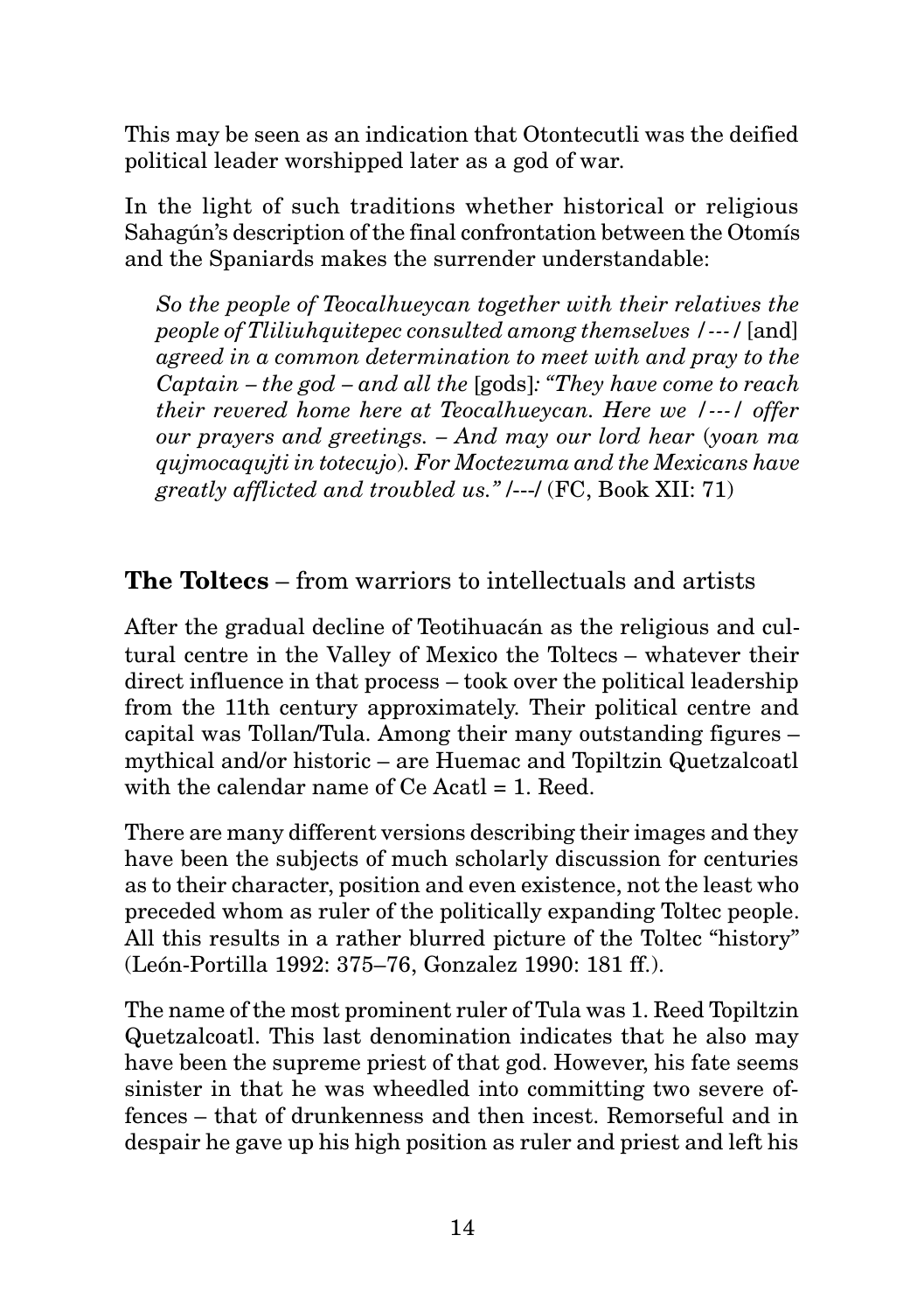This may be seen as an indication that Otontecutli was the deified political leader worshipped later as a god of war.

In the light of such traditions whether historical or religious Sahagún's description of the final confrontation between the Otomís and the Spaniards makes the surrender understandable:

> *So the people of Teocalhueycan together with their relatives the people of Tliliuhquitepec consulted among themselves /---/* [and] *agreed in a common determination to meet with and pray to the Captain – the god – and all the* [gods]*: "They have come to reach their revered home here at Teocalhueycan. Here we /---/ offer our prayers and greetings. – And may our lord hear* (*yoan ma qujmocaqujti in totecujo*)*. For Moctezuma and the Mexicans have greatly afflicted and troubled us." /---/* (FC, Book XII: 71)

## **The Toltecs** – from warriors to intellectuals and artists

After the gradual decline of Teotihuacán as the religious and cultural centre in the Valley of Mexico the Toltecs – whatever their direct influence in that process – took over the political leadership from the 11th century approximately. Their political centre and capital was Tollan/Tula. Among their many outstanding figures – mythical and/or historic – are Huemac and Topiltzin Quetzalcoatl with the calendar name of Ce Acatl = 1. Reed.

There are many different versions describing their images and they have been the subjects of much scholarly discussion for centuries as to their character, position and even existence, not the least who preceded whom as ruler of the politically expanding Toltec people. All this results in a rather blurred picture of the Toltec "history" (León-Portilla 1992: 375–76, Gonzalez 1990: 181 ff.).

The name of the most prominent ruler of Tula was 1. Reed Topiltzin Quetzalcoatl. This last denomination indicates that he also may have been the supreme priest of that god. However, his fate seems sinister in that he was wheedled into committing two severe offences – that of drunkenness and then incest. Remorseful and in despair he gave up his high position as ruler and priest and left his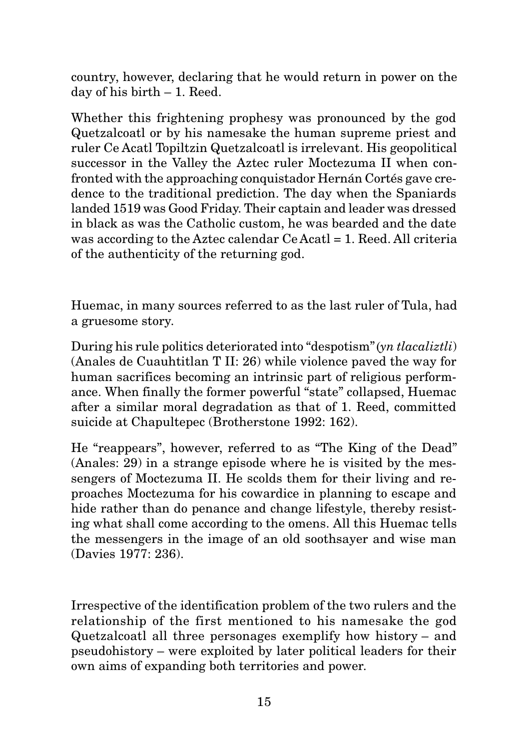country, however, declaring that he would return in power on the day of his birth – 1. Reed.

Whether this frightening prophesy was pronounced by the god Quetzalcoatl or by his namesake the human supreme priest and ruler Ce Acatl Topiltzin Quetzalcoatl is irrelevant. His geopolitical successor in the Valley the Aztec ruler Moctezuma II when confronted with the approaching conquistador Hernán Cortés gave credence to the traditional prediction. The day when the Spaniards landed 1519 was Good Friday. Their captain and leader was dressed in black as was the Catholic custom, he was bearded and the date was according to the Aztec calendar Ce Acatl = 1. Reed. All criteria of the authenticity of the returning god.

Huemac, in many sources referred to as the last ruler of Tula, had a gruesome story.

During his rule politics deteriorated into "despotism" (*yn tlacaliztli*) (Anales de Cuauhtitlan T II: 26) while violence paved the way for human sacrifices becoming an intrinsic part of religious performance. When finally the former powerful "state" collapsed, Huemac after a similar moral degradation as that of 1. Reed, committed suicide at Chapultepec (Brotherstone 1992: 162).

He "reappears", however, referred to as "The King of the Dead" (Anales: 29) in a strange episode where he is visited by the messengers of Moctezuma II. He scolds them for their living and reproaches Moctezuma for his cowardice in planning to escape and hide rather than do penance and change lifestyle, thereby resisting what shall come according to the omens. All this Huemac tells the messengers in the image of an old soothsayer and wise man (Davies 1977: 236).

Irrespective of the identification problem of the two rulers and the relationship of the first mentioned to his namesake the god Quetzalcoatl all three personages exemplify how history – and pseudohistory – were exploited by later political leaders for their own aims of expanding both territories and power.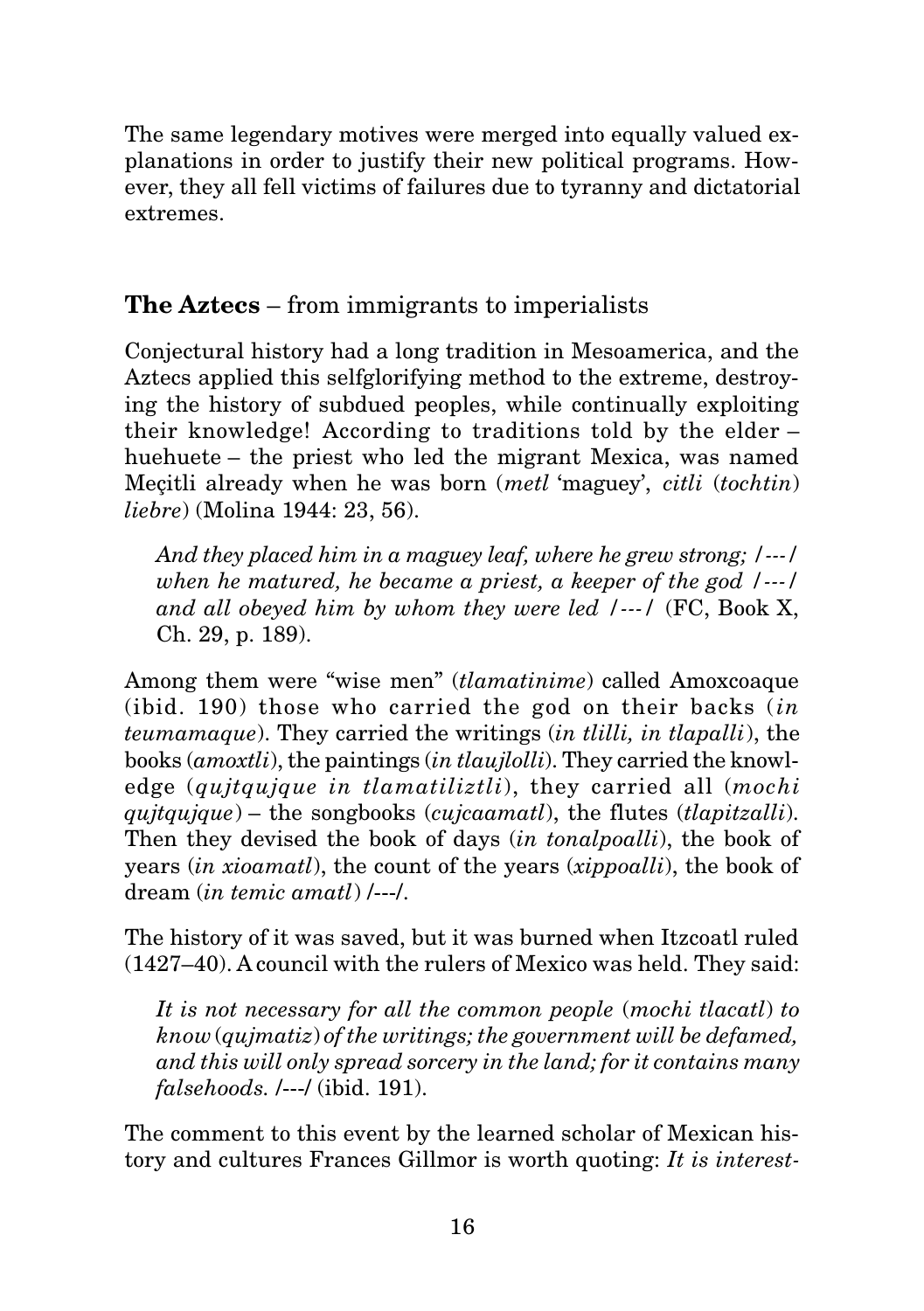The same legendary motives were merged into equally valued explanations in order to justify their new political programs. However, they all fell victims of failures due to tyranny and dictatorial extremes.

## **The Aztecs** – from immigrants to imperialists

Conjectural history had a long tradition in Mesoamerica, and the Aztecs applied this selfglorifying method to the extreme, destroying the history of subdued peoples, while continually exploiting their knowledge! According to traditions told by the elder – huehuete – the priest who led the migrant Mexica, was named Meçitli already when he was born (*metl* 'maguey', *citli* (*tochtin*) *liebre*) (Molina 1944: 23, 56).

> *And they placed him in a maguey leaf, where he grew strong;* /---/ *when he matured, he became a priest, a keeper of the god* /---/ *and all obeyed him by whom they were led* /---/ (FC, Book X, Ch. 29, p. 189).

Among them were "wise men" (*tlamatinime*) called Amoxcoaque (ibid. 190) those who carried the god on their backs (*in teumamaque*). They carried the writings (*in tlilli, in tlapalli*), the books (*amoxtli*), the paintings (*in tlaujlolli*). They carried the knowledge (*qujtqujque in tlamatiliztli*), they carried all (*mochi qujtqujque*) – the songbooks (*cujcaamatl*), the flutes (*tlapitzalli*). Then they devised the book of days (*in tonalpoalli*), the book of years (*in xioamatl*), the count of the years (*xippoalli*), the book of dream (*in temic amatl*) /---/.

The history of it was saved, but it was burned when Itzcoatl ruled (1427–40). A council with the rulers of Mexico was held. They said:

> *It is not necessary for all the common people* (*mochi tlacatl*) *to know* (*qujmatiz*) *of the writings; the government will be defamed, and this will only spread sorcery in the land; for it contains many falsehoods.* /---/ (ibid. 191).

The comment to this event by the learned scholar of Mexican history and cultures Frances Gillmor is worth quoting: *It is interest-*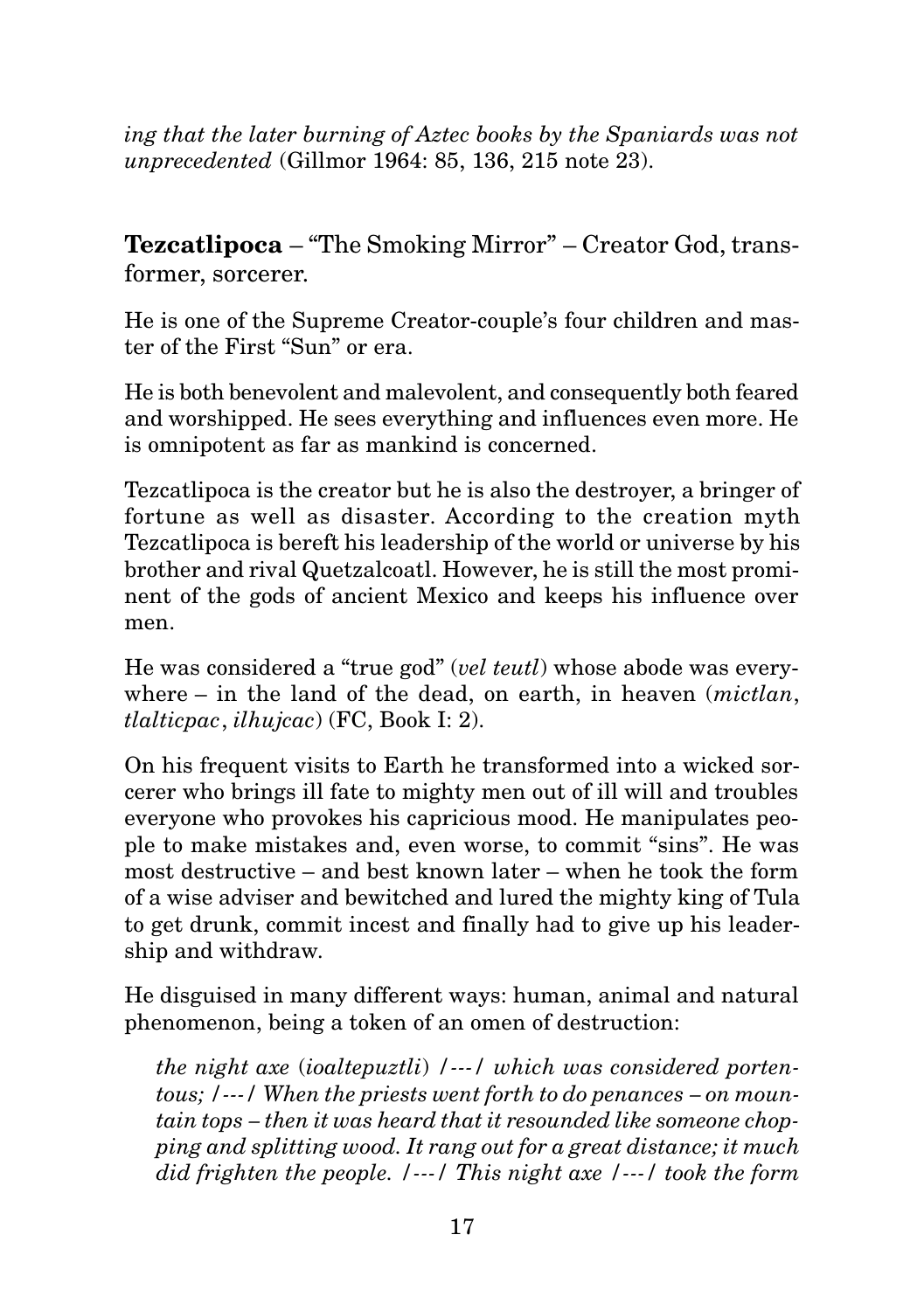*ing that the later burning of Aztec books by the Spaniards was not unprecedented* (Gillmor 1964: 85, 136, 215 note 23).

**Tezcatlipoca** – "The Smoking Mirror" – Creator God, transformer, sorcerer.

He is one of the Supreme Creator-couple's four children and master of the First "Sun" or era.

He is both benevolent and malevolent, and consequently both feared and worshipped. He sees everything and influences even more. He is omnipotent as far as mankind is concerned.

Tezcatlipoca is the creator but he is also the destroyer, a bringer of fortune as well as disaster. According to the creation myth Tezcatlipoca is bereft his leadership of the world or universe by his brother and rival Quetzalcoatl. However, he is still the most prominent of the gods of ancient Mexico and keeps his influence over men.

He was considered a "true god" (*vel teutl*) whose abode was everywhere – in the land of the dead, on earth, in heaven (*mictlan*, *tlalticpac*, *ilhujcac*) (FC, Book I: 2).

On his frequent visits to Earth he transformed into a wicked sorcerer who brings ill fate to mighty men out of ill will and troubles everyone who provokes his capricious mood. He manipulates people to make mistakes and, even worse, to commit "sins". He was most destructive – and best known later – when he took the form of a wise adviser and bewitched and lured the mighty king of Tula to get drunk, commit incest and finally had to give up his leadership and withdraw.

He disguised in many different ways: human, animal and natural phenomenon, being a token of an omen of destruction:

> *the night axe* (*ioaltepuztli*) /---/ *which was considered portentous;* /---/ *When the priests went forth to do penances – on mountain tops – then it was heard that it resounded like someone chopping and splitting wood. It rang out for a great distance; it much did frighten the people.* /---/ *This night axe* /---/ *took the form*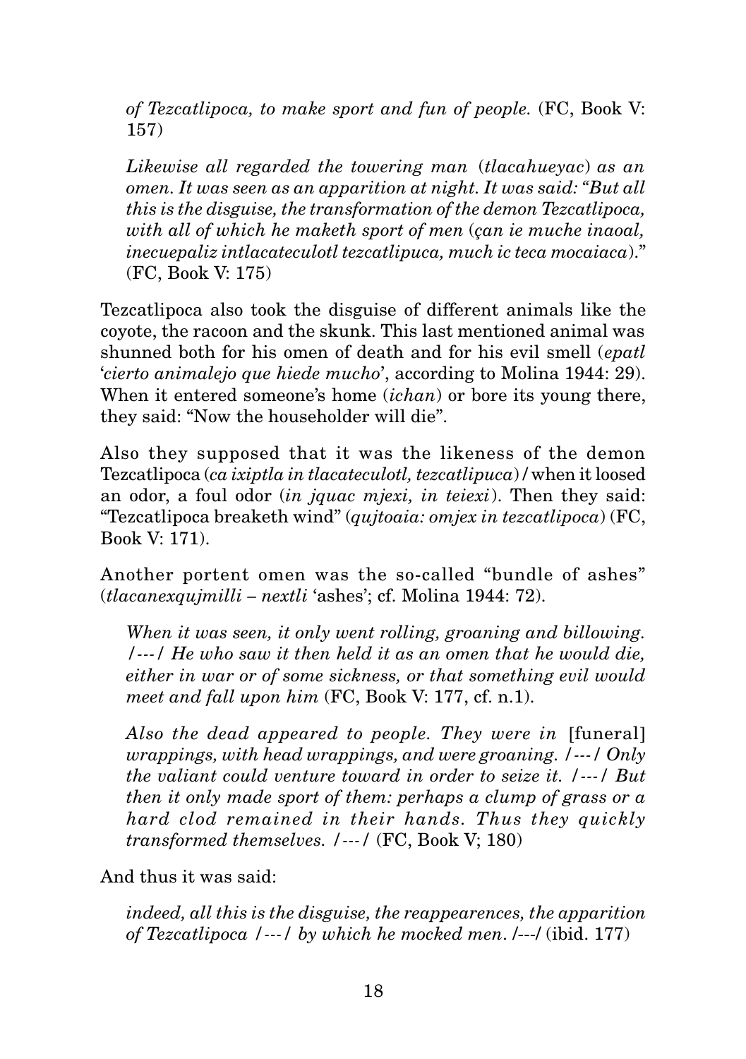*of Tezcatlipoca, to make sport and fun of people.* (FC, Book V: 157)

*Likewise all regarded the towering man* (*tlacahueyac*) *as an omen. It was seen as an apparition at night. It was said: "But all this is the disguise, the transformation of the demon Tezcatlipoca, with all of which he maketh sport of men* (*çan ie muche inaoal, inecuepaliz intlacateculotl tezcatlipuca, much ic teca mocaiaca*)." (FC, Book V: 175)

Tezcatlipoca also took the disguise of different animals like the coyote, the racoon and the skunk. This last mentioned animal was shunned both for his omen of death and for his evil smell (*epatl* '*cierto animalejo que hiede mucho*', according to Molina 1944: 29). When it entered someone's home (*ichan*) or bore its young there, they said: "Now the householder will die".

Also they supposed that it was the likeness of the demon Tezcatlipoca (*ca ixiptla in tlacateculotl, tezcatlipuca*) / when it loosed an odor, a foul odor (*in jquac mjexi, in teiexi*). Then they said: "Tezcatlipoca breaketh wind" (*qujtoaia: omjex in tezcatlipoca*) (FC, Book V: 171).

Another portent omen was the so-called "bundle of ashes" (*tlacanexqujmilli* – *nextli* 'ashes'; cf. Molina 1944: 72).

*When it was seen, it only went rolling, groaning and billowing. /---/ He who saw it then held it as an omen that he would die, either in war or of some sickness, or that something evil would meet and fall upon him* (FC, Book V: 177, cf. n.1).

*Also the dead appeared to people. They were in* [funeral] *wrappings, with head wrappings, and were groaning. /---/ Only the valiant could venture toward in order to seize it. /---/ But then it only made sport of them: perhaps a clump of grass or a hard clod remained in their hands. Thus they quickly transformed themselves. /---/* (FC, Book V; 180)

And thus it was said:

*indeed, all this is the disguise, the reappearences, the apparition of Tezcatlipoca /---/ by which he mocked men.* /---/ (ibid. 177)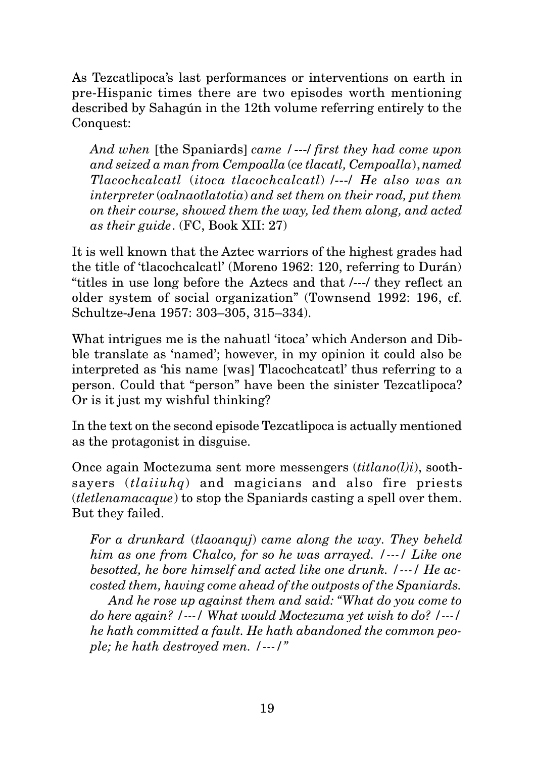As Tezcatlipoca's last performances or interventions on earth in pre-Hispanic times there are two episodes worth mentioning described by Sahagún in the 12th volume referring entirely to the Conquest:

> *And when* [the Spaniards] *came /---/ first they had come upon and seized a man from Cempoalla* (*ce tlacatl, Cempoalla*), *named Tlacochcalcatl* (*itoca tlacochcalcatl*) */---/ He also was an interpreter* (*oalnaotlatotia*) *and set them on their road, put them on their course, showed them the way, led them along, and acted as their guide*. (FC, Book XII: 27)

It is well known that the Aztec warriors of the highest grades had the title of 'tlacochcalcatl' (Moreno 1962: 120, referring to Durán) "titles in use long before the Aztecs and that /---/ they reflect an older system of social organization" (Townsend 1992: 196, cf. Schultze-Jena 1957: 303–305, 315–334).

What intrigues me is the nahuatl 'itoca' which Anderson and Dibble translate as 'named'; however, in my opinion it could also be interpreted as 'his name [was] Tlacochcatcatl' thus referring to a person. Could that "person" have been the sinister Tezcatlipoca? Or is it just my wishful thinking?

In the text on the second episode Tezcatlipoca is actually mentioned as the protagonist in disguise.

Once again Moctezuma sent more messengers (*titlano(l)i*), soothsayers (*tlaiiuhq*) and magicians and also fire priests (*tletlenamacaque*) to stop the Spaniards casting a spell over them. But they failed.

> *For a drunkard* (*tlaoanquj*) *came along the way. They beheld him as one from Chalco, for so he was arrayed. /---/ Like one besotted, he bore himself and acted like one drunk. /---/ He accosted them, having come ahead of the outposts of the Spaniards.*
>
> *And he rose up against them and said: "What do you come to do here again? /---/ What would Moctezuma yet wish to do? /---/ he hath committed a fault. He hath abandoned the common people; he hath destroyed men. /---/"*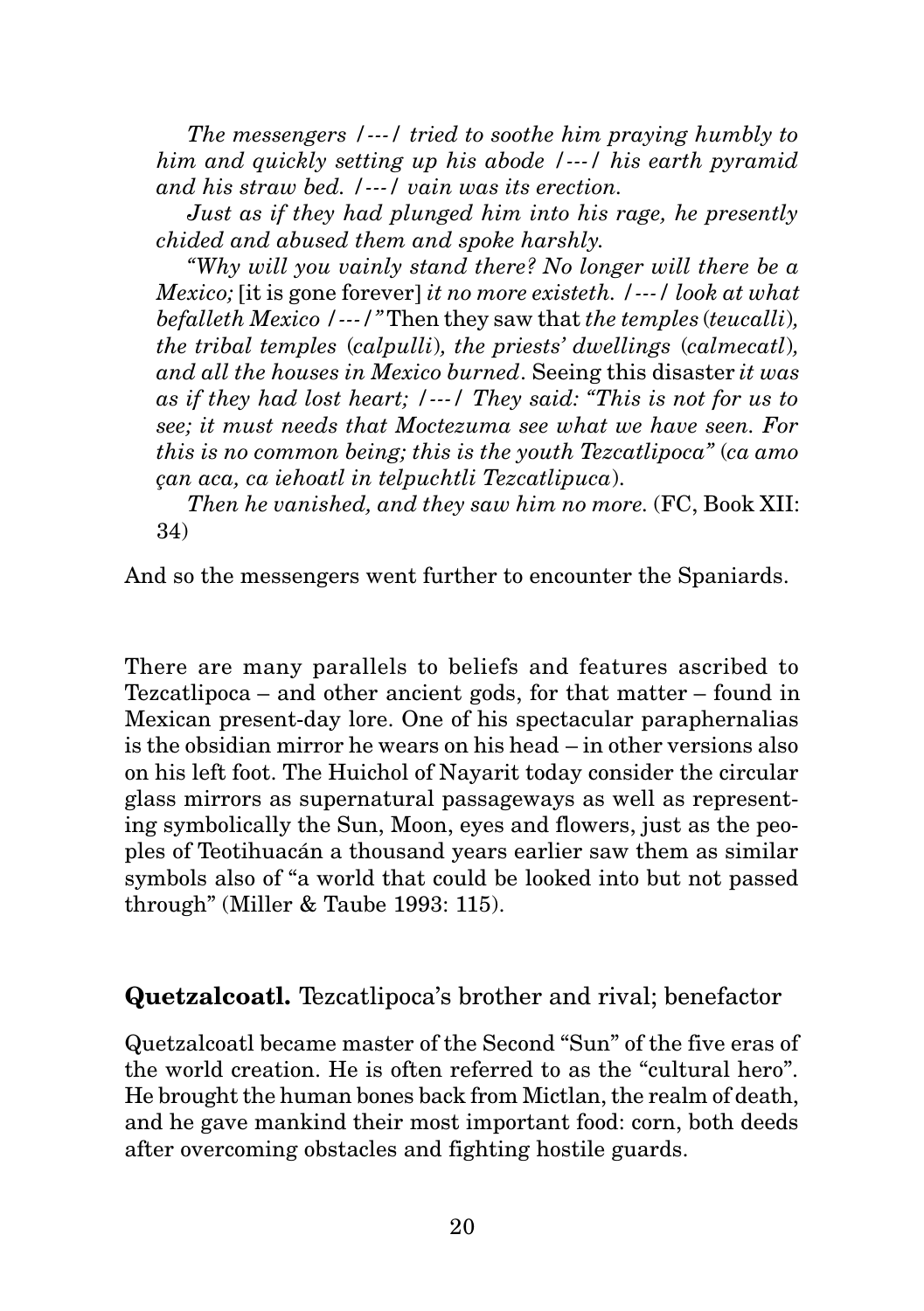*The messengers /---/ tried to soothe him praying humbly to him and quickly setting up his abode /---/ his earth pyramid and his straw bed. /---/ vain was its erection.*

*Just as if they had plunged him into his rage, he presently chided and abused them and spoke harshly.*

*"Why will you vainly stand there? No longer will there be a Mexico;* [it is gone forever] *it no more existeth. /---/ look at what befalleth Mexico /---/"* Then they saw that *the temples* (*teucalli*)*, the tribal temples* (*calpulli*)*, the priests' dwellings* (*calmecatl*)*, and all the houses in Mexico burned*. Seeing this disaster *it was as if they had lost heart; /---/ They said: "This is not for us to see; it must needs that Moctezuma see what we have seen. For this is no common being; this is the youth Tezcatlipoca"* (*ca amo çan aca, ca iehoatl in telpuchtli Tezcatlipuca*).

*Then he vanished, and they saw him no more.* (FC, Book XII: 34)

And so the messengers went further to encounter the Spaniards.

There are many parallels to beliefs and features ascribed to Tezcatlipoca – and other ancient gods, for that matter – found in Mexican present-day lore. One of his spectacular paraphernalias is the obsidian mirror he wears on his head – in other versions also on his left foot. The Huichol of Nayarit today consider the circular glass mirrors as supernatural passageways as well as representing symbolically the Sun, Moon, eyes and flowers, just as the peoples of Teotihuacán a thousand years earlier saw them as similar symbols also of "a world that could be looked into but not passed through" (Miller & Taube 1993: 115).

## **Quetzalcoatl.** Tezcatlipoca's brother and rival; benefactor

Quetzalcoatl became master of the Second "Sun" of the five eras of the world creation. He is often referred to as the "cultural hero". He brought the human bones back from Mictlan, the realm of death, and he gave mankind their most important food: corn, both deeds after overcoming obstacles and fighting hostile guards.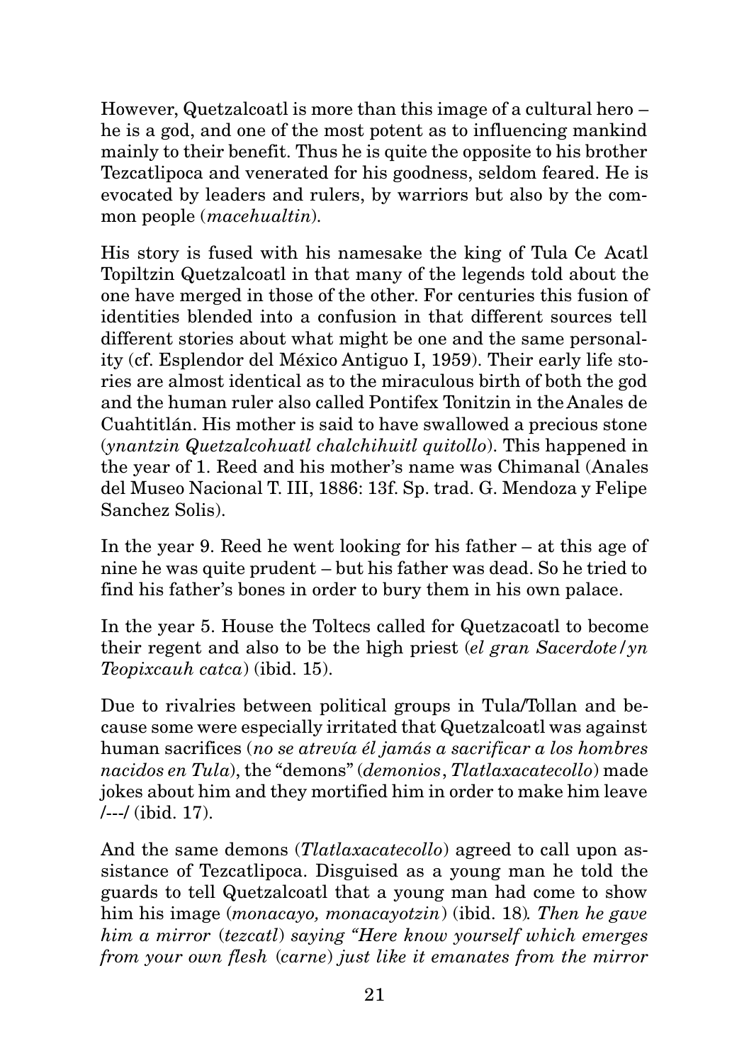However, Quetzalcoatl is more than this image of a cultural hero – he is a god, and one of the most potent as to influencing mankind mainly to their benefit. Thus he is quite the opposite to his brother Tezcatlipoca and venerated for his goodness, seldom feared. He is evocated by leaders and rulers, by warriors but also by the common people (*macehualtin*).

His story is fused with his namesake the king of Tula Ce Acatl Topiltzin Quetzalcoatl in that many of the legends told about the one have merged in those of the other. For centuries this fusion of identities blended into a confusion in that different sources tell different stories about what might be one and the same personality (cf. Esplendor del México Antiguo I, 1959). Their early life stories are almost identical as to the miraculous birth of both the god and the human ruler also called Pontifex Tonitzin in the Anales de Cuahtitlán. His mother is said to have swallowed a precious stone (*ynantzin Quetzalcohuatl chalchihuitl quitollo*). This happened in the year of 1. Reed and his mother's name was Chimanal (Anales del Museo Nacional T. III, 1886: 13f. Sp. trad. G. Mendoza y Felipe Sanchez Solis).

In the year 9. Reed he went looking for his father – at this age of nine he was quite prudent – but his father was dead. So he tried to find his father's bones in order to bury them in his own palace.

In the year 5. House the Toltecs called for Quetzacoatl to become their regent and also to be the high priest (*el gran Sacerdote / yn Teopixcauh catca*) (ibid. 15).

Due to rivalries between political groups in Tula/Tollan and because some were especially irritated that Quetzalcoatl was against human sacrifices (*no se atrevía él jamás a sacrificar a los hombres nacidos en Tula*), the "demons" (*demonios*, *Tlatlaxacatecollo*) made jokes about him and they mortified him in order to make him leave /---/ (ibid. 17).

And the same demons (*Tlatlaxacatecollo*) agreed to call upon assistance of Tezcatlipoca. Disguised as a young man he told the guards to tell Quetzalcoatl that a young man had come to show him his image (*monacayo, monacayotzin*) (ibid. 18). *Then he gave him a mirror* (*tezcatl*) *saying "Here know yourself which emerges from your own flesh* (*carne*) *just like it emanates from the mirror*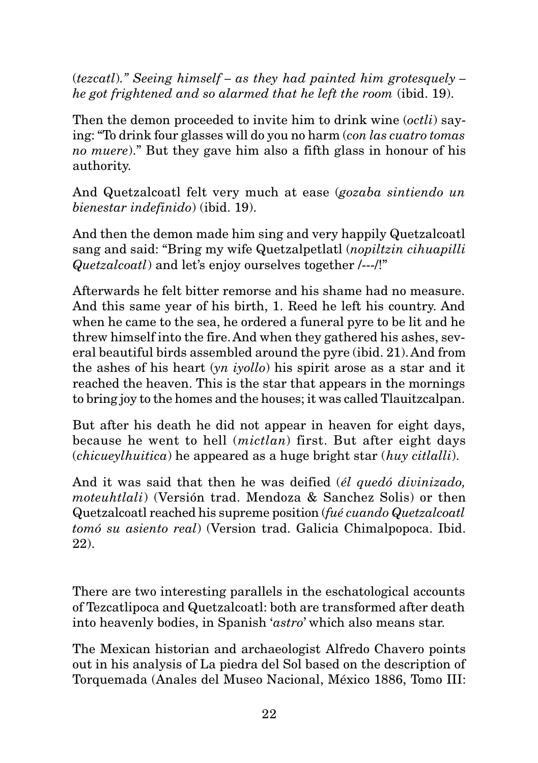(*tezcatl*)." *Seeing himself – as they had painted him grotesquely – he got frightened and so alarmed that he left the room* (ibid. 19).

Then the demon proceeded to invite him to drink wine (*octli*) saying: "To drink four glasses will do you no harm (*con las cuatro tomas no muere*)." But they gave him also a fifth glass in honour of his authority.

And Quetzalcoatl felt very much at ease (*gozaba sintiendo un bienestar indefinido*) (ibid. 19).

And then the demon made him sing and very happily Quetzalcoatl sang and said: "Bring my wife Quetzalpetlatl (*nopiltzin cihuapilli Quetzalcoatl*) and let's enjoy ourselves together /---/!"

Afterwards he felt bitter remorse and his shame had no measure. And this same year of his birth, 1. Reed he left his country. And when he came to the sea, he ordered a funeral pyre to be lit and he threw himself into the fire. And when they gathered his ashes, several beautiful birds assembled around the pyre (ibid. 21). And from the ashes of his heart (*yn iyollo*) his spirit arose as a star and it reached the heaven. This is the star that appears in the mornings to bring joy to the homes and the houses; it was called Tlauitzcalpan.

But after his death he did not appear in heaven for eight days, because he went to hell (*mictlan*) first. But after eight days (*chicueylhuitica*) he appeared as a huge bright star (*huy citlalli*).

And it was said that then he was deified (*él quedó divinizado, moteuhtlali*) (Versión trad. Mendoza & Sanchez Solis) or then Quetzalcoatl reached his supreme position (*fué cuando Quetzalcoatl tomó su asiento real*) (Version trad. Galicia Chimalpopoca. Ibid. 22).

There are two interesting parallels in the eschatological accounts of Tezcatlipoca and Quetzalcoatl: both are transformed after death into heavenly bodies, in Spanish '*astro*' which also means star.

The Mexican historian and archaeologist Alfredo Chavero points out in his analysis of La piedra del Sol based on the description of Torquemada (Anales del Museo Nacional, México 1886, Tomo III: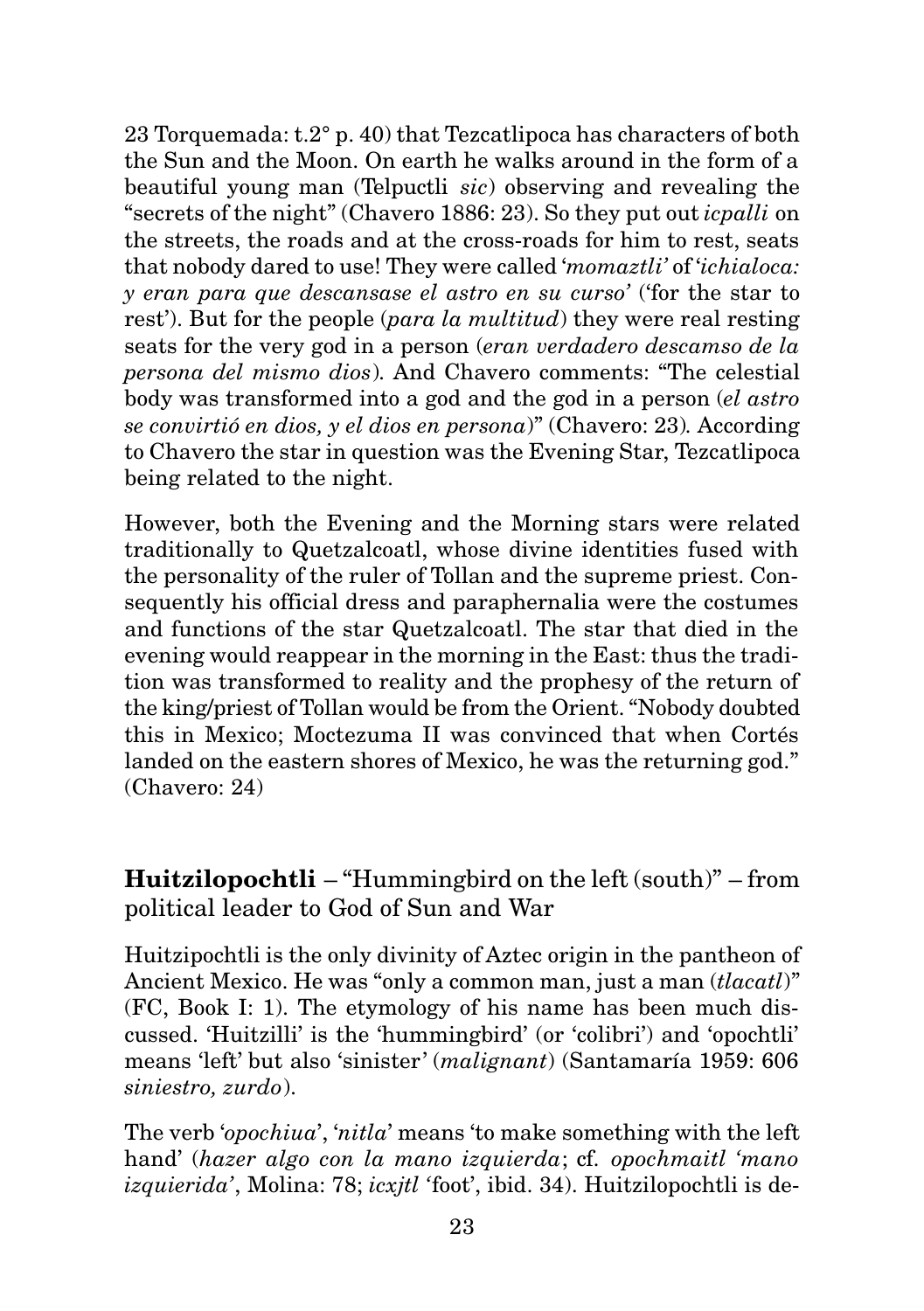23 Torquemada: t.2° p. 40) that Tezcatlipoca has characters of both the Sun and the Moon. On earth he walks around in the form of a beautiful young man (Telpuctli *sic*) observing and revealing the "secrets of the night" (Chavero 1886: 23). So they put out *icpalli* on the streets, the roads and at the cross-roads for him to rest, seats that nobody dared to use! They were called '*momaztli*' of '*ichialoca: y eran para que descansase el astro en su curso*' ('for the star to rest'). But for the people (*para la multitud*) they were real resting seats for the very god in a person (*eran verdadero descamso de la persona del mismo dios*). And Chavero comments: "The celestial body was transformed into a god and the god in a person (*el astro se convirtió en dios, y el dios en persona*)" (Chavero: 23). According to Chavero the star in question was the Evening Star, Tezcatlipoca being related to the night.

However, both the Evening and the Morning stars were related traditionally to Quetzalcoatl, whose divine identities fused with the personality of the ruler of Tollan and the supreme priest. Consequently his official dress and paraphernalia were the costumes and functions of the star Quetzalcoatl. The star that died in the evening would reappear in the morning in the East: thus the tradition was transformed to reality and the prophesy of the return of the king/priest of Tollan would be from the Orient. "Nobody doubted this in Mexico; Moctezuma II was convinced that when Cortés landed on the eastern shores of Mexico, he was the returning god." (Chavero: 24)

## **Huitzilopochtli** – "Hummingbird on the left (south)" – from political leader to God of Sun and War

Huitzipochtli is the only divinity of Aztec origin in the pantheon of Ancient Mexico. He was "only a common man, just a man (*tlacatl*)" (FC, Book I: 1). The etymology of his name has been much discussed. 'Huitzilli' is the 'hummingbird' (or 'colibri') and 'opochtli' means 'left' but also 'sinister' (*malignant*) (Santamaría 1959: 606 *siniestro, zurdo*).

The verb '*opochiua*', '*nitla*' means 'to make something with the left hand' (*hazer algo con la mano izquierda*; cf. *opochmaitl 'mano izquierida'*, Molina: 78; *icxjtl* 'foot', ibid. 34). Huitzilopochtli is de-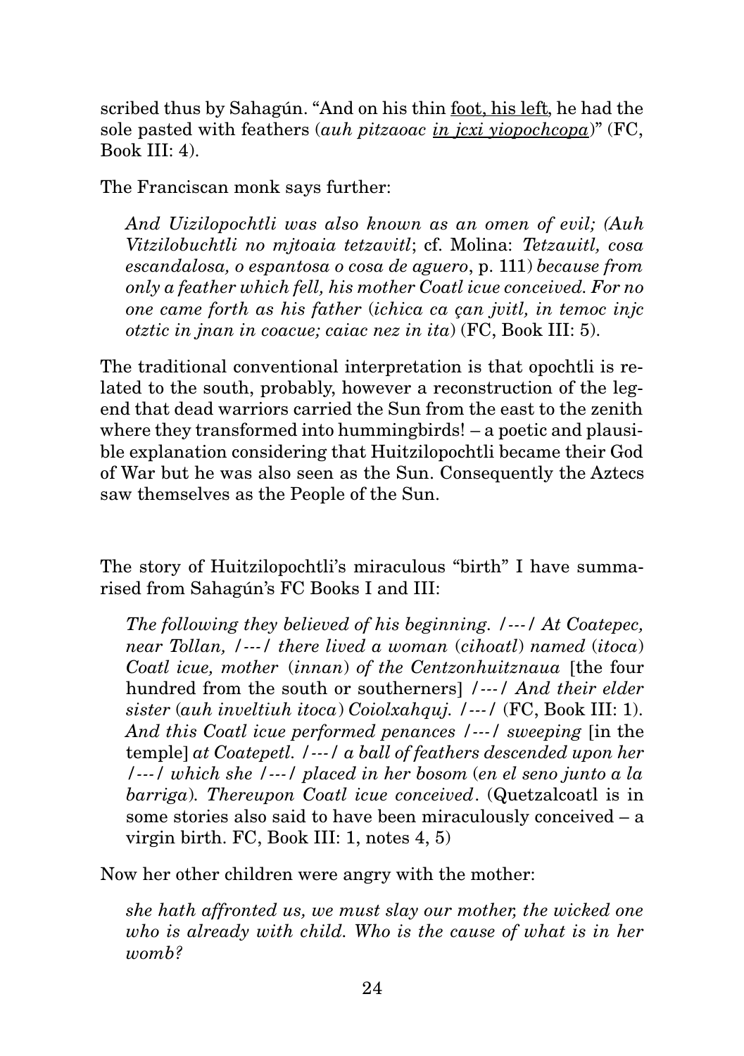scribed thus by Sahagún. "And on his thin <u>foot, his left</u>, he had the sole pasted with feathers (*auh pitzaoac <u>in jcxi yiopochcopa</u>*)" (FC, Book III: 4).

The Franciscan monk says further:

> *And Uizilopochtli was also known as an omen of evil; (Auh Vitzilobuchtli no mjtoaia tetzavitl*; cf. Molina: *Tetzauitl, cosa escandalosa, o espantosa o cosa de aguero*, p. 111) *because from only a feather which fell, his mother Coatl icue conceived. For no one came forth as his father* (*ichica ca çan jvitl, in temoc injc otztic in jnan in coacue; caiac nez in ita*) (FC, Book III: 5).

The traditional conventional interpretation is that opochtli is related to the south, probably, however a reconstruction of the legend that dead warriors carried the Sun from the east to the zenith where they transformed into hummingbirds! – a poetic and plausible explanation considering that Huitzilopochtli became their God of War but he was also seen as the Sun. Consequently the Aztecs saw themselves as the People of the Sun.

The story of Huitzilopochtli's miraculous "birth" I have summarised from Sahagún's FC Books I and III:

> *The following they believed of his beginning. /---/ At Coatepec, near Tollan, /---/ there lived a woman* (*cihoatl*) *named* (*itoca*) *Coatl icue, mother* (*innan*) *of the Centzonhuitznaua* [the four hundred from the south or southerners] */---/ And their elder sister* (*auh inveltiuh itoca*) *Coiolxahquj. /---/* (FC, Book III: 1). *And this Coatl icue performed penances /---/ sweeping* [in the temple] *at Coatepetl. /---/ a ball of feathers descended upon her /---/ which she /---/ placed in her bosom* (*en el seno junto a la barriga*). *Thereupon Coatl icue conceived*. (Quetzalcoatl is in some stories also said to have been miraculously conceived – a virgin birth. FC, Book III: 1, notes 4, 5)

Now her other children were angry with the mother:

> *she hath affronted us, we must slay our mother, the wicked one who is already with child. Who is the cause of what is in her womb?*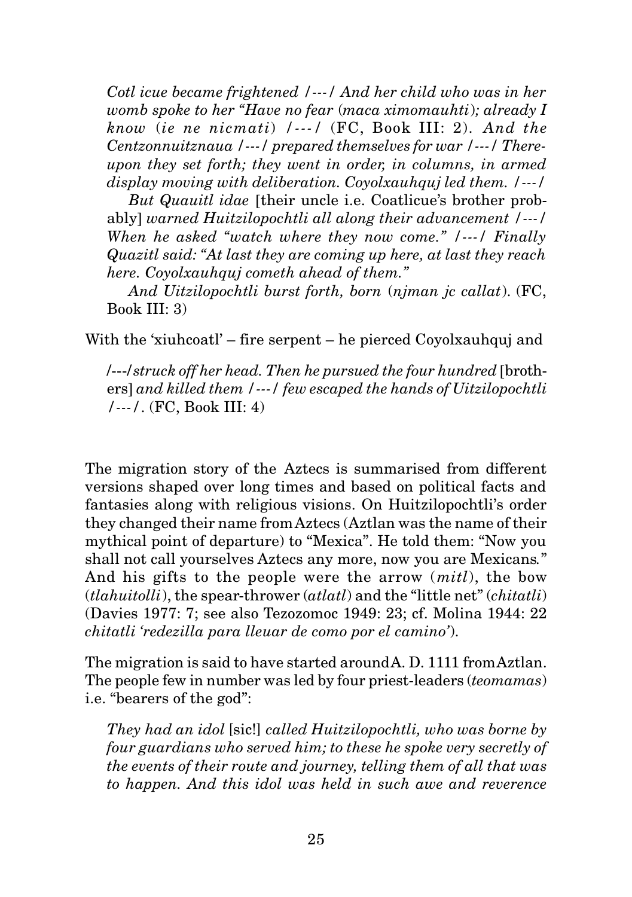*Cotl icue became frightened /---/ And her child who was in her womb spoke to her "Have no fear* (*maca ximomauhti*)*; already I know* (*ie ne nicmati*) */---/* (FC, Book III: 2). *And the Centzonnuitznaua /---/ prepared themselves for war /---/ Thereupon they set forth; they went in order, in columns, in armed display moving with deliberation. Coyolxauhquj led them. /---/*

*But Quauitl idae* [their uncle i.e. Coatlicue's brother probably] *warned Huitzilopochtli all along their advancement /---/ When he asked "watch where they now come." /---/ Finally Quazitl said: "At last they are coming up here, at last they reach here. Coyolxauhquj cometh ahead of them."*

*And Uitzilopochtli burst forth, born* (*njman jc callat*). (FC, Book III: 3)

With the 'xiuhcoatl' – fire serpent – he pierced Coyolxauhquj and

*/---/struck off her head. Then he pursued the four hundred* [brothers] *and killed them /---/ few escaped the hands of Uitzilopochtli /---/*. (FC, Book III: 4)

The migration story of the Aztecs is summarised from different versions shaped over long times and based on political facts and fantasies along with religious visions. On Huitzilopochtli's order they changed their name from Aztecs (Aztlan was the name of their mythical point of departure) to "Mexica". He told them: "Now you shall not call yourselves Aztecs any more, now you are Mexicans." And his gifts to the people were the arrow (*mitl*), the bow (*tlahuitolli*), the spear-thrower (*atlatl*) and the "little net" (*chitatli*) (Davies 1977: 7; see also Tezozomoc 1949: 23; cf. Molina 1944: 22 *chitatli 'redezilla para lleuar de como por el camino'*).

The migration is said to have started around A. D. 1111 from Aztlan. The people few in number was led by four priest-leaders (*teomamas*) i.e. "bearers of the god":

*They had an idol* [sic!] *called Huitzilopochtli, who was borne by four guardians who served him; to these he spoke very secretly of the events of their route and journey, telling them of all that was to happen. And this idol was held in such awe and reverence*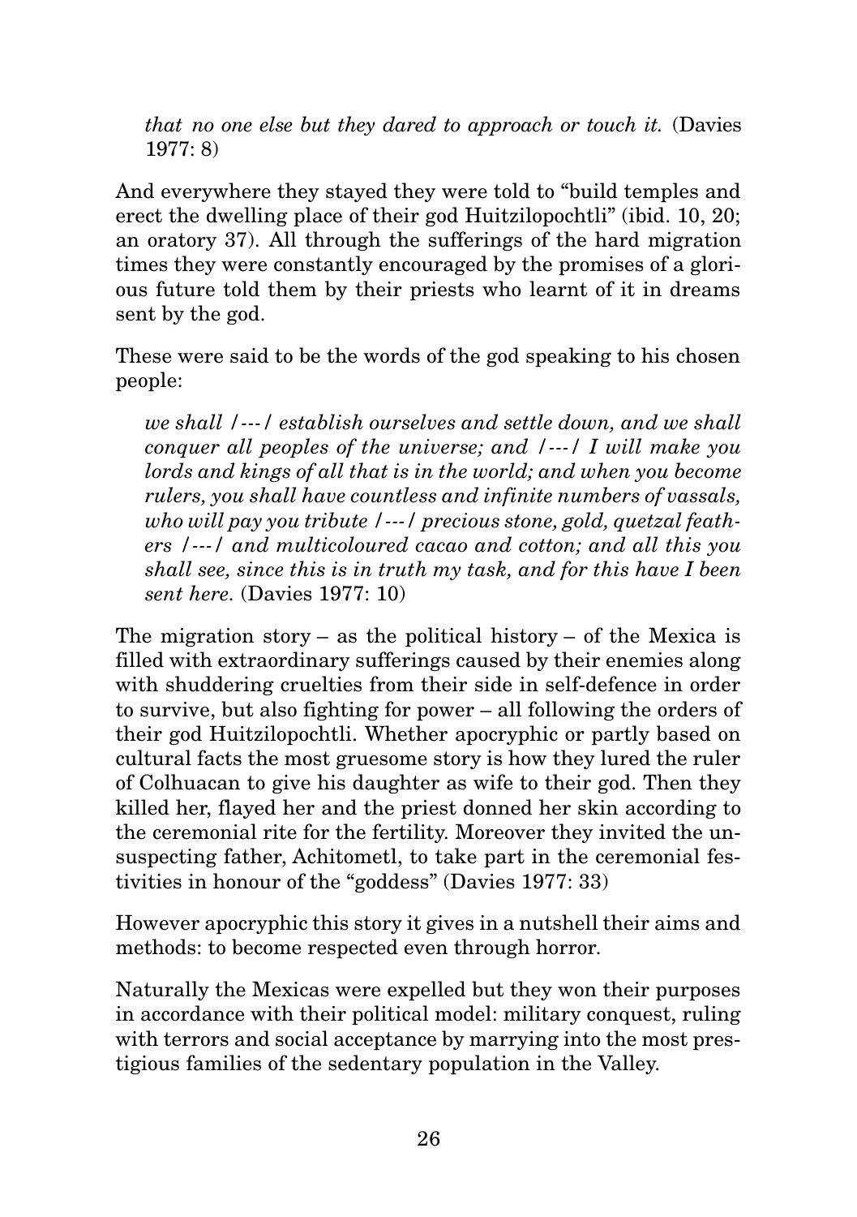*that no one else but they dared to approach or touch it.* (Davies 1977: 8)

And everywhere they stayed they were told to "build temples and erect the dwelling place of their god Huitzilopochtli" (ibid. 10, 20; an oratory 37). All through the sufferings of the hard migration times they were constantly encouraged by the promises of a glorious future told them by their priests who learnt of it in dreams sent by the god.

These were said to be the words of the god speaking to his chosen people:

> *we shall /---/ establish ourselves and settle down, and we shall conquer all peoples of the universe; and /---/ I will make you lords and kings of all that is in the world; and when you become rulers, you shall have countless and infinite numbers of vassals, who will pay you tribute /---/ precious stone, gold, quetzal feathers /---/ and multicoloured cacao and cotton; and all this you shall see, since this is in truth my task, and for this have I been sent here.* (Davies 1977: 10)

The migration story – as the political history – of the Mexica is filled with extraordinary sufferings caused by their enemies along with shuddering cruelties from their side in self-defence in order to survive, but also fighting for power – all following the orders of their god Huitzilopochtli. Whether apocryphic or partly based on cultural facts the most gruesome story is how they lured the ruler of Colhuacan to give his daughter as wife to their god. Then they killed her, flayed her and the priest donned her skin according to the ceremonial rite for the fertility. Moreover they invited the unsuspecting father, Achitometl, to take part in the ceremonial festivities in honour of the "goddess" (Davies 1977: 33)

However apocryphic this story it gives in a nutshell their aims and methods: to become respected even through horror.

Naturally the Mexicas were expelled but they won their purposes in accordance with their political model: military conquest, ruling with terrors and social acceptance by marrying into the most prestigious families of the sedentary population in the Valley.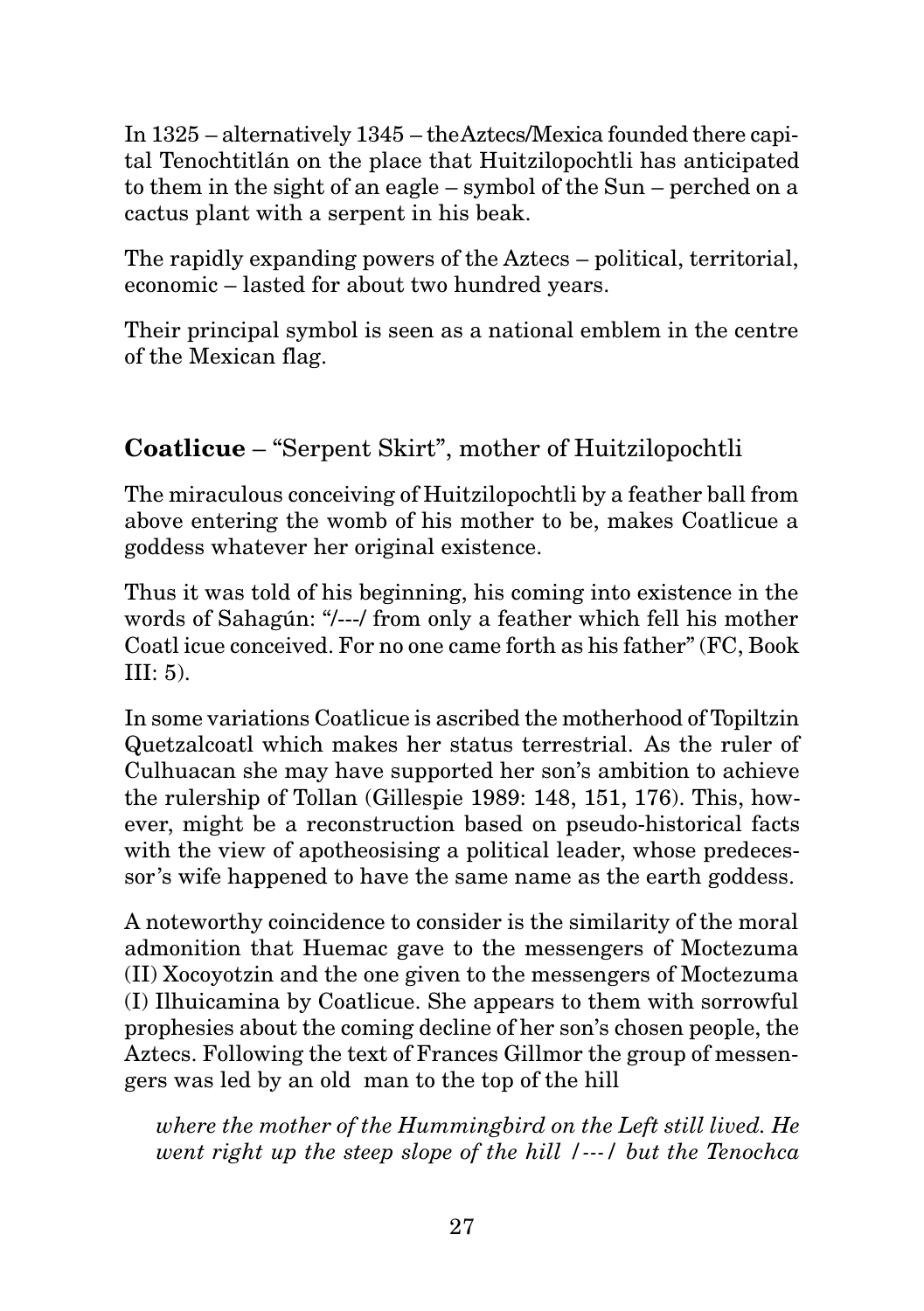In 1325 – alternatively 1345 – theAztecs/Mexica founded there capital Tenochtitlán on the place that Huitzilopochtli has anticipated to them in the sight of an eagle – symbol of the Sun – perched on a cactus plant with a serpent in his beak.

The rapidly expanding powers of the Aztecs – political, territorial, economic – lasted for about two hundred years.

Their principal symbol is seen as a national emblem in the centre of the Mexican flag.

**Coatlicue** – "Serpent Skirt", mother of Huitzilopochtli

The miraculous conceiving of Huitzilopochtli by a feather ball from above entering the womb of his mother to be, makes Coatlicue a goddess whatever her original existence.

Thus it was told of his beginning, his coming into existence in the words of Sahagún: "/---/ from only a feather which fell his mother Coatl icue conceived. For no one came forth as his father" (FC, Book III: 5).

In some variations Coatlicue is ascribed the motherhood of Topiltzin Quetzalcoatl which makes her status terrestrial. As the ruler of Culhuacan she may have supported her son's ambition to achieve the rulership of Tollan (Gillespie 1989: 148, 151, 176). This, however, might be a reconstruction based on pseudo-historical facts with the view of apotheosising a political leader, whose predecessor's wife happened to have the same name as the earth goddess.

A noteworthy coincidence to consider is the similarity of the moral admonition that Huemac gave to the messengers of Moctezuma (II) Xocoyotzin and the one given to the messengers of Moctezuma (I) Ilhuicamina by Coatlicue. She appears to them with sorrowful prophesies about the coming decline of her son's chosen people, the Aztecs. Following the text of Frances Gillmor the group of messengers was led by an old man to the top of the hill

> *where the mother of the Hummingbird on the Left still lived. He went right up the steep slope of the hill /---/ but the Tenochca*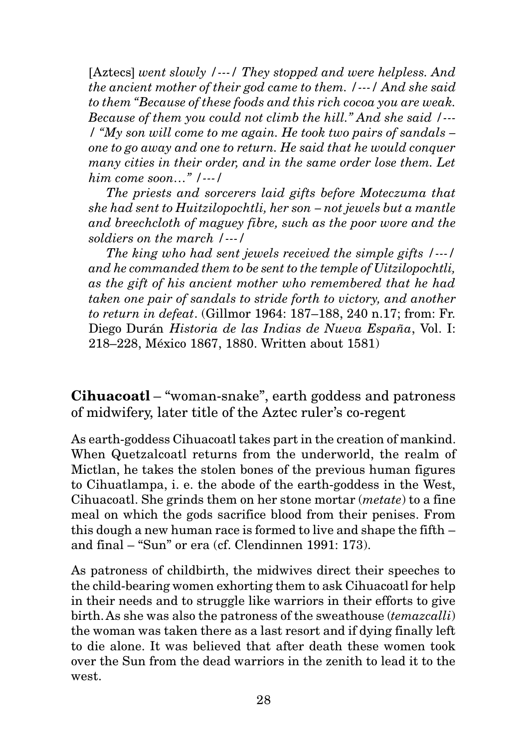[Aztecs] *went slowly /---/ They stopped and were helpless. And the ancient mother of their god came to them. /---/ And she said to them "Because of these foods and this rich cocoa you are weak. Because of them you could not climb the hill." And she said /---/ "My son will come to me again. He took two pairs of sandals – one to go away and one to return. He said that he would conquer many cities in their order, and in the same order lose them. Let him come soon..." /---/*

*The priests and sorcerers laid gifts before Moteczuma that she had sent to Huitzilopochtli, her son – not jewels but a mantle and breechcloth of maguey fibre, such as the poor wore and the soldiers on the march /---/*

*The king who had sent jewels received the simple gifts /---/ and he commanded them to be sent to the temple of Uitzilopochtli, as the gift of his ancient mother who remembered that he had taken one pair of sandals to stride forth to victory, and another to return in defeat*. (Gillmor 1964: 187–188, 240 n.17; from: Fr. Diego Durán *Historia de las Indias de Nueva España*, Vol. I: 218–228, México 1867, 1880. Written about 1581)

**Cihuacoatl** – "woman-snake", earth goddess and patroness of midwifery, later title of the Aztec ruler's co-regent

As earth-goddess Cihuacoatl takes part in the creation of mankind. When Quetzalcoatl returns from the underworld, the realm of Mictlan, he takes the stolen bones of the previous human figures to Cihuatlampa, i. e. the abode of the earth-goddess in the West, Cihuacoatl. She grinds them on her stone mortar (*metate*) to a fine meal on which the gods sacrifice blood from their penises. From this dough a new human race is formed to live and shape the fifth – and final – "Sun" or era (cf. Clendinnen 1991: 173).

As patroness of childbirth, the midwives direct their speeches to the child-bearing women exhorting them to ask Cihuacoatl for help in their needs and to struggle like warriors in their efforts to give birth. As she was also the patroness of the sweathouse (*temazcalli*) the woman was taken there as a last resort and if dying finally left to die alone. It was believed that after death these women took over the Sun from the dead warriors in the zenith to lead it to the west.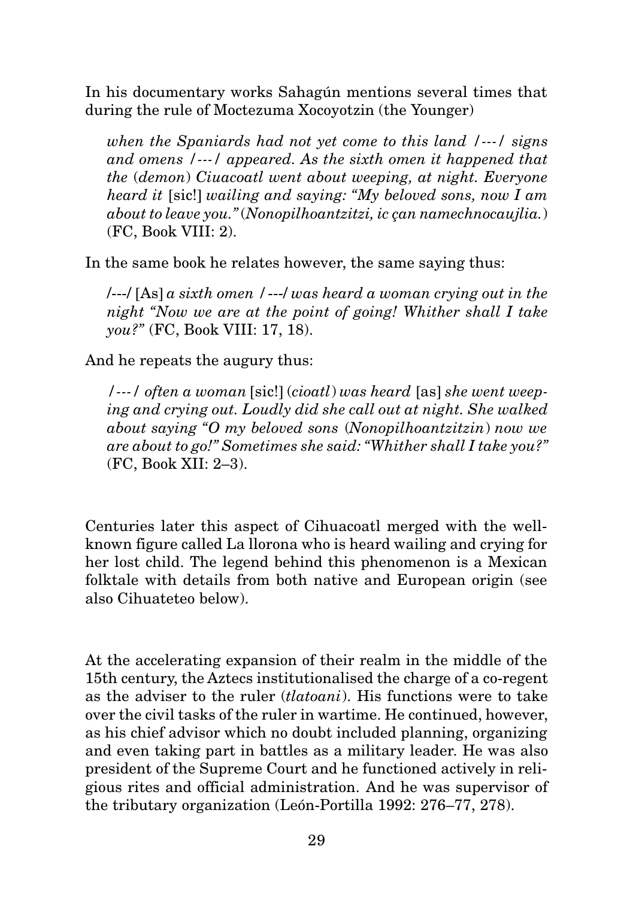In his documentary works Sahagún mentions several times that during the rule of Moctezuma Xocoyotzin (the Younger)

> *when the Spaniards had not yet come to this land /---/ signs and omens /---/ appeared. As the sixth omen it happened that the (demon) Ciuacoatl went about weeping, at night. Everyone heard it* [sic!] *wailing and saying: "My beloved sons, now I am about to leave you." (Nonopilhoantzitzi, ic çan namechnocaujlia.)* (FC, Book VIII: 2).

In the same book he relates however, the same saying thus:

> /---/ [As] *a sixth omen /---/ was heard a woman crying out in the night "Now we are at the point of going! Whither shall I take you?"* (FC, Book VIII: 17, 18).

And he repeats the augury thus:

> */---/ often a woman* [sic!] *(cioatl) was heard* [as] *she went weeping and crying out. Loudly did she call out at night. She walked about saying "O my beloved sons (Nonopilhoantzitzin) now we are about to go!" Sometimes she said: "Whither shall I take you?"* (FC, Book XII: 2–3).

Centuries later this aspect of Cihuacoatl merged with the well-known figure called La llorona who is heard wailing and crying for her lost child. The legend behind this phenomenon is a Mexican folktale with details from both native and European origin (see also Cihuateteo below).

At the accelerating expansion of their realm in the middle of the 15th century, the Aztecs institutionalised the charge of a co-regent as the adviser to the ruler (*tlatoani*). His functions were to take over the civil tasks of the ruler in wartime. He continued, however, as his chief advisor which no doubt included planning, organizing and even taking part in battles as a military leader. He was also president of the Supreme Court and he functioned actively in religious rites and official administration. And he was supervisor of the tributary organization (León-Portilla 1992: 276–77, 278).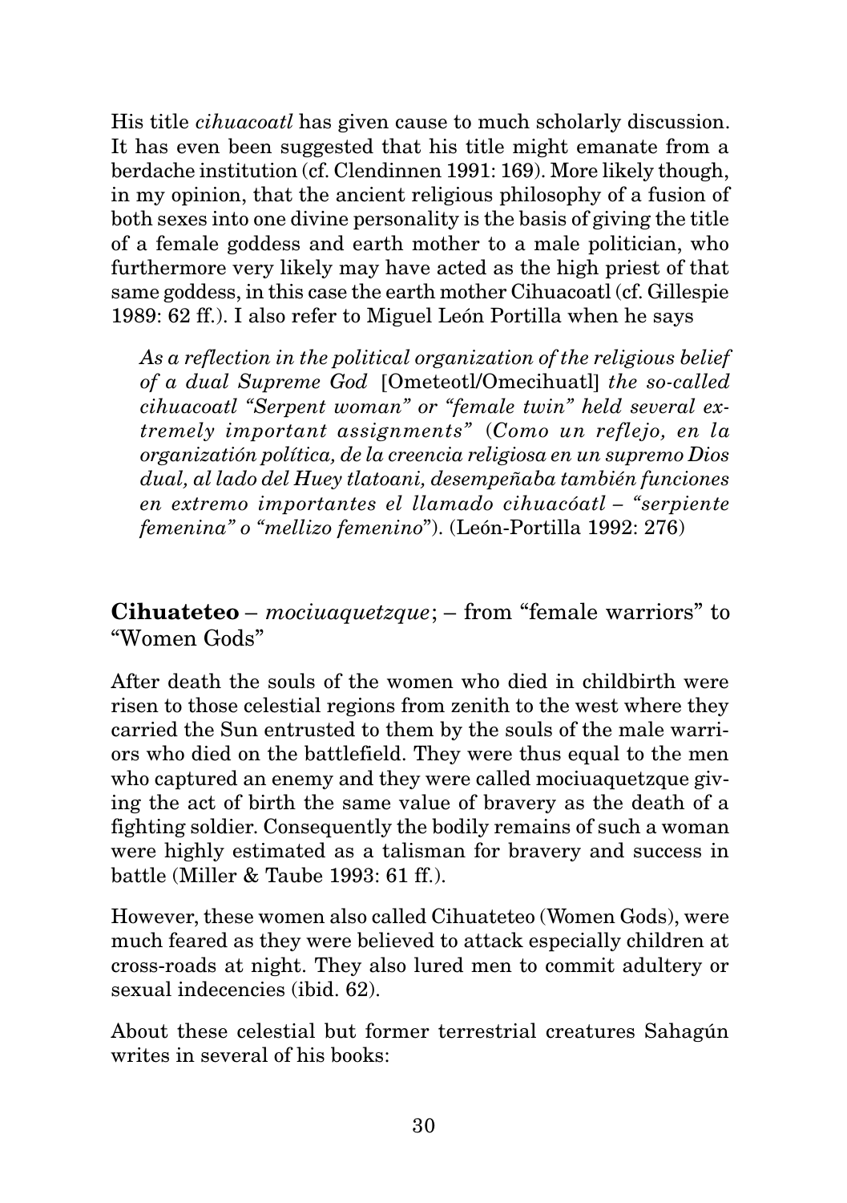His title *cihuacoatl* has given cause to much scholarly discussion. It has even been suggested that his title might emanate from a berdache institution (cf. Clendinnen 1991: 169). More likely though, in my opinion, that the ancient religious philosophy of a fusion of both sexes into one divine personality is the basis of giving the title of a female goddess and earth mother to a male politician, who furthermore very likely may have acted as the high priest of that same goddess, in this case the earth mother Cihuacoatl (cf. Gillespie 1989: 62 ff.). I also refer to Miguel León Portilla when he says

> *As a reflection in the political organization of the religious belief of a dual Supreme God* [Ometeotl/Omecihuatl] *the so-called cihuacoatl "Serpent woman" or "female twin" held several extremely important assignments"* (*Como un reflejo, en la organización política, de la creencia religiosa en un supremo Dios dual, al lado del Huey tlatoani, desempeñaba también funciones en extremo importantes el llamado cihuacóatl – "serpiente femenina" o "mellizo femenino"*). (León-Portilla 1992: 276)

## **Cihuateteo** – *mociuaquetzque*; – from "female warriors" to "Women Gods"

After death the souls of the women who died in childbirth were risen to those celestial regions from zenith to the west where they carried the Sun entrusted to them by the souls of the male warriors who died on the battlefield. They were thus equal to the men who captured an enemy and they were called mociuaquetzque giving the act of birth the same value of bravery as the death of a fighting soldier. Consequently the bodily remains of such a woman were highly estimated as a talisman for bravery and success in battle (Miller & Taube 1993: 61 ff.).

However, these women also called Cihuateteo (Women Gods), were much feared as they were believed to attack especially children at cross-roads at night. They also lured men to commit adultery or sexual indecencies (ibid. 62).

About these celestial but former terrestrial creatures Sahagún writes in several of his books: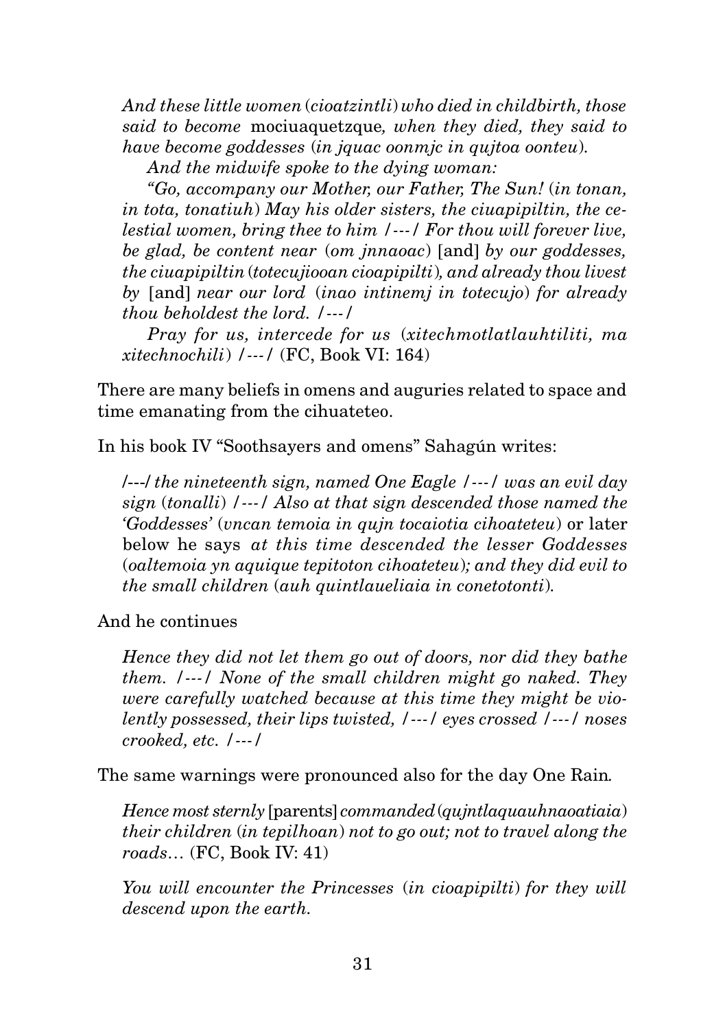> *And these little women (cioatzintli) who died in childbirth, those said to become* mociuaquetzque*, when they died, they said to have become goddesses (in jquac oonmjc in qujtoa oonteu).*
>
> *And the midwife spoke to the dying woman:*
>
> *"Go, accompany our Mother, our Father, The Sun! (in tonan, in tota, tonatiuh) May his older sisters, the ciuapipiltin, the celestial women, bring thee to him /---/ For thou will forever live, be glad, be content near (om jnnaoac)* [and] *by our goddesses, the ciuapipiltin (totecujiooan cioapipilti), and already thou livest by* [and] *near our lord (inao intinemj in totecujo) for already thou beholdest the lord. /---/*
>
> *Pray for us, intercede for us (xitechmotlatlauhtiliti, ma xitechnochili) /---/* (FC, Book VI: 164)

There are many beliefs in omens and auguries related to space and time emanating from the cihuateteo.

In his book IV "Soothsayers and omens" Sahagún writes:

> */---/ the nineteenth sign, named One Eagle /---/ was an evil day sign (tonalli) /---/ Also at that sign descended those named the 'Goddesses' (vncan temoia in qujn tocaiotia cihoateteu)* or later below he says *at this time descended the lesser Goddesses (oaltemoia yn aquique tepitoton cihoateteu); and they did evil to the small children (auh quintlaueliaia in conetotonti).*

And he continues

> *Hence they did not let them go out of doors, nor did they bathe them. /---/ None of the small children might go naked. They were carefully watched because at this time they might be violently possessed, their lips twisted, /---/ eyes crossed /---/ noses crooked, etc. /---/*

The same warnings were pronounced also for the day One Rain.

> *Hence most sternly* [parents] *commanded (qujntlaquauhnaoatiaia) their children (in tepilhoan) not to go out; not to travel along the roads…* (FC, Book IV: 41)

> *You will encounter the Princesses (in cioapipilti) for they will descend upon the earth.*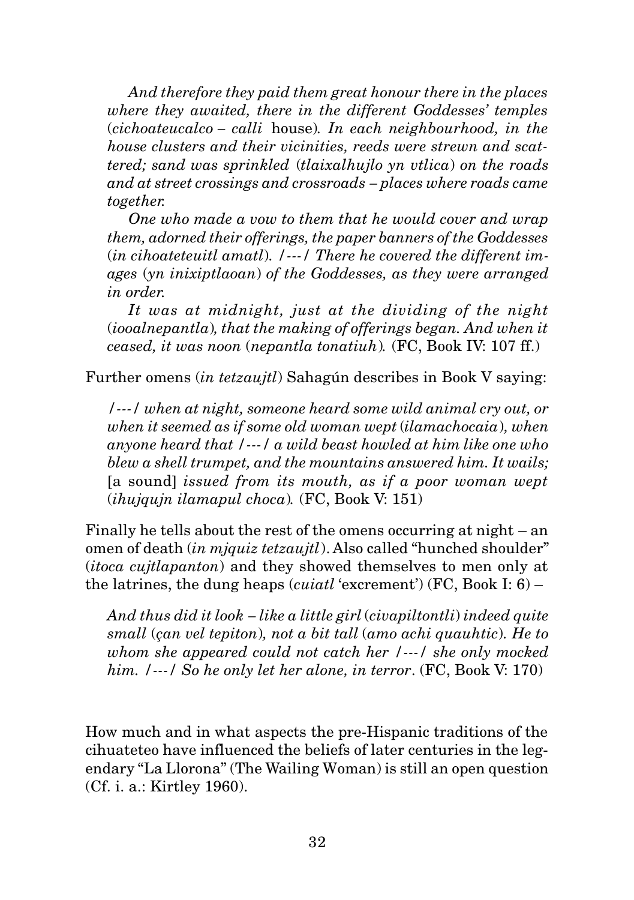*And therefore they paid them great honour there in the places where they awaited, there in the different Goddesses' temples* (*cichoateucalco* – *calli* house)*. In each neighbourhood, in the house clusters and their vicinities, reeds were strewn and scattered; sand was sprinkled* (*tlaixalhujlo yn vtlica*) *on the roads and at street crossings and crossroads – places where roads came together.*

*One who made a vow to them that he would cover and wrap them, adorned their offerings, the paper banners of the Goddesses* (*in cihoateteuitl amatl*)*. /---/ There he covered the different images* (*yn inixiptlaoan*) *of the Goddesses, as they were arranged in order.*

*It was at midnight, just at the dividing of the night* (*iooalnepantla*)*, that the making of offerings began. And when it ceased, it was noon* (*nepantla tonatiuh*)*.* (FC, Book IV: 107 ff.)

Further omens (*in tetzaujtl*) Sahagún describes in Book V saying:

*/---/ when at night, someone heard some wild animal cry out, or when it seemed as if some old woman wept* (*ilamachocaia*)*, when anyone heard that /---/ a wild beast howled at him like one who blew a shell trumpet, and the mountains answered him. It wails;* [a sound] *issued from its mouth, as if a poor woman wept* (*ihujqujn ilamapul choca*)*.* (FC, Book V: 151)

Finally he tells about the rest of the omens occurring at night – an omen of death (*in mjquiz tetzaujtl*). Also called "hunched shoulder" (*itoca cujtlapanton*) and they showed themselves to men only at the latrines, the dung heaps (*cuiatl* 'excrement') (FC, Book I: 6) –

*And thus did it look – like a little girl* (*civapiltontli*) *indeed quite small* (*çan vel tepiton*)*, not a bit tall* (*amo achi quauhtic*)*. He to whom she appeared could not catch her /---/ she only mocked him. /---/ So he only let her alone, in terror*. (FC, Book V: 170)

How much and in what aspects the pre-Hispanic traditions of the cihuateteo have influenced the beliefs of later centuries in the legendary "La Llorona" (The Wailing Woman) is still an open question (Cf. i. a.: Kirtley 1960).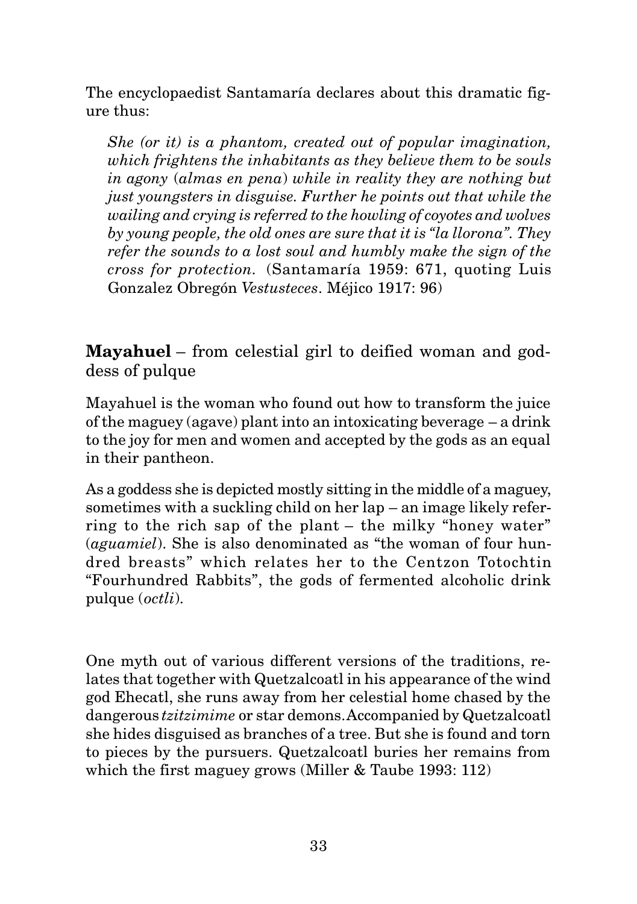The encyclopaedist Santamaría declares about this dramatic figure thus:

> *She (or it) is a phantom, created out of popular imagination, which frightens the inhabitants as they believe them to be souls in agony (almas en pena) while in reality they are nothing but just youngsters in disguise. Further he points out that while the wailing and crying is referred to the howling of coyotes and wolves by young people, the old ones are sure that it is "la llorona". They refer the sounds to a lost soul and humbly make the sign of the cross for protection.* (Santamaría 1959: 671, quoting Luis Gonzalez Obregón *Vestusteces*. Méjico 1917: 96)

## **Mayahuel** – from celestial girl to deified woman and goddess of pulque

Mayahuel is the woman who found out how to transform the juice of the maguey (agave) plant into an intoxicating beverage – a drink to the joy for men and women and accepted by the gods as an equal in their pantheon.

As a goddess she is depicted mostly sitting in the middle of a maguey, sometimes with a suckling child on her lap – an image likely referring to the rich sap of the plant – the milky "honey water" (*aguamiel*). She is also denominated as "the woman of four hundred breasts" which relates her to the Centzon Totochtin "Fourhundred Rabbits", the gods of fermented alcoholic drink pulque (*octli*).

One myth out of various different versions of the traditions, relates that together with Quetzalcoatl in his appearance of the wind god Ehecatl, she runs away from her celestial home chased by the dangerous *tzitzimime* or star demons. Accompanied by Quetzalcoatl she hides disguised as branches of a tree. But she is found and torn to pieces by the pursuers. Quetzalcoatl buries her remains from which the first maguey grows (Miller & Taube 1993: 112)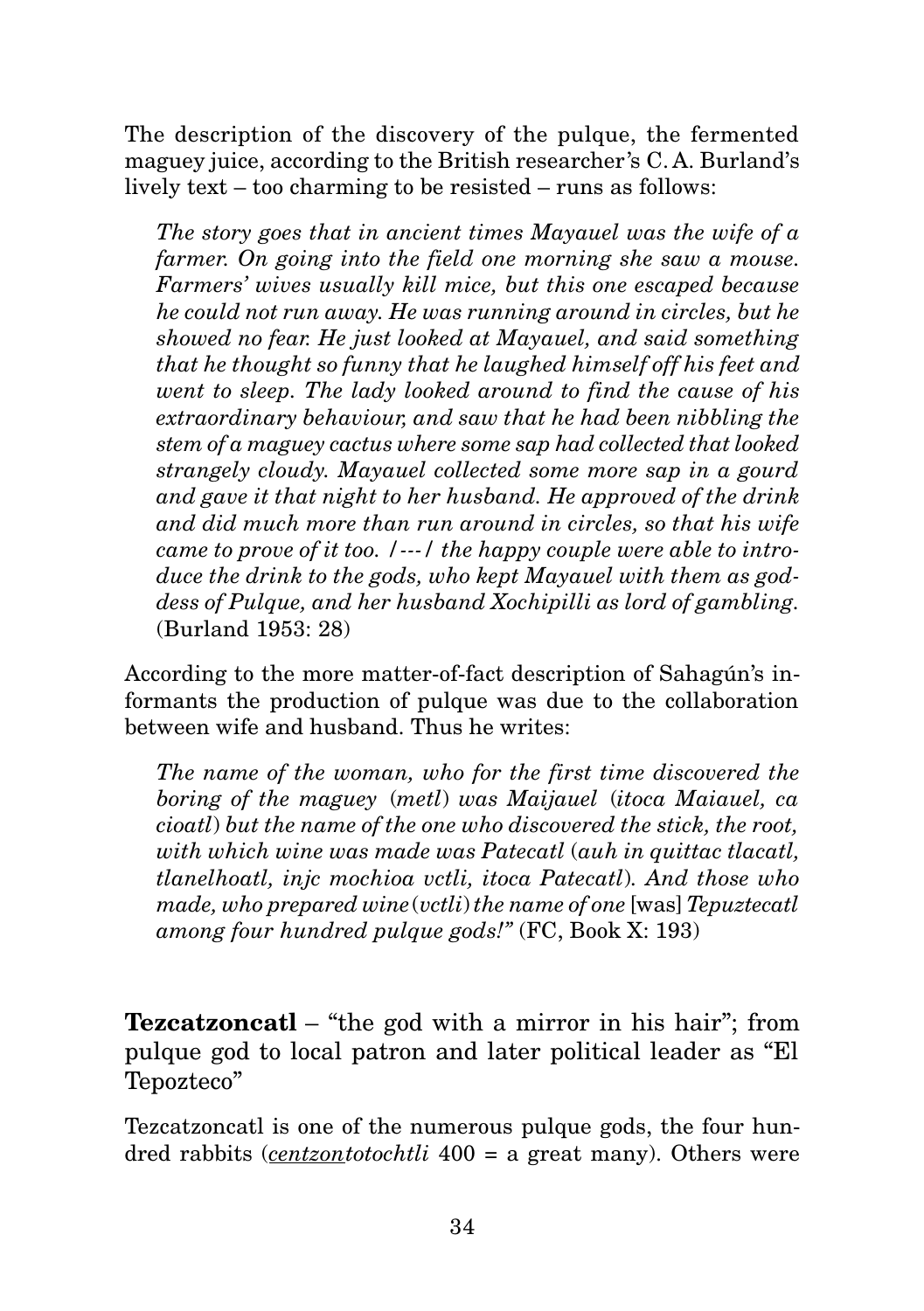The description of the discovery of the pulque, the fermented maguey juice, according to the British researcher's C. A. Burland's lively text – too charming to be resisted – runs as follows:

> *The story goes that in ancient times Mayauel was the wife of a farmer. On going into the field one morning she saw a mouse. Farmers' wives usually kill mice, but this one escaped because he could not run away. He was running around in circles, but he showed no fear. He just looked at Mayauel, and said something that he thought so funny that he laughed himself off his feet and went to sleep. The lady looked around to find the cause of his extraordinary behaviour, and saw that he had been nibbling the stem of a maguey cactus where some sap had collected that looked strangely cloudy. Mayauel collected some more sap in a gourd and gave it that night to her husband. He approved of the drink and did much more than run around in circles, so that his wife came to prove of it too. /---/ the happy couple were able to introduce the drink to the gods, who kept Mayauel with them as goddess of Pulque, and her husband Xochipilli as lord of gambling.* (Burland 1953: 28)

According to the more matter-of-fact description of Sahagún's informants the production of pulque was due to the collaboration between wife and husband. Thus he writes:

> *The name of the woman, who for the first time discovered the boring of the maguey* (*metl*) *was Maijauel* (*itoca Maiauel, ca cioatl*) *but the name of the one who discovered the stick, the root, with which wine was made was Patecatl* (*auh in quittac tlacatl, tlanelhoatl, injc mochioa vctli, itoca Patecatl*). *And those who made, who prepared wine* (*vctli*) *the name of one* [was] *Tepuztecatl among four hundred pulque gods!"* (FC, Book X: 193)

**Tezcatzoncatl** – "the god with a mirror in his hair"; from pulque god to local patron and later political leader as "El Tepozteco"

Tezcatzoncatl is one of the numerous pulque gods, the four hundred rabbits (*centzontotochtli* 400 = a great many). Others were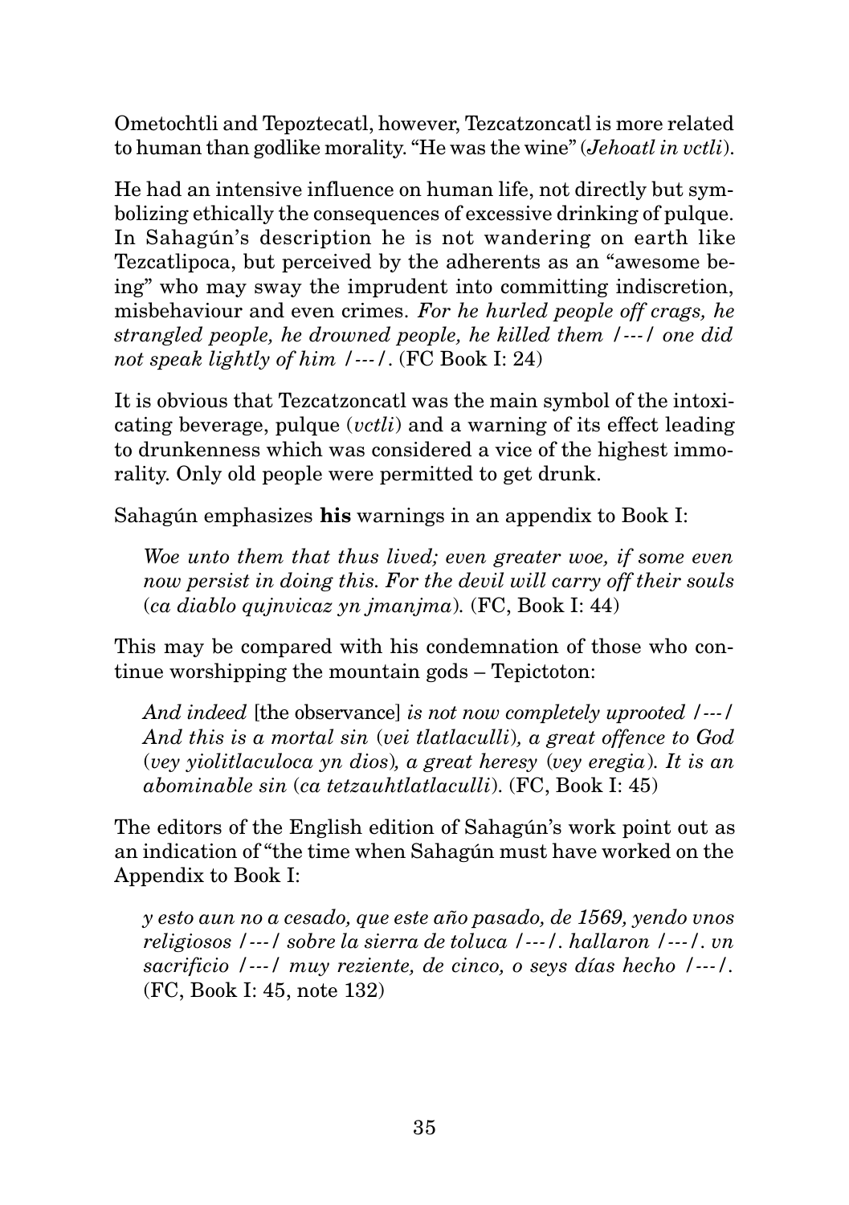Ometochtli and Tepoztecatl, however, Tezcatzoncatl is more related to human than godlike morality. "He was the wine" (*Jehoatl in vctli*).

He had an intensive influence on human life, not directly but symbolizing ethically the consequences of excessive drinking of pulque. In Sahagún's description he is not wandering on earth like Tezcatlipoca, but perceived by the adherents as an "awesome being" who may sway the imprudent into committing indiscretion, misbehaviour and even crimes. *For he hurled people off crags, he strangled people, he drowned people, he killed them /---/ one did not speak lightly of him /---/.* (FC Book I: 24)

It is obvious that Tezcatzoncatl was the main symbol of the intoxicating beverage, pulque (*vctli*) and a warning of its effect leading to drunkenness which was considered a vice of the highest immorality. Only old people were permitted to get drunk.

Sahagún emphasizes **his** warnings in an appendix to Book I:

> *Woe unto them that thus lived; even greater woe, if some even now persist in doing this. For the devil will carry off their souls* (*ca diablo qujnvicaz yn jmanjma*). (FC, Book I: 44)

This may be compared with his condemnation of those who continue worshipping the mountain gods – Tepictoton:

> *And indeed* [the observance] *is not now completely uprooted /---/ And this is a mortal sin* (*vei tlatlaculli*)*, a great offence to God* (*vey yiolitlaculoca yn dios*)*, a great heresy* (*vey eregia*)*. It is an abominable sin* (*ca tetzauhtlatlaculli*). (FC, Book I: 45)

The editors of the English edition of Sahagún's work point out as an indication of "the time when Sahagún must have worked on the Appendix to Book I:

> *y esto aun no a cesado, que este año pasado, de 1569, yendo vnos religiosos /---/ sobre la sierra de toluca /---/. hallaron /---/. vn sacrificio /---/ muy reziente, de cinco, o seys días hecho /---/.* (FC, Book I: 45, note 132)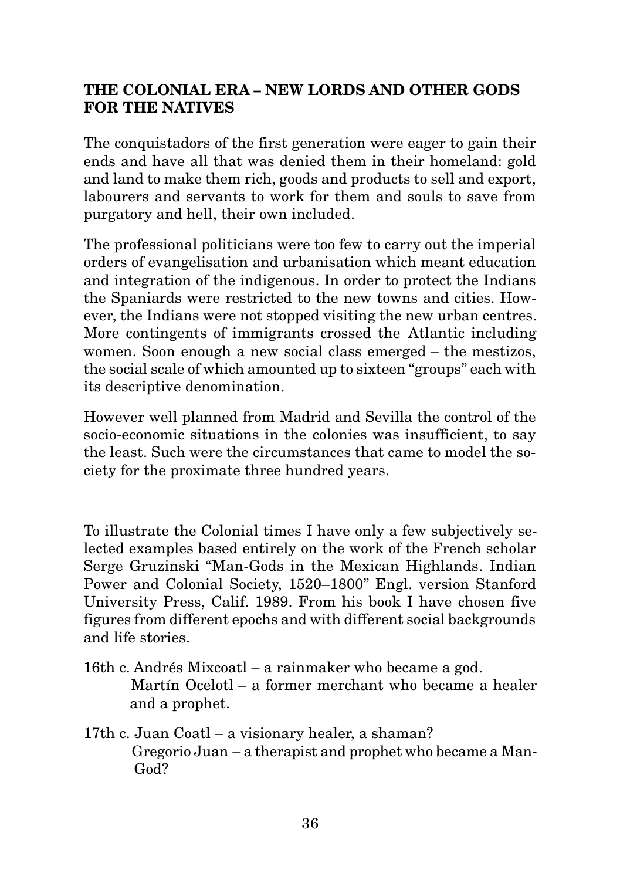## THE COLONIAL ERA – NEW LORDS AND OTHER GODS FOR THE NATIVES

The conquistadors of the first generation were eager to gain their ends and have all that was denied them in their homeland: gold and land to make them rich, goods and products to sell and export, labourers and servants to work for them and souls to save from purgatory and hell, their own included.

The professional politicians were too few to carry out the imperial orders of evangelisation and urbanisation which meant education and integration of the indigenous. In order to protect the Indians the Spaniards were restricted to the new towns and cities. However, the Indians were not stopped visiting the new urban centres. More contingents of immigrants crossed the Atlantic including women. Soon enough a new social class emerged – the mestizos, the social scale of which amounted up to sixteen "groups" each with its descriptive denomination.

However well planned from Madrid and Sevilla the control of the socio-economic situations in the colonies was insufficient, to say the least. Such were the circumstances that came to model the society for the proximate three hundred years.

To illustrate the Colonial times I have only a few subjectively selected examples based entirely on the work of the French scholar Serge Gruzinski "Man-Gods in the Mexican Highlands. Indian Power and Colonial Society, 1520–1800" Engl. version Stanford University Press, Calif. 1989. From his book I have chosen five figures from different epochs and with different social backgrounds and life stories.

16th c. Andrés Mixcoatl – a rainmaker who became a god.
Martín Ocelotl – a former merchant who became a healer and a prophet.

17th c. Juan Coatl – a visionary healer, a shaman?
Gregorio Juan – a therapist and prophet who became a Man-God?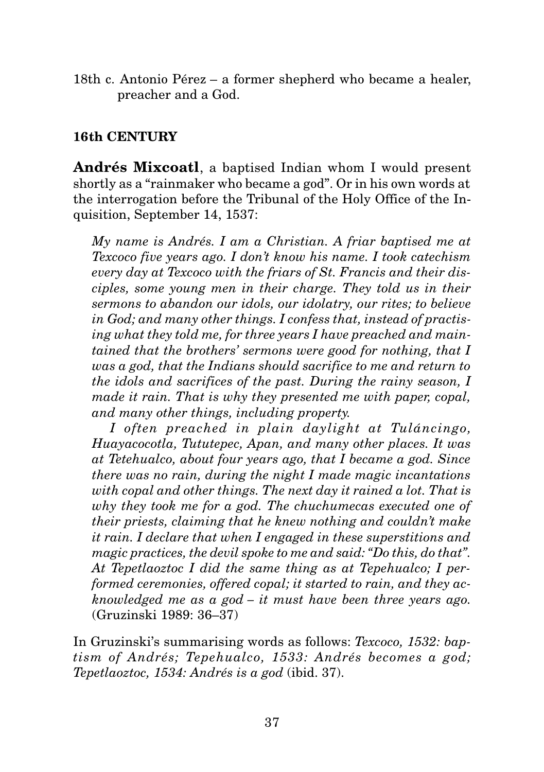18th c. Antonio Pérez – a former shepherd who became a healer, preacher and a God.

## 16th CENTURY

**Andrés Mixcoatl**, a baptised Indian whom I would present shortly as a "rainmaker who became a god". Or in his own words at the interrogation before the Tribunal of the Holy Office of the Inquisition, September 14, 1537:

> *My name is Andrés. I am a Christian. A friar baptised me at Texcoco five years ago. I don't know his name. I took catechism every day at Texcoco with the friars of St. Francis and their disciples, some young men in their charge. They told us in their sermons to abandon our idols, our idolatry, our rites; to believe in God; and many other things. I confess that, instead of practising what they told me, for three years I have preached and maintained that the brothers' sermons were good for nothing, that I was a god, that the Indians should sacrifice to me and return to the idols and sacrifices of the past. During the rainy season, I made it rain. That is why they presented me with paper, copal, and many other things, including property.*
>
> *I often preached in plain daylight at Tuláncingo, Huayacocotla, Tututepec, Apan, and many other places. It was at Tetehualco, about four years ago, that I became a god. Since there was no rain, during the night I made magic incantations with copal and other things. The next day it rained a lot. That is why they took me for a god. The chuchumecas executed one of their priests, claiming that he knew nothing and couldn't make it rain. I declare that when I engaged in these superstitions and magic practices, the devil spoke to me and said: "Do this, do that". At Tepetlaoztoc I did the same thing as at Tepehualco; I performed ceremonies, offered copal; it started to rain, and they acknowledged me as a god – it must have been three years ago.* (Gruzinski 1989: 36–37)

In Gruzinski's summarising words as follows: *Texcoco, 1532: baptism of Andrés; Tepehualco, 1533: Andrés becomes a god; Tepetlaoztoc, 1534: Andrés is a god* (ibid. 37).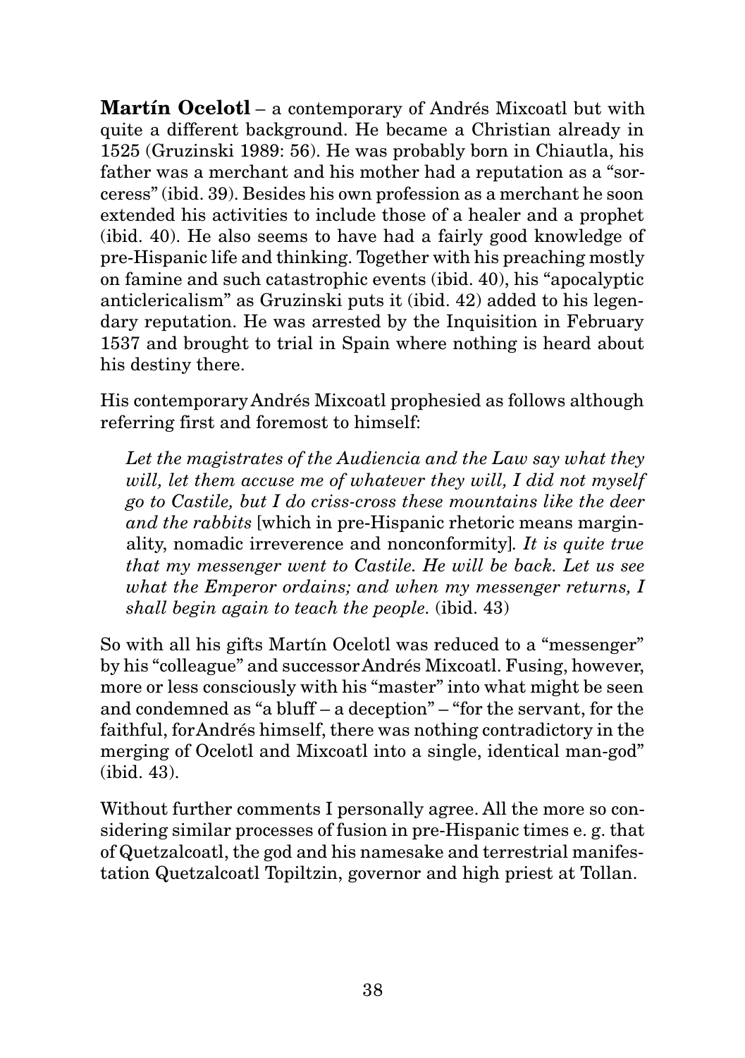**Martín Ocelotl** – a contemporary of Andrés Mixcoatl but with quite a different background. He became a Christian already in 1525 (Gruzinski 1989: 56). He was probably born in Chiautla, his father was a merchant and his mother had a reputation as a "sorceress" (ibid. 39). Besides his own profession as a merchant he soon extended his activities to include those of a healer and a prophet (ibid. 40). He also seems to have had a fairly good knowledge of pre-Hispanic life and thinking. Together with his preaching mostly on famine and such catastrophic events (ibid. 40), his "apocalyptic anticlericalism" as Gruzinski puts it (ibid. 42) added to his legendary reputation. He was arrested by the Inquisition in February 1537 and brought to trial in Spain where nothing is heard about his destiny there.

His contemporary Andrés Mixcoatl prophesied as follows although referring first and foremost to himself:

> *Let the magistrates of the Audiencia and the Law say what they will, let them accuse me of whatever they will, I did not myself go to Castile, but I do criss-cross these mountains like the deer and the rabbits* [which in pre-Hispanic rhetoric means marginality, nomadic irreverence and nonconformity]. *It is quite true that my messenger went to Castile. He will be back. Let us see what the Emperor ordains; and when my messenger returns, I shall begin again to teach the people.* (ibid. 43)

So with all his gifts Martín Ocelotl was reduced to a "messenger" by his "colleague" and successor Andrés Mixcoatl. Fusing, however, more or less consciously with his "master" into what might be seen and condemned as "a bluff – a deception" – "for the servant, for the faithful, for Andrés himself, there was nothing contradictory in the merging of Ocelotl and Mixcoatl into a single, identical man-god" (ibid. 43).

Without further comments I personally agree. All the more so considering similar processes of fusion in pre-Hispanic times e. g. that of Quetzalcoatl, the god and his namesake and terrestrial manifestation Quetzalcoatl Topiltzin, governor and high priest at Tollan.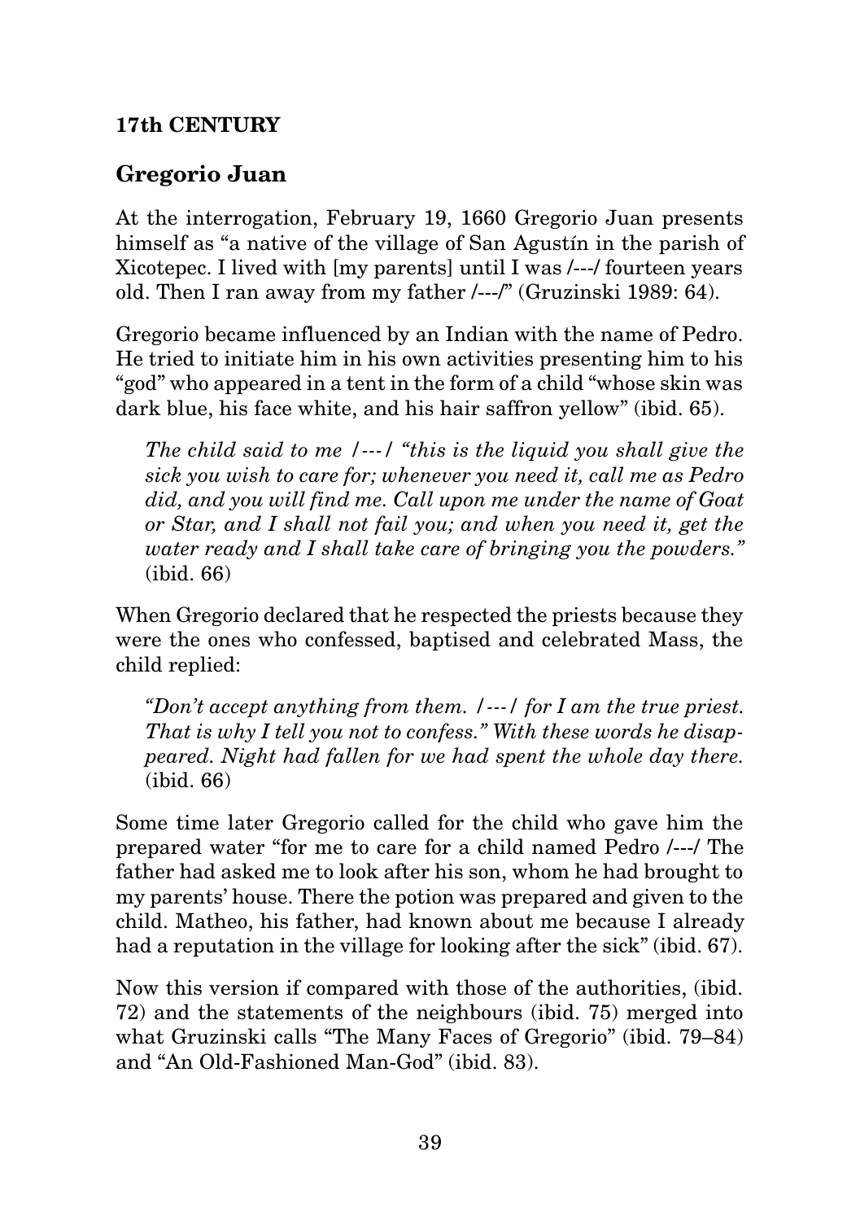**17th CENTURY**

## Gregorio Juan

At the interrogation, February 19, 1660 Gregorio Juan presents himself as "a native of the village of San Agustín in the parish of Xicotepec. I lived with [my parents] until I was /---/ fourteen years old. Then I ran away from my father /---/" (Gruzinski 1989: 64).

Gregorio became influenced by an Indian with the name of Pedro. He tried to initiate him in his own activities presenting him to his "god" who appeared in a tent in the form of a child "whose skin was dark blue, his face white, and his hair saffron yellow" (ibid. 65).

> *The child said to me /---/ "this is the liquid you shall give the sick you wish to care for; whenever you need it, call me as Pedro did, and you will find me. Call upon me under the name of Goat or Star, and I shall not fail you; and when you need it, get the water ready and I shall take care of bringing you the powders."* (ibid. 66)

When Gregorio declared that he respected the priests because they were the ones who confessed, baptised and celebrated Mass, the child replied:

> *"Don't accept anything from them. /---/ for I am the true priest. That is why I tell you not to confess." With these words he disappeared. Night had fallen for we had spent the whole day there.* (ibid. 66)

Some time later Gregorio called for the child who gave him the prepared water "for me to care for a child named Pedro /---/ The father had asked me to look after his son, whom he had brought to my parents' house. There the potion was prepared and given to the child. Matheo, his father, had known about me because I already had a reputation in the village for looking after the sick" (ibid. 67).

Now this version if compared with those of the authorities, (ibid. 72) and the statements of the neighbours (ibid. 75) merged into what Gruzinski calls "The Many Faces of Gregorio" (ibid. 79–84) and "An Old-Fashioned Man-God" (ibid. 83).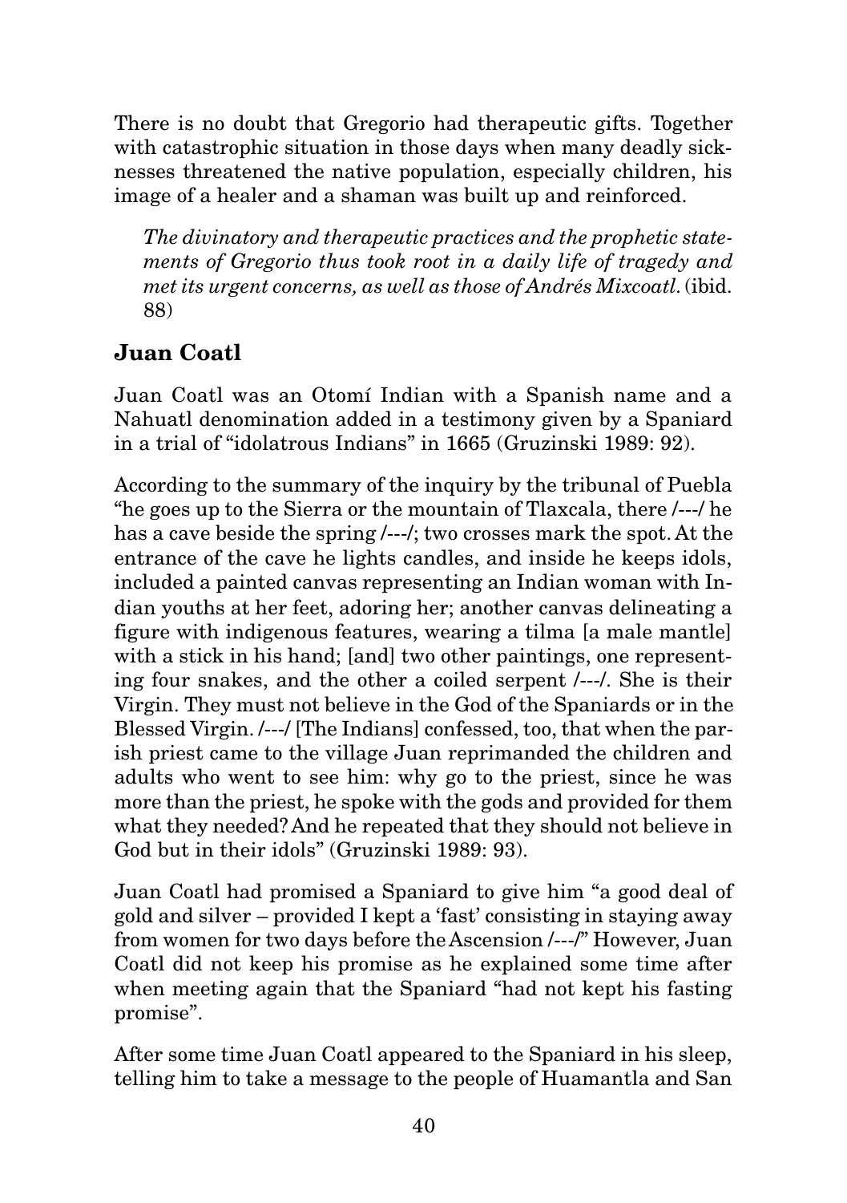There is no doubt that Gregorio had therapeutic gifts. Together with catastrophic situation in those days when many deadly sicknesses threatened the native population, especially children, his image of a healer and a shaman was built up and reinforced.

> *The divinatory and therapeutic practices and the prophetic statements of Gregorio thus took root in a daily life of tragedy and met its urgent concerns, as well as those of Andrés Mixcoatl.* (ibid. 88)

## Juan Coatl

Juan Coatl was an Otomí Indian with a Spanish name and a Nahuatl denomination added in a testimony given by a Spaniard in a trial of "idolatrous Indians" in 1665 (Gruzinski 1989: 92).

According to the summary of the inquiry by the tribunal of Puebla "he goes up to the Sierra or the mountain of Tlaxcala, there /---/ he has a cave beside the spring /---/; two crosses mark the spot. At the entrance of the cave he lights candles, and inside he keeps idols, included a painted canvas representing an Indian woman with Indian youths at her feet, adoring her; another canvas delineating a figure with indigenous features, wearing a tilma [a male mantle] with a stick in his hand; [and] two other paintings, one representing four snakes, and the other a coiled serpent /---/. She is their Virgin. They must not believe in the God of the Spaniards or in the Blessed Virgin. /---/ [The Indians] confessed, too, that when the parish priest came to the village Juan reprimanded the children and adults who went to see him: why go to the priest, since he was more than the priest, he spoke with the gods and provided for them what they needed? And he repeated that they should not believe in God but in their idols" (Gruzinski 1989: 93).

Juan Coatl had promised a Spaniard to give him "a good deal of gold and silver – provided I kept a 'fast' consisting in staying away from women for two days before the Ascension /---/" However, Juan Coatl did not keep his promise as he explained some time after when meeting again that the Spaniard "had not kept his fasting promise".

After some time Juan Coatl appeared to the Spaniard in his sleep, telling him to take a message to the people of Huamantla and San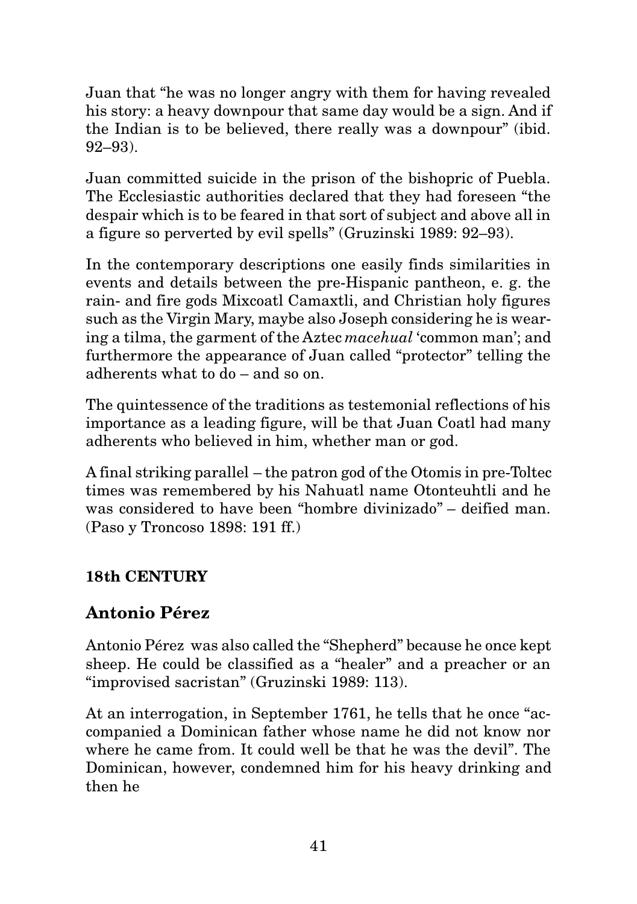Juan that "he was no longer angry with them for having revealed his story: a heavy downpour that same day would be a sign. And if the Indian is to be believed, there really was a downpour" (ibid. 92–93).

Juan committed suicide in the prison of the bishopric of Puebla. The Ecclesiastic authorities declared that they had foreseen "the despair which is to be feared in that sort of subject and above all in a figure so perverted by evil spells" (Gruzinski 1989: 92–93).

In the contemporary descriptions one easily finds similarities in events and details between the pre-Hispanic pantheon, e. g. the rain- and fire gods Mixcoatl Camaxtli, and Christian holy figures such as the Virgin Mary, maybe also Joseph considering he is wearing a tilma, the garment of the Aztec *macehual* 'common man'; and furthermore the appearance of Juan called "protector" telling the adherents what to do – and so on.

The quintessence of the traditions as testemonial reflections of his importance as a leading figure, will be that Juan Coatl had many adherents who believed in him, whether man or god.

A final striking parallel – the patron god of the Otomis in pre-Toltec times was remembered by his Nahuatl name Otonteuhtli and he was considered to have been "hombre divinizado" – deified man. (Paso y Troncoso 1898: 191 ff.)

## 18th CENTURY

### Antonio Pérez

Antonio Pérez was also called the "Shepherd" because he once kept sheep. He could be classified as a "healer" and a preacher or an "improvised sacristan" (Gruzinski 1989: 113).

At an interrogation, in September 1761, he tells that he once "accompanied a Dominican father whose name he did not know nor where he came from. It could well be that he was the devil". The Dominican, however, condemned him for his heavy drinking and then he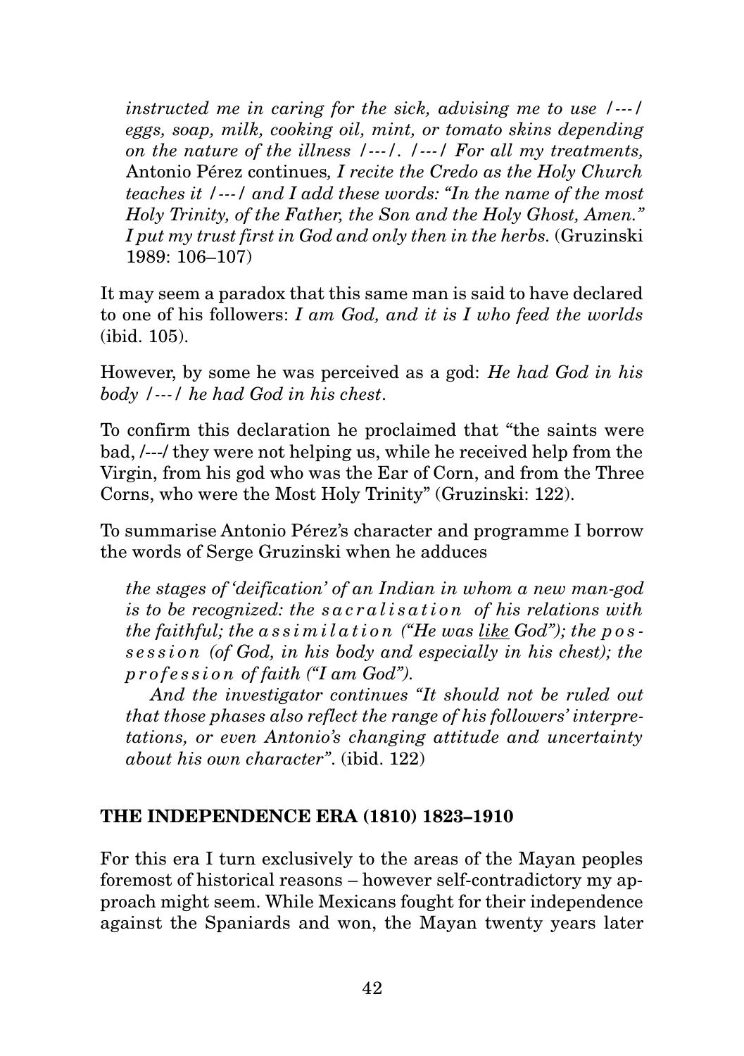> *instructed me in caring for the sick, advising me to use /---/ eggs, soap, milk, cooking oil, mint, or tomato skins depending on the nature of the illness /---/. /---/ For all my treatments,* Antonio Pérez continues*, I recite the Credo as the Holy Church teaches it /---/ and I add these words: "In the name of the most Holy Trinity, of the Father, the Son and the Holy Ghost, Amen." I put my trust first in God and only then in the herbs.* (Gruzinski 1989: 106–107)

It may seem a paradox that this same man is said to have declared to one of his followers: *I am God, and it is I who feed the worlds* (ibid. 105).

However, by some he was perceived as a god: *He had God in his body /---/ he had God in his chest*.

To confirm this declaration he proclaimed that "the saints were bad, /---/ they were not helping us, while he received help from the Virgin, from his god who was the Ear of Corn, and from the Three Corns, who were the Most Holy Trinity" (Gruzinski: 122).

To summarise Antonio Pérez's character and programme I borrow the words of Serge Gruzinski when he adduces

> *the stages of 'deification' of an Indian in whom a new man-god is to be recognized: the s a c r a l i s a t i o n of his relations with the faithful; the a s s i m i l a t i o n ("He was like God"); the p o s s e s s i o n (of God, in his body and especially in his chest); the p r o f e s s i o n of faith ("I am God").*
>
> *And the investigator continues "It should not be ruled out that those phases also reflect the range of his followers' interpretations, or even Antonio's changing attitude and uncertainty about his own character".* (ibid. 122)

## THE INDEPENDENCE ERA (1810) 1823–1910

For this era I turn exclusively to the areas of the Mayan peoples foremost of historical reasons – however self-contradictory my approach might seem. While Mexicans fought for their independence against the Spaniards and won, the Mayan twenty years later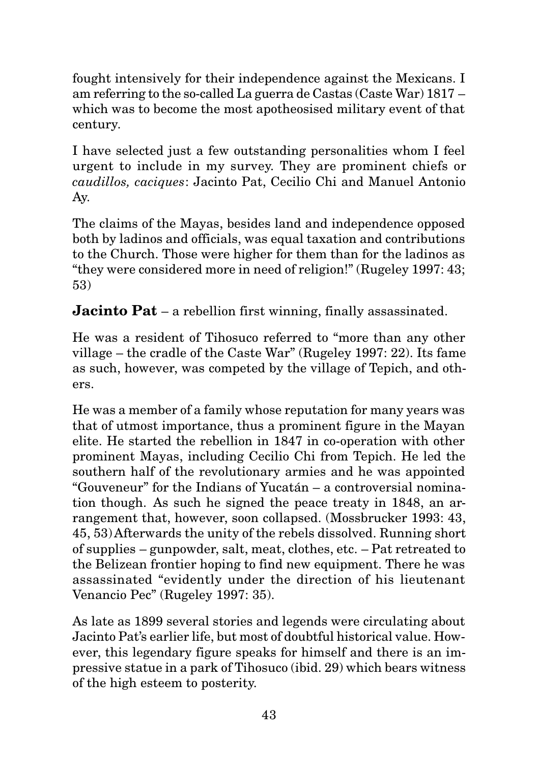fought intensively for their independence against the Mexicans. I am referring to the so-called La guerra de Castas (Caste War) 1817 – which was to become the most apotheosised military event of that century.

I have selected just a few outstanding personalities whom I feel urgent to include in my survey. They are prominent chiefs or *caudillos, caciques*: Jacinto Pat, Cecilio Chi and Manuel Antonio Ay.

The claims of the Mayas, besides land and independence opposed both by ladinos and officials, was equal taxation and contributions to the Church. Those were higher for them than for the ladinos as "they were considered more in need of religion!" (Rugeley 1997: 43; 53)

**Jacinto Pat** – a rebellion first winning, finally assassinated.

He was a resident of Tihosuco referred to "more than any other village – the cradle of the Caste War" (Rugeley 1997: 22). Its fame as such, however, was competed by the village of Tepich, and others.

He was a member of a family whose reputation for many years was that of utmost importance, thus a prominent figure in the Mayan elite. He started the rebellion in 1847 in co-operation with other prominent Mayas, including Cecilio Chi from Tepich. He led the southern half of the revolutionary armies and he was appointed "Gouveneur" for the Indians of Yucatán – a controversial nomination though. As such he signed the peace treaty in 1848, an arrangement that, however, soon collapsed. (Mossbrucker 1993: 43, 45, 53) Afterwards the unity of the rebels dissolved. Running short of supplies – gunpowder, salt, meat, clothes, etc. – Pat retreated to the Belizean frontier hoping to find new equipment. There he was assassinated "evidently under the direction of his lieutenant Venancio Pec" (Rugeley 1997: 35).

As late as 1899 several stories and legends were circulating about Jacinto Pat's earlier life, but most of doubtful historical value. However, this legendary figure speaks for himself and there is an impressive statue in a park of Tihosuco (ibid. 29) which bears witness of the high esteem to posterity.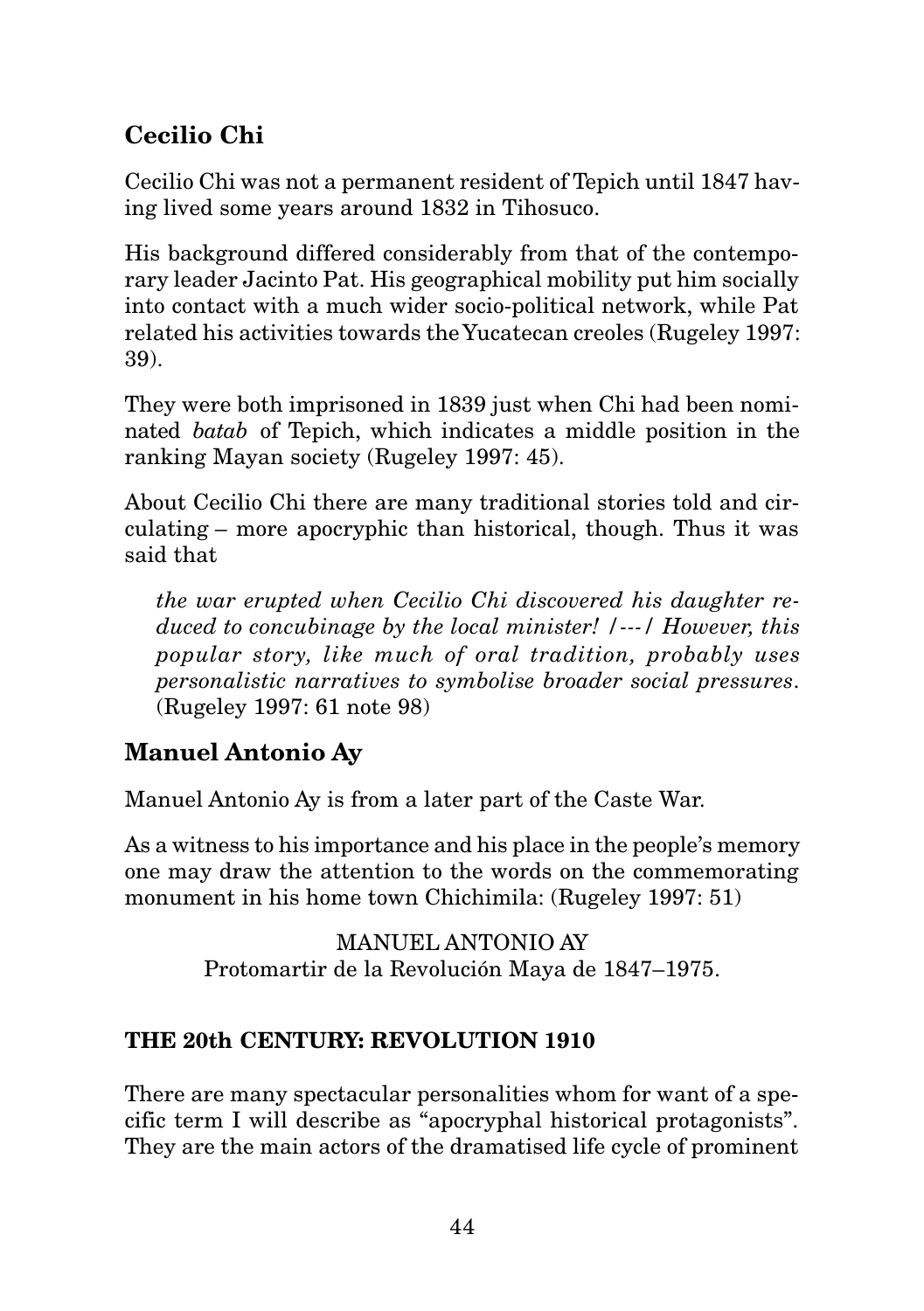### Cecilio Chi

Cecilio Chi was not a permanent resident of Tepich until 1847 having lived some years around 1832 in Tihosuco.

His background differed considerably from that of the contemporary leader Jacinto Pat. His geographical mobility put him socially into contact with a much wider socio-political network, while Pat related his activities towards the Yucatecan creoles (Rugeley 1997: 39).

They were both imprisoned in 1839 just when Chi had been nominated *batab* of Tepich, which indicates a middle position in the ranking Mayan society (Rugeley 1997: 45).

About Cecilio Chi there are many traditional stories told and circulating – more apocryphic than historical, though. Thus it was said that

> *the war erupted when Cecilio Chi discovered his daughter reduced to concubinage by the local minister! /---/ However, this popular story, like much of oral tradition, probably uses personalistic narratives to symbolise broader social pressures.* (Rugeley 1997: 61 note 98)

### Manuel Antonio Ay

Manuel Antonio Ay is from a later part of the Caste War.

As a witness to his importance and his place in the people's memory one may draw the attention to the words on the commemorating monument in his home town Chichimila: (Rugeley 1997: 51)

MANUEL ANTONIO AY
Protomartir de la Revolución Maya de 1847–1975.

## THE 20th CENTURY: REVOLUTION 1910

There are many spectacular personalities whom for want of a specific term I will describe as "apocryphal historical protagonists". They are the main actors of the dramatised life cycle of prominent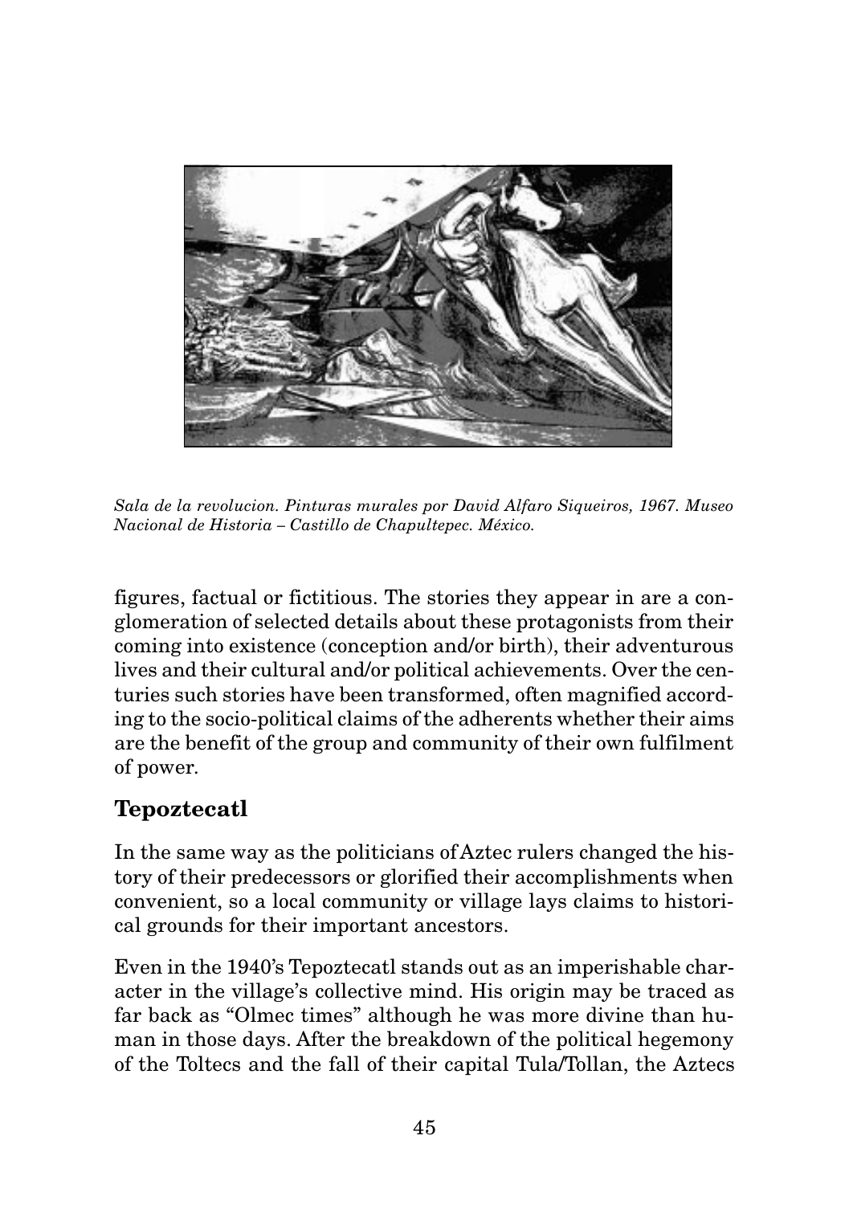*Sala de la revolucion. Pinturas murales por David Alfaro Siqueiros, 1967. Museo Nacional de Historia – Castillo de Chapultepec. México.*

figures, factual or fictitious. The stories they appear in are a conglomeration of selected details about these protagonists from their coming into existence (conception and/or birth), their adventurous lives and their cultural and/or political achievements. Over the centuries such stories have been transformed, often magnified according to the socio-political claims of the adherents whether their aims are the benefit of the group and community of their own fulfilment of power.

## Tepoztecatl

In the same way as the politicians of Aztec rulers changed the history of their predecessors or glorified their accomplishments when convenient, so a local community or village lays claims to historical grounds for their important ancestors.

Even in the 1940's Tepoztecatl stands out as an imperishable character in the village's collective mind. His origin may be traced as far back as "Olmec times" although he was more divine than human in those days. After the breakdown of the political hegemony of the Toltecs and the fall of their capital Tula/Tollan, the Aztecs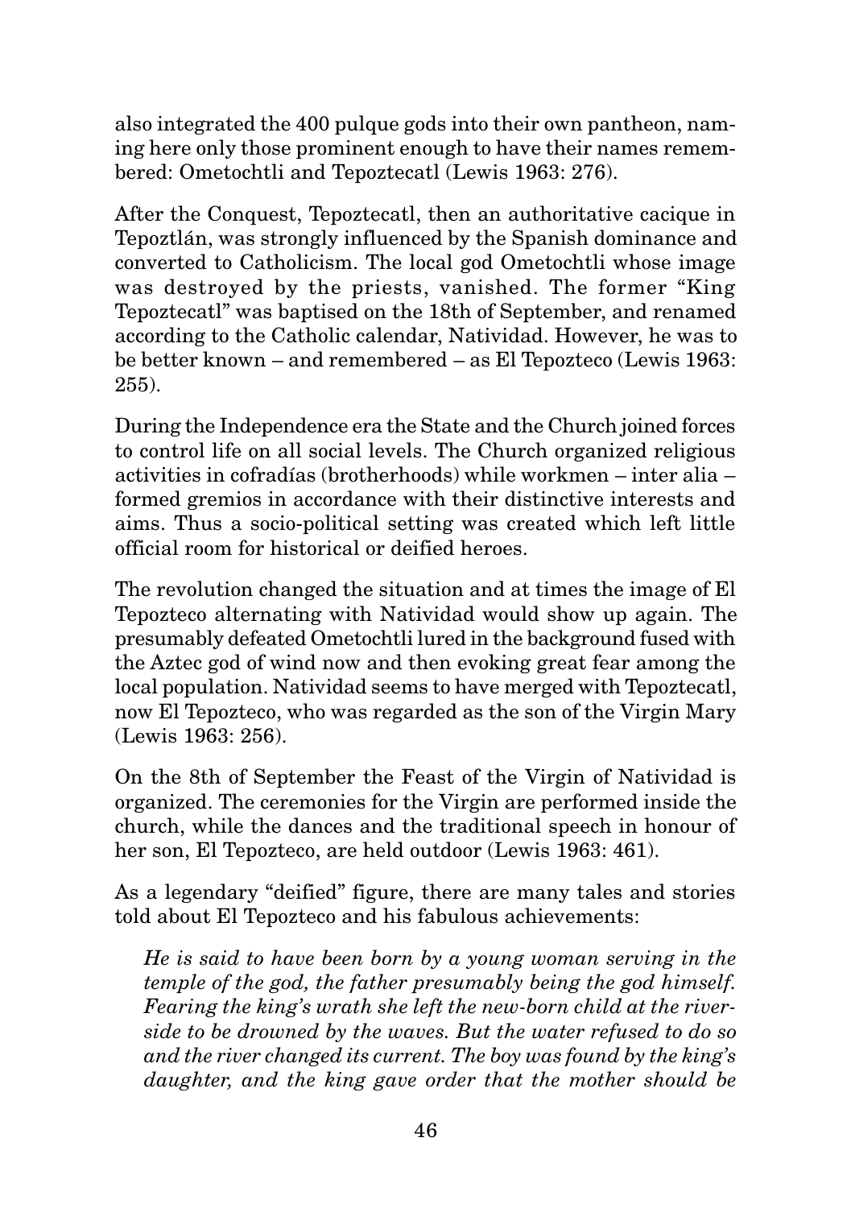also integrated the 400 pulque gods into their own pantheon, naming here only those prominent enough to have their names remembered: Ometochtli and Tepoztecatl (Lewis 1963: 276).

After the Conquest, Tepoztecatl, then an authoritative cacique in Tepoztlán, was strongly influenced by the Spanish dominance and converted to Catholicism. The local god Ometochtli whose image was destroyed by the priests, vanished. The former "King Tepoztecatl" was baptised on the 18th of September, and renamed according to the Catholic calendar, Natividad. However, he was to be better known – and remembered – as El Tepozteco (Lewis 1963: 255).

During the Independence era the State and the Church joined forces to control life on all social levels. The Church organized religious activities in cofradías (brotherhoods) while workmen – inter alia – formed gremios in accordance with their distinctive interests and aims. Thus a socio-political setting was created which left little official room for historical or deified heroes.

The revolution changed the situation and at times the image of El Tepozteco alternating with Natividad would show up again. The presumably defeated Ometochtli lured in the background fused with the Aztec god of wind now and then evoking great fear among the local population. Natividad seems to have merged with Tepoztecatl, now El Tepozteco, who was regarded as the son of the Virgin Mary (Lewis 1963: 256).

On the 8th of September the Feast of the Virgin of Natividad is organized. The ceremonies for the Virgin are performed inside the church, while the dances and the traditional speech in honour of her son, El Tepozteco, are held outdoor (Lewis 1963: 461).

As a legendary "deified" figure, there are many tales and stories told about El Tepozteco and his fabulous achievements:

> *He is said to have been born by a young woman serving in the temple of the god, the father presumably being the god himself. Fearing the king's wrath she left the new-born child at the riverside to be drowned by the waves. But the water refused to do so and the river changed its current. The boy was found by the king's daughter, and the king gave order that the mother should be*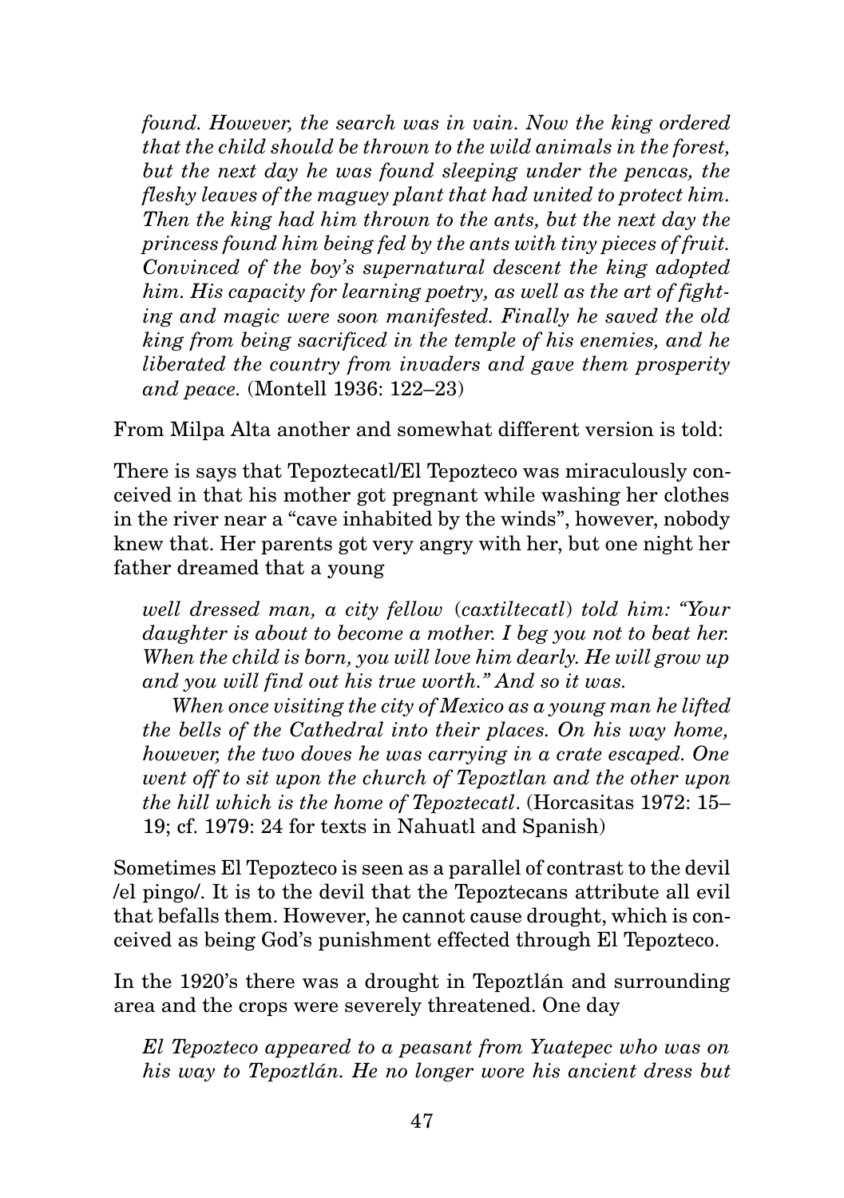*found. However, the search was in vain. Now the king ordered that the child should be thrown to the wild animals in the forest, but the next day he was found sleeping under the pencas, the fleshy leaves of the maguey plant that had united to protect him. Then the king had him thrown to the ants, but the next day the princess found him being fed by the ants with tiny pieces of fruit. Convinced of the boy's supernatural descent the king adopted him. His capacity for learning poetry, as well as the art of fighting and magic were soon manifested. Finally he saved the old king from being sacrificed in the temple of his enemies, and he liberated the country from invaders and gave them prosperity and peace.* (Montell 1936: 122–23)

From Milpa Alta another and somewhat different version is told:

There is says that Tepoztecatl/El Tepozteco was miraculously conceived in that his mother got pregnant while washing her clothes in the river near a "cave inhabited by the winds", however, nobody knew that. Her parents got very angry with her, but one night her father dreamed that a young

> *well dressed man, a city fellow (caxtiltecatl) told him: "Your daughter is about to become a mother. I beg you not to beat her. When the child is born, you will love him dearly. He will grow up and you will find out his true worth." And so it was.*
>
> *When once visiting the city of Mexico as a young man he lifted the bells of the Cathedral into their places. On his way home, however, the two doves he was carrying in a crate escaped. One went off to sit upon the church of Tepoztlan and the other upon the hill which is the home of Tepoztecatl.* (Horcasitas 1972: 15–19; cf. 1979: 24 for texts in Nahuatl and Spanish)

Sometimes El Tepozteco is seen as a parallel of contrast to the devil /el pingo/. It is to the devil that the Tepoztecans attribute all evil that befalls them. However, he cannot cause drought, which is conceived as being God's punishment effected through El Tepozteco.

In the 1920's there was a drought in Tepoztlán and surrounding area and the crops were severely threatened. One day

> *El Tepozteco appeared to a peasant from Yuatepec who was on his way to Tepoztlán. He no longer wore his ancient dress but*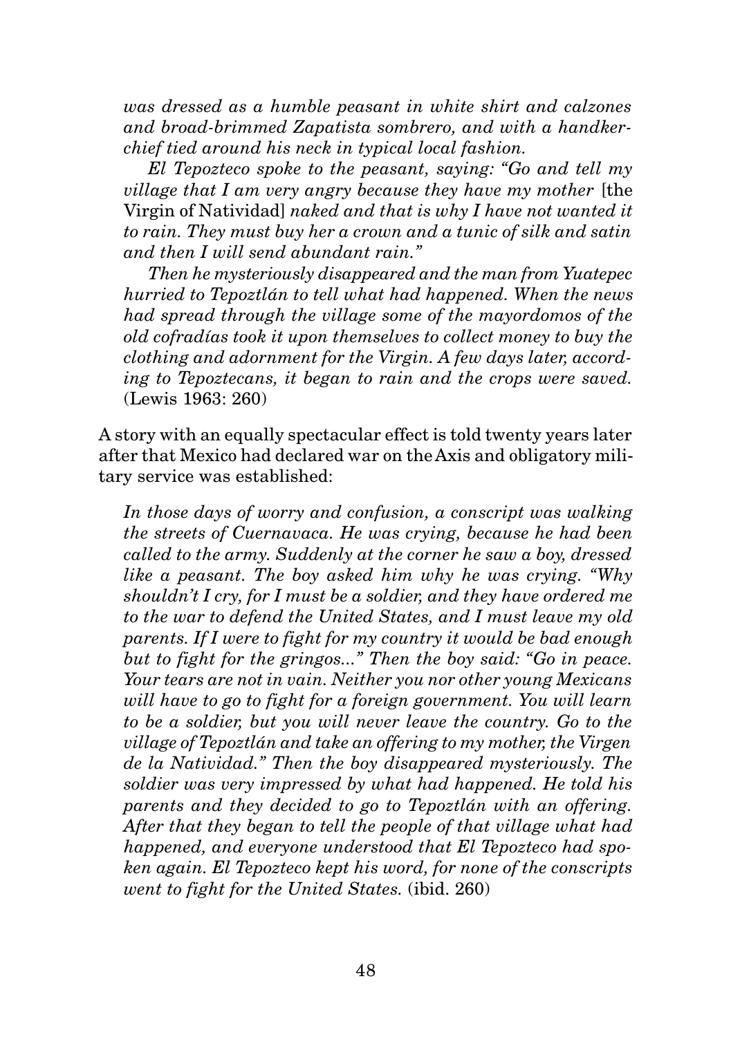*was dressed as a humble peasant in white shirt and calzones and broad-brimmed Zapatista sombrero, and with a handkerchief tied around his neck in typical local fashion.*

*El Tepozteco spoke to the peasant, saying: "Go and tell my village that I am very angry because they have my mother* [the Virgin of Natividad] *naked and that is why I have not wanted it to rain. They must buy her a crown and a tunic of silk and satin and then I will send abundant rain."*

*Then he mysteriously disappeared and the man from Yuatepec hurried to Tepoztlán to tell what had happened. When the news had spread through the village some of the mayordomos of the old cofradías took it upon themselves to collect money to buy the clothing and adornment for the Virgin. A few days later, according to Tepoztecans, it began to rain and the crops were saved.* (Lewis 1963: 260)

A story with an equally spectacular effect is told twenty years later after that Mexico had declared war on the Axis and obligatory military service was established:

*In those days of worry and confusion, a conscript was walking the streets of Cuernavaca. He was crying, because he had been called to the army. Suddenly at the corner he saw a boy, dressed like a peasant. The boy asked him why he was crying. "Why shouldn't I cry, for I must be a soldier, and they have ordered me to the war to defend the United States, and I must leave my old parents. If I were to fight for my country it would be bad enough but to fight for the gringos..." Then the boy said: "Go in peace. Your tears are not in vain. Neither you nor other young Mexicans will have to go to fight for a foreign government. You will learn to be a soldier, but you will never leave the country. Go to the village of Tepoztlán and take an offering to my mother, the Virgen de la Natividad." Then the boy disappeared mysteriously. The soldier was very impressed by what had happened. He told his parents and they decided to go to Tepoztlán with an offering. After that they began to tell the people of that village what had happened, and everyone understood that El Tepozteco had spoken again. El Tepozteco kept his word, for none of the conscripts went to fight for the United States.* (ibid. 260)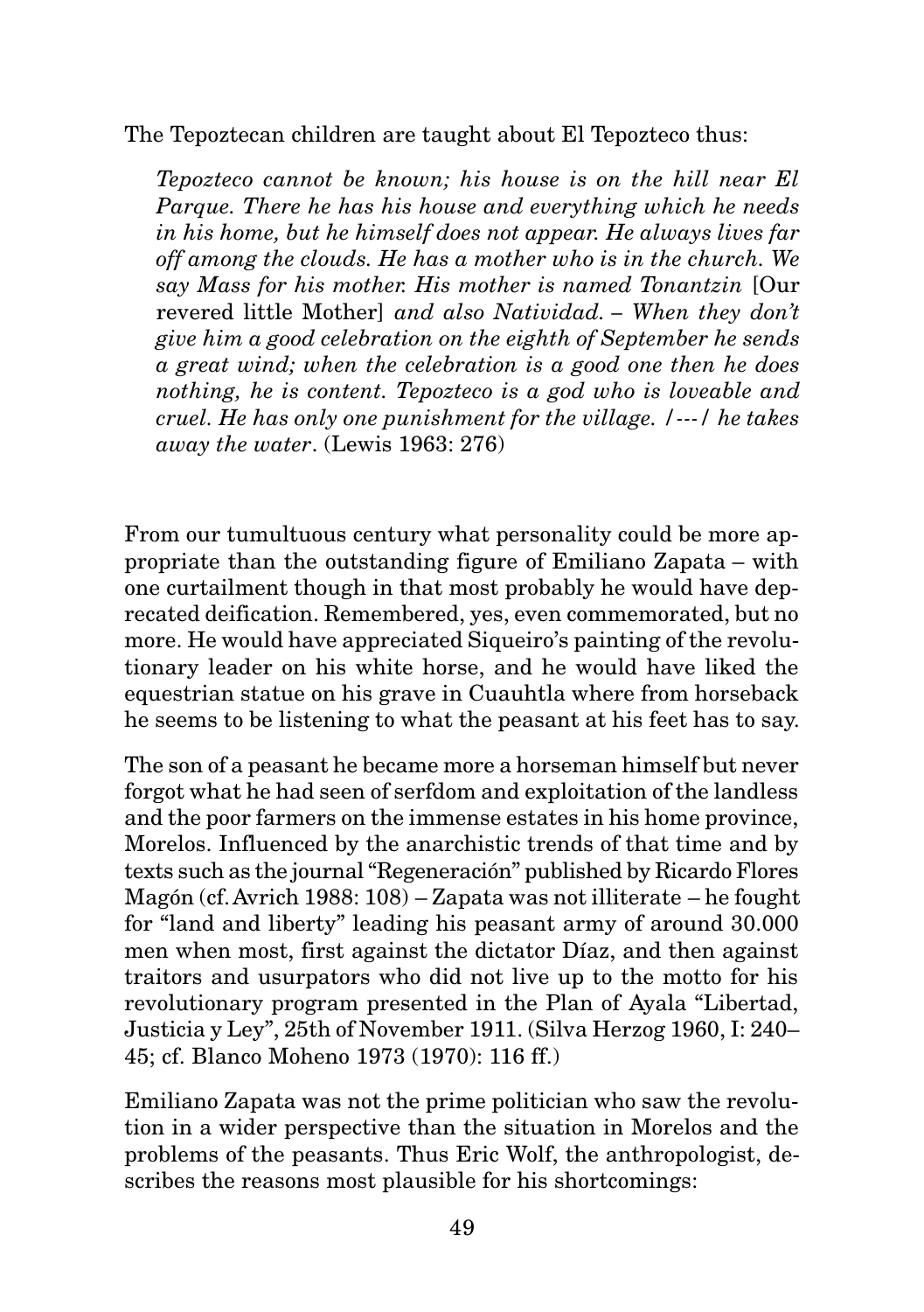The Tepoztecan children are taught about El Tepozteco thus:

> *Tepozteco cannot be known; his house is on the hill near El Parque. There he has his house and everything which he needs in his home, but he himself does not appear. He always lives far off among the clouds. He has a mother who is in the church. We say Mass for his mother. His mother is named Tonantzin* [Our revered little Mother] *and also Natividad. – When they don't give him a good celebration on the eighth of September he sends a great wind; when the celebration is a good one then he does nothing, he is content. Tepozteco is a god who is loveable and cruel. He has only one punishment for the village. /---/ he takes away the water*. (Lewis 1963: 276)

From our tumultuous century what personality could be more appropriate than the outstanding figure of Emiliano Zapata – with one curtailment though in that most probably he would have deprecated deification. Remembered, yes, even commemorated, but no more. He would have appreciated Siqueiro's painting of the revolutionary leader on his white horse, and he would have liked the equestrian statue on his grave in Cuauhtla where from horseback he seems to be listening to what the peasant at his feet has to say.

The son of a peasant he became more a horseman himself but never forgot what he had seen of serfdom and exploitation of the landless and the poor farmers on the immense estates in his home province, Morelos. Influenced by the anarchistic trends of that time and by texts such as the journal "Regeneración" published by Ricardo Flores Magón (cf. Avrich 1988: 108) – Zapata was not illiterate – he fought for "land and liberty" leading his peasant army of around 30.000 men when most, first against the dictator Díaz, and then against traitors and usurpators who did not live up to the motto for his revolutionary program presented in the Plan of Ayala "Libertad, Justicia y Ley", 25th of November 1911. (Silva Herzog 1960, I: 240–45; cf. Blanco Moheno 1973 (1970): 116 ff.)

Emiliano Zapata was not the prime politician who saw the revolution in a wider perspective than the situation in Morelos and the problems of the peasants. Thus Eric Wolf, the anthropologist, describes the reasons most plausible for his shortcomings: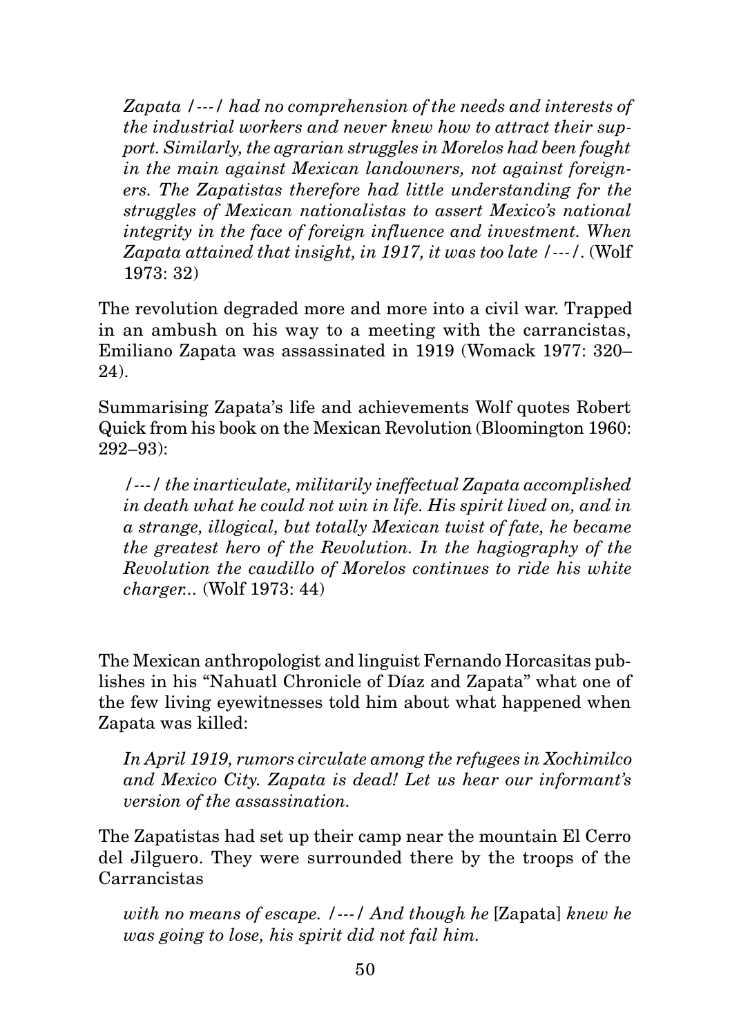> *Zapata /---/ had no comprehension of the needs and interests of the industrial workers and never knew how to attract their support. Similarly, the agrarian struggles in Morelos had been fought in the main against Mexican landowners, not against foreigners. The Zapatistas therefore had little understanding for the struggles of Mexican nationalistas to assert Mexico's national integrity in the face of foreign influence and investment. When Zapata attained that insight, in 1917, it was too late /---/.* (Wolf 1973: 32)

The revolution degraded more and more into a civil war. Trapped in an ambush on his way to a meeting with the carrancistas, Emiliano Zapata was assassinated in 1919 (Womack 1977: 320–24).

Summarising Zapata's life and achievements Wolf quotes Robert Quick from his book on the Mexican Revolution (Bloomington 1960: 292–93):

> */---/ the inarticulate, militarily ineffectual Zapata accomplished in death what he could not win in life. His spirit lived on, and in a strange, illogical, but totally Mexican twist of fate, he became the greatest hero of the Revolution. In the hagiography of the Revolution the caudillo of Morelos continues to ride his white charger..* (Wolf 1973: 44)

The Mexican anthropologist and linguist Fernando Horcasitas publishes in his "Nahuatl Chronicle of Díaz and Zapata" what one of the few living eyewitnesses told him about what happened when Zapata was killed:

> *In April 1919, rumors circulate among the refugees in Xochimilco and Mexico City. Zapata is dead! Let us hear our informant's version of the assassination.*

The Zapatistas had set up their camp near the mountain El Cerro del Jilguero. They were surrounded there by the troops of the Carrancistas

> *with no means of escape. /---/ And though he* [Zapata] *knew he was going to lose, his spirit did not fail him.*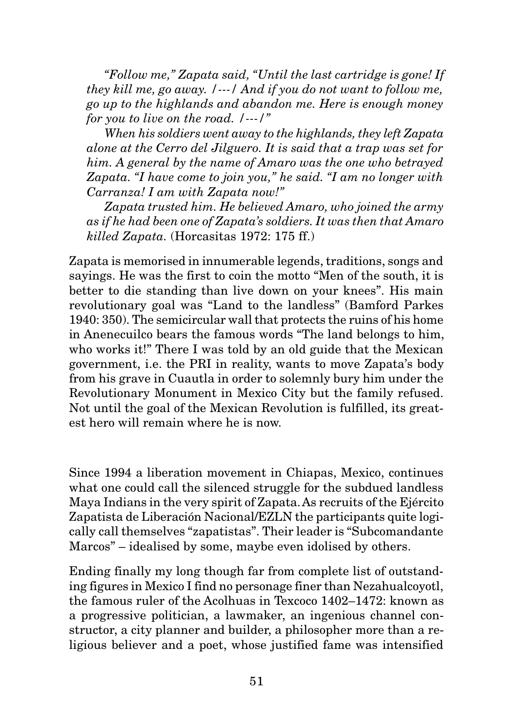*"Follow me," Zapata said, "Until the last cartridge is gone! If they kill me, go away. /---/ And if you do not want to follow me, go up to the highlands and abandon me. Here is enough money for you to live on the road. /---/"*

*When his soldiers went away to the highlands, they left Zapata alone at the Cerro del Jilguero. It is said that a trap was set for him. A general by the name of Amaro was the one who betrayed Zapata. "I have come to join you," he said. "I am no longer with Carranza! I am with Zapata now!"*

*Zapata trusted him. He believed Amaro, who joined the army as if he had been one of Zapata's soldiers. It was then that Amaro killed Zapata.* (Horcasitas 1972: 175 ff.)

Zapata is memorised in innumerable legends, traditions, songs and sayings. He was the first to coin the motto "Men of the south, it is better to die standing than live down on your knees". His main revolutionary goal was "Land to the landless" (Bamford Parkes 1940: 350). The semicircular wall that protects the ruins of his home in Anenecuilco bears the famous words "The land belongs to him, who works it!" There I was told by an old guide that the Mexican government, i.e. the PRI in reality, wants to move Zapata's body from his grave in Cuautla in order to solemnly bury him under the Revolutionary Monument in Mexico City but the family refused. Not until the goal of the Mexican Revolution is fulfilled, its greatest hero will remain where he is now.

Since 1994 a liberation movement in Chiapas, Mexico, continues what one could call the silenced struggle for the subdued landless Maya Indians in the very spirit of Zapata. As recruits of the Ejército Zapatista de Liberación Nacional/EZLN the participants quite logically call themselves "zapatistas". Their leader is "Subcomandante Marcos" – idealised by some, maybe even idolised by others.

Ending finally my long though far from complete list of outstanding figures in Mexico I find no personage finer than Nezahualcoyotl, the famous ruler of the Acolhuas in Texcoco 1402–1472: known as a progressive politician, a lawmaker, an ingenious channel constructor, a city planner and builder, a philosopher more than a religious believer and a poet, whose justified fame was intensified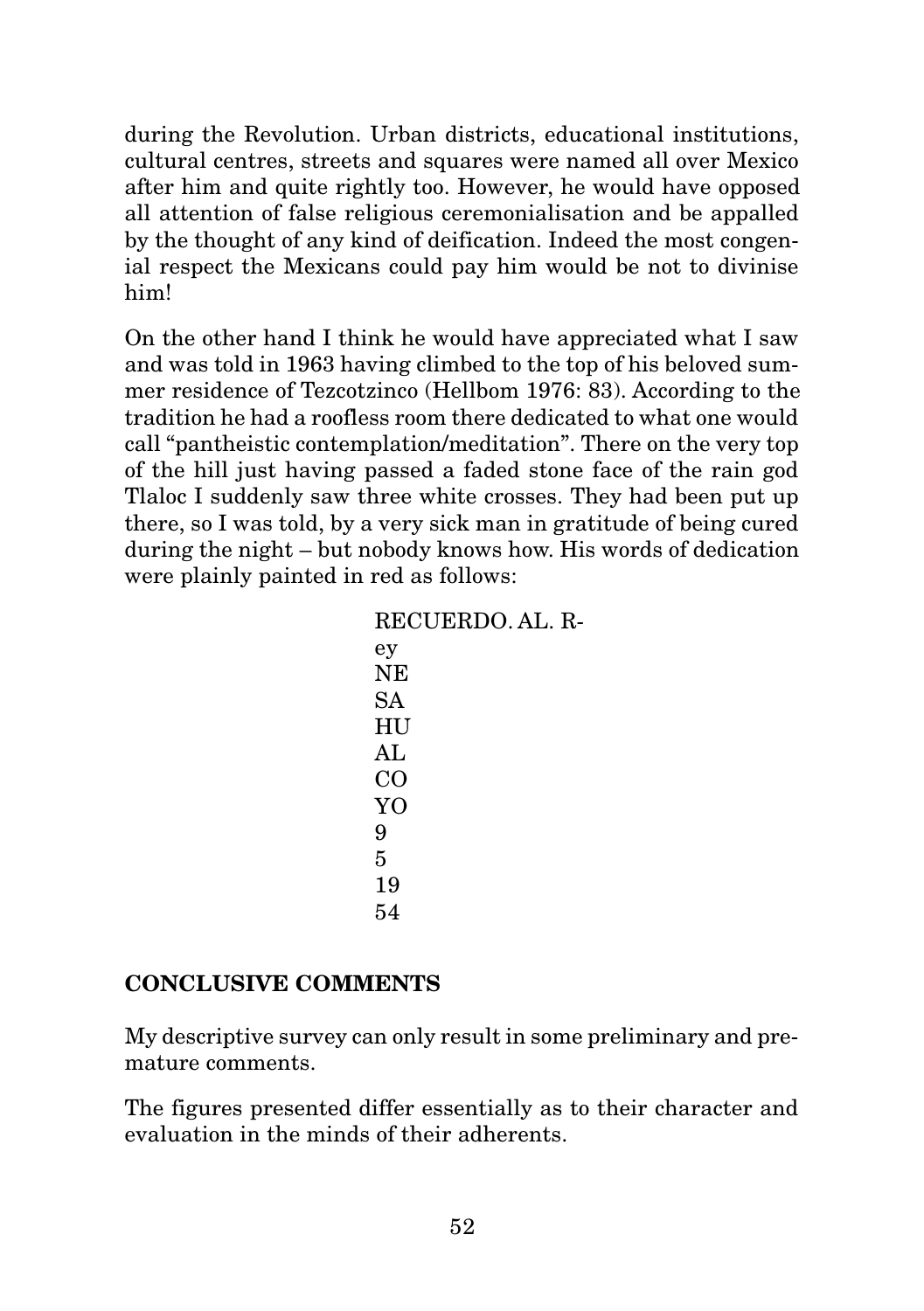during the Revolution. Urban districts, educational institutions, cultural centres, streets and squares were named all over Mexico after him and quite rightly too. However, he would have opposed all attention of false religious ceremonialisation and be appalled by the thought of any kind of deification. Indeed the most congenial respect the Mexicans could pay him would be not to divinise him!

On the other hand I think he would have appreciated what I saw and was told in 1963 having climbed to the top of his beloved summer residence of Tezcotzinco (Hellbom 1976: 83). According to the tradition he had a roofless room there dedicated to what one would call "pantheistic contemplation/meditation". There on the very top of the hill just having passed a faded stone face of the rain god Tlaloc I suddenly saw three white crosses. They had been put up there, so I was told, by a very sick man in gratitude of being cured during the night – but nobody knows how. His words of dedication were plainly painted in red as follows:

> RECUERDO. AL. R-
> ey
> NE
> SA
> HU
> AL
> CO
> YO
> 9
> 5
> 19
> 54

## CONCLUSIVE COMMENTS

My descriptive survey can only result in some preliminary and premature comments.

The figures presented differ essentially as to their character and evaluation in the minds of their adherents.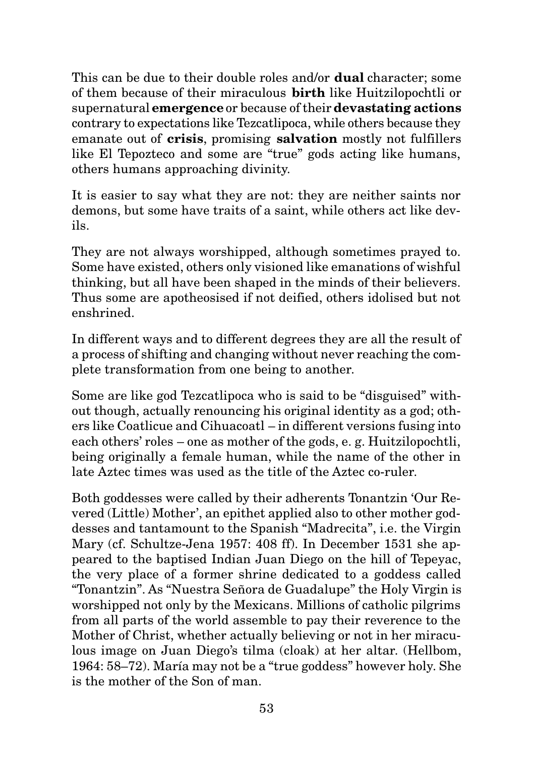This can be due to their double roles and/or **dual** character; some of them because of their miraculous **birth** like Huitzilopochtli or supernatural **emergence** or because of their **devastating actions** contrary to expectations like Tezcatlipoca, while others because they emanate out of **crisis**, promising **salvation** mostly not fulfillers like El Tepozteco and some are "true" gods acting like humans, others humans approaching divinity.

It is easier to say what they are not: they are neither saints nor demons, but some have traits of a saint, while others act like devils.

They are not always worshipped, although sometimes prayed to. Some have existed, others only visioned like emanations of wishful thinking, but all have been shaped in the minds of their believers. Thus some are apotheosised if not deified, others idolised but not enshrined.

In different ways and to different degrees they are all the result of a process of shifting and changing without never reaching the complete transformation from one being to another.

Some are like god Tezcatlipoca who is said to be "disguised" without though, actually renouncing his original identity as a god; others like Coatlicue and Cihuacoatl – in different versions fusing into each others' roles – one as mother of the gods, e. g. Huitzilopochtli, being originally a female human, while the name of the other in late Aztec times was used as the title of the Aztec co-ruler.

Both goddesses were called by their adherents Tonantzin 'Our Revered (Little) Mother', an epithet applied also to other mother goddesses and tantamount to the Spanish "Madrecita", i.e. the Virgin Mary (cf. Schultze-Jena 1957: 408 ff). In December 1531 she appeared to the baptised Indian Juan Diego on the hill of Tepeyac, the very place of a former shrine dedicated to a goddess called "Tonantzin". As "Nuestra Señora de Guadalupe" the Holy Virgin is worshipped not only by the Mexicans. Millions of catholic pilgrims from all parts of the world assemble to pay their reverence to the Mother of Christ, whether actually believing or not in her miraculous image on Juan Diego's tilma (cloak) at her altar. (Hellbom, 1964: 58–72). María may not be a "true goddess" however holy. She is the mother of the Son of man.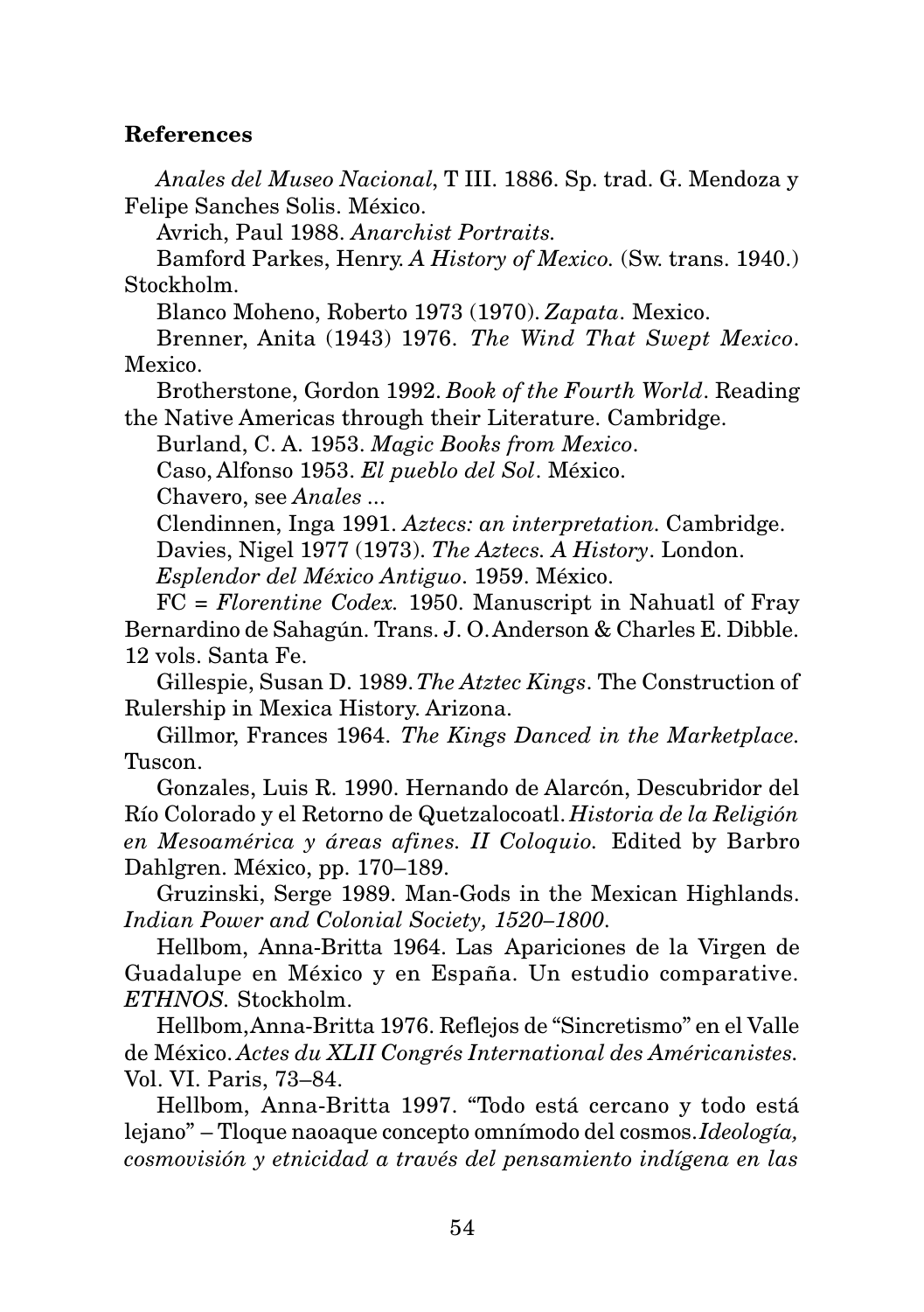**References**

*Anales del Museo Nacional*, T III. 1886. Sp. trad. G. Mendoza y Felipe Sanches Solis. México.

Avrich, Paul 1988. *Anarchist Portraits.*

Bamford Parkes, Henry. *A History of Mexico.* (Sw. trans. 1940.) Stockholm.

Blanco Moheno, Roberto 1973 (1970). *Zapata*. Mexico.

Brenner, Anita (1943) 1976. *The Wind That Swept Mexico*. Mexico.

Brotherstone, Gordon 1992. *Book of the Fourth World*. Reading the Native Americas through their Literature. Cambridge.

Burland, C. A. 1953. *Magic Books from Mexico*.

Caso, Alfonso 1953. *El pueblo del Sol*. México.

Chavero, see *Anales* ...

Clendinnen, Inga 1991. *Aztecs: an interpretation.* Cambridge.

Davies, Nigel 1977 (1973). *The Aztecs. A History*. London.

*Esplendor del México Antiguo*. 1959. México.

FC = *Florentine Codex.* 1950. Manuscript in Nahuatl of Fray Bernardino de Sahagún. Trans. J. O. Anderson & Charles E. Dibble. 12 vols. Santa Fe.

Gillespie, Susan D. 1989. *The Atztec Kings*. The Construction of Rulership in Mexica History. Arizona.

Gillmor, Frances 1964. *The Kings Danced in the Marketplace.* Tuscon.

Gonzales, Luis R. 1990. Hernando de Alarcón, Descubridor del Río Colorado y el Retorno de Quetzalocoatl. *Historia de la Religión en Mesoamérica y áreas afines. II Coloquio.* Edited by Barbro Dahlgren. México, pp. 170–189.

Gruzinski, Serge 1989. Man-Gods in the Mexican Highlands. *Indian Power and Colonial Society, 1520–1800*.

Hellbom, Anna-Britta 1964. Las Apariciones de la Virgen de Guadalupe en México y en España. Un estudio comparative. *ETHNOS.* Stockholm.

Hellbom, Anna-Britta 1976. Reflejos de "Sincretismo" en el Valle de México. *Actes du XLII Congrés International des Américanistes.* Vol. VI. Paris, 73–84.

Hellbom, Anna-Britta 1997. "Todo está cercano y todo está lejano" – Tloque naoaque concepto omnímodo del cosmos. *Ideología, cosmovisión y etnicidad a través del pensamiento indígena en las*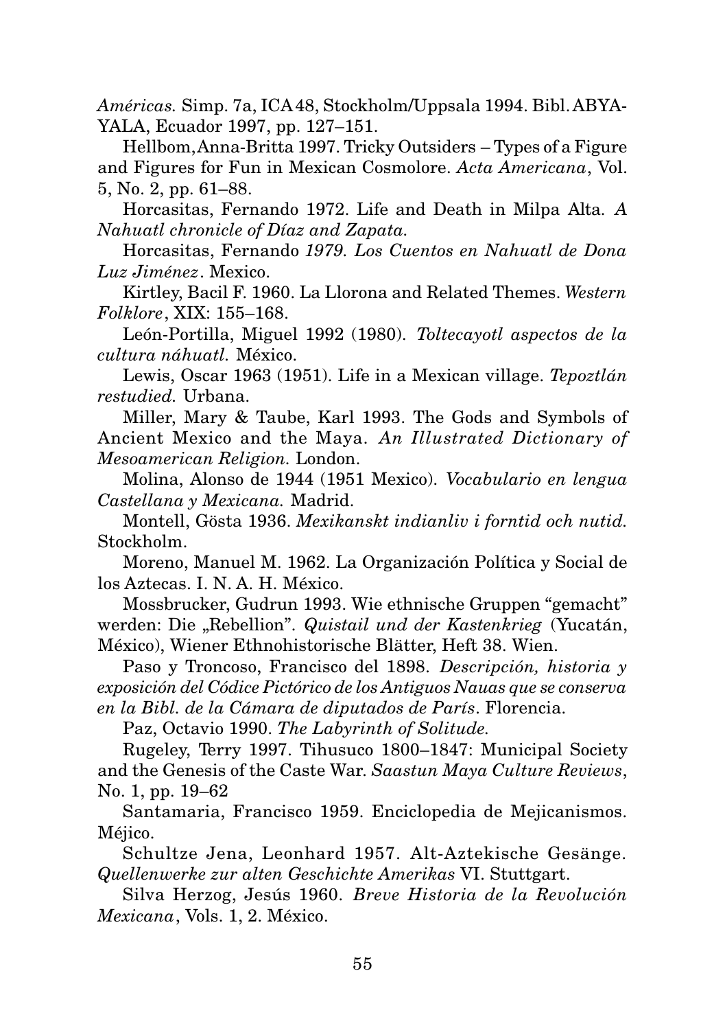*Américas.* Simp. 7a, ICA 48, Stockholm/Uppsala 1994. Bibl. ABYA-YALA, Ecuador 1997, pp. 127–151.

Hellbom, Anna-Britta 1997. Tricky Outsiders – Types of a Figure and Figures for Fun in Mexican Cosmolore. *Acta Americana*, Vol. 5, No. 2, pp. 61–88.

Horcasitas, Fernando 1972. Life and Death in Milpa Alta. *A Nahuatl chronicle of Díaz and Zapata.*

Horcasitas, Fernando *1979. Los Cuentos en Nahuatl de Dona Luz Jiménez*. Mexico.

Kirtley, Bacil F. 1960. La Llorona and Related Themes. *Western Folklore*, XIX: 155–168.

León-Portilla, Miguel 1992 (1980). *Toltecayotl aspectos de la cultura náhuatl.* México.

Lewis, Oscar 1963 (1951). Life in a Mexican village. *Tepoztlán restudied.* Urbana.

Miller, Mary & Taube, Karl 1993. The Gods and Symbols of Ancient Mexico and the Maya. *An Illustrated Dictionary of Mesoamerican Religion.* London.

Molina, Alonso de 1944 (1951 Mexico). *Vocabulario en lengua Castellana y Mexicana.* Madrid.

Montell, Gösta 1936. *Mexikanskt indianliv i forntid och nutid.* Stockholm.

Moreno, Manuel M. 1962. La Organización Política y Social de los Aztecas. I. N. A. H. México.

Mossbrucker, Gudrun 1993. Wie ethnische Gruppen "gemacht" werden: Die „Rebellion". *Quistail und der Kastenkrieg* (Yucatán, México), Wiener Ethnohistorische Blätter, Heft 38. Wien.

Paso y Troncoso, Francisco del 1898. *Descripción, historia y exposición del Códice Pictórico de los Antiguos Nauas que se conserva en la Bibl. de la Cámara de diputados de París*. Florencia.

Paz, Octavio 1990. *The Labyrinth of Solitude.*

Rugeley, Terry 1997. Tihusuco 1800–1847: Municipal Society and the Genesis of the Caste War. *Saastun Maya Culture Reviews*, No. 1, pp. 19–62

Santamaria, Francisco 1959. Enciclopedia de Mejicanismos. Méjico.

Schultze Jena, Leonhard 1957. Alt-Aztekische Gesänge. *Quellenwerke zur alten Geschichte Amerikas* VI. Stuttgart.

Silva Herzog, Jesús 1960. *Breve Historia de la Revolución Mexicana*, Vols. 1, 2. México.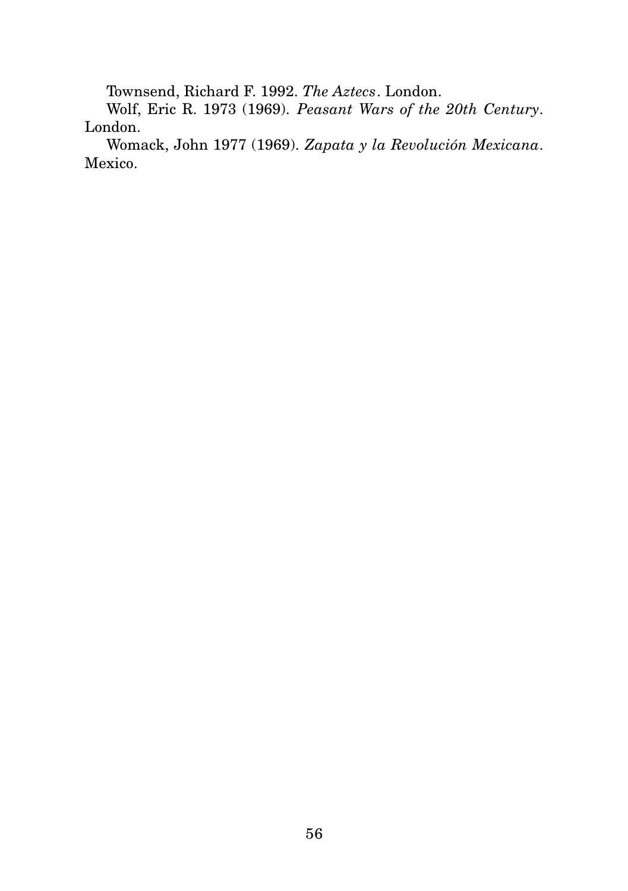Townsend, Richard F. 1992. *The Aztecs*. London.

Wolf, Eric R. 1973 (1969). *Peasant Wars of the 20th Century*. London.

Womack, John 1977 (1969). *Zapata y la Revolución Mexicana*. Mexico.